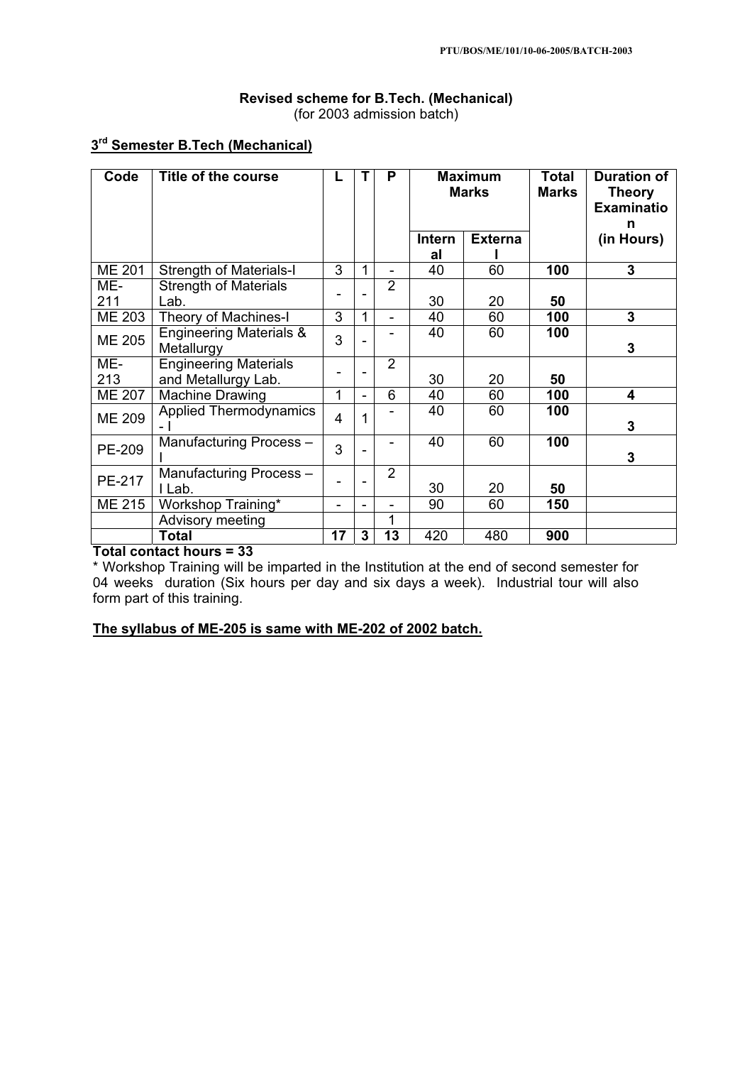PTU/BOS/ME/101/10-06-2005/BATCH-2003

**Revised scheme for B.Tech. (Mechanical)**
(for 2003 admission batch)

## 3rd Semester B.Tech (Mechanical)

| Code | Title of the course | L | T | P | Maximum Marks | | Total Marks | Duration of Theory Examination (in Hours) |
|---|---|---|---|---|---|---|---|---|
| | | | | | Internal | External | | |
| ME 201 | Strength of Materials-I | 3 | 1 | - | 40 | 60 | **100** | **3** |
| ME-211 | Strength of Materials Lab. | - | - | 2 | 30 | 20 | **50** | |
| ME 203 | Theory of Machines-I | 3 | 1 | - | 40 | 60 | **100** | **3** |
| ME 205 | Engineering Materials & Metallurgy | 3 | - | - | 40 | 60 | **100** | **3** |
| ME-213 | Engineering Materials and Metallurgy Lab. | - | - | 2 | 30 | 20 | **50** | |
| ME 207 | Machine Drawing | 1 | - | 6 | 40 | 60 | **100** | **4** |
| ME 209 | Applied Thermodynamics - I | 4 | 1 | - | 40 | 60 | **100** | **3** |
| PE-209 | Manufacturing Process – I | 3 | - | - | 40 | 60 | **100** | **3** |
| PE-217 | Manufacturing Process – I Lab. | - | - | 2 | 30 | 20 | **50** | |
| ME 215 | Workshop Training* | - | - | - | 90 | 60 | **150** | |
| | Advisory meeting | | | 1 | | | | |
| | **Total** | **17** | **3** | **13** | 420 | 480 | **900** | |

**Total contact hours = 33**

* Workshop Training will be imparted in the Institution at the end of second semester for 04 weeks duration (Six hours per day and six days a week). Industrial tour will also form part of this training.

**The syllabus of ME-205 is same with ME-202 of 2002 batch.**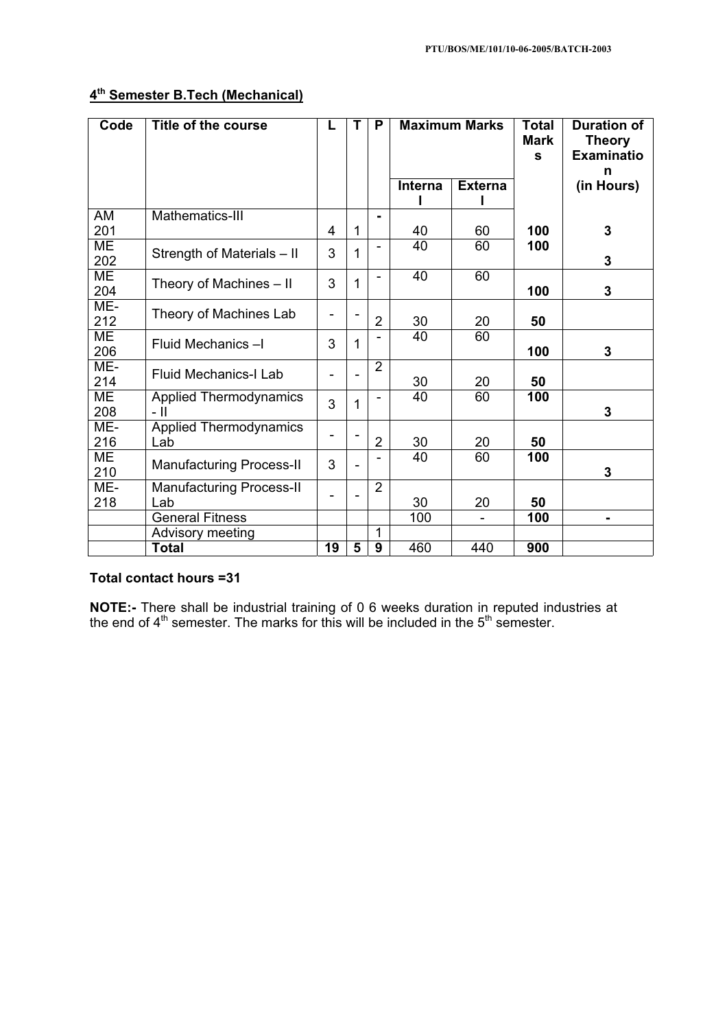## 4th Semester B.Tech (Mechanical)

| Code | Title of the course | L | T | P | Maximum Marks | | Total Marks | Duration of Theory Examination |
|---|---|---|---|---|---|---|---|---|
| | | | | | Internal | External | | (in Hours) |
| AM 201 | Mathematics-III | 4 | 1 | - | 40 | 60 | **100** | **3** |
| ME 202 | Strength of Materials – II | 3 | 1 | - | 40 | 60 | **100** | **3** |
| ME 204 | Theory of Machines – II | 3 | 1 | - | 40 | 60 | **100** | **3** |
| ME-212 | Theory of Machines Lab | - | - | 2 | 30 | 20 | **50** | |
| ME 206 | Fluid Mechanics –I | 3 | 1 | - | 40 | 60 | **100** | **3** |
| ME-214 | Fluid Mechanics-I Lab | - | - | 2 | 30 | 20 | **50** | |
| ME 208 | Applied Thermodynamics - II | 3 | 1 | - | 40 | 60 | **100** | **3** |
| ME-216 | Applied Thermodynamics Lab | - | - | 2 | 30 | 20 | **50** | |
| ME 210 | Manufacturing Process-II | 3 | - | - | 40 | 60 | **100** | **3** |
| ME-218 | Manufacturing Process-II Lab | - | - | 2 | 30 | 20 | **50** | |
| | General Fitness | | | | 100 | - | **100** | **-** |
| | Advisory meeting | | | 1 | | | | |
| | **Total** | **19** | **5** | **9** | 460 | 440 | **900** | |

**Total contact hours =31**

**NOTE:-** There shall be industrial training of 0 6 weeks duration in reputed industries at the end of 4th semester. The marks for this will be included in the 5th semester.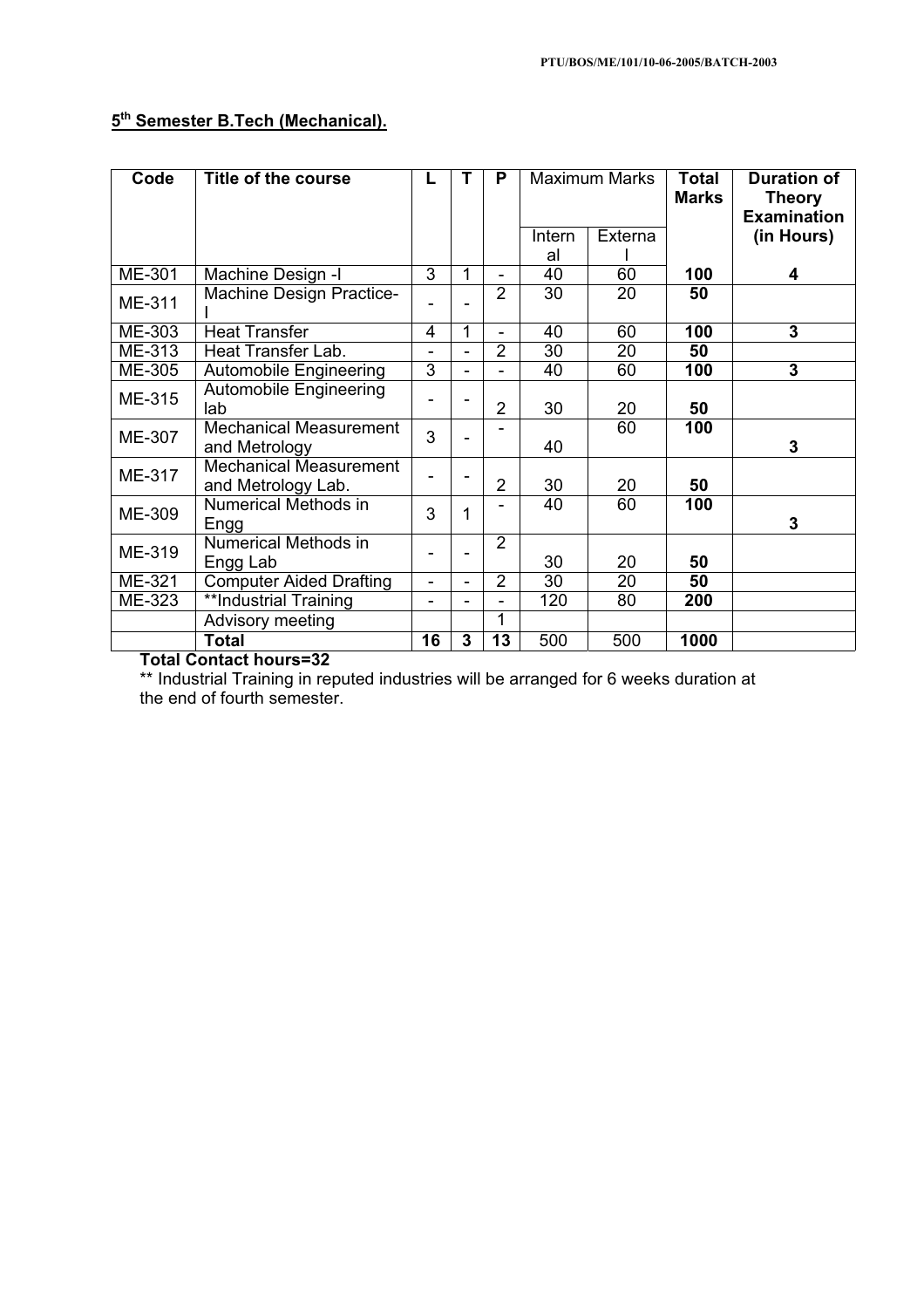## 5th Semester B.Tech (Mechanical).

| Code | Title of the course | L | T | P | Maximum Marks | | Total Marks | Duration of Theory Examination (in Hours) |
|---|---|---|---|---|---|---|---|---|
| | | | | | Internal | External | | |
| ME-301 | Machine Design -I | 3 | 1 | - | 40 | 60 | **100** | **4** |
| ME-311 | Machine Design Practice-I | - | - | 2 | 30 | 20 | **50** | |
| ME-303 | Heat Transfer | 4 | 1 | - | 40 | 60 | **100** | **3** |
| ME-313 | Heat Transfer Lab. | - | - | 2 | 30 | 20 | **50** | |
| ME-305 | Automobile Engineering | 3 | - | - | 40 | 60 | **100** | **3** |
| ME-315 | Automobile Engineering lab | - | - | 2 | 30 | 20 | **50** | |
| ME-307 | Mechanical Measurement and Metrology | 3 | - | - | 40 | 60 | **100** | **3** |
| ME-317 | Mechanical Measurement and Metrology Lab. | - | - | 2 | 30 | 20 | **50** | |
| ME-309 | Numerical Methods in Engg | 3 | 1 | - | 40 | 60 | **100** | **3** |
| ME-319 | Numerical Methods in Engg Lab | - | - | 2 | 30 | 20 | **50** | |
| ME-321 | Computer Aided Drafting | - | - | 2 | 30 | 20 | **50** | |
| ME-323 | **Industrial Training | - | - | - | 120 | 80 | **200** | |
| | Advisory meeting | | | 1 | | | | |
| | **Total** | **16** | **3** | **13** | 500 | 500 | **1000** | |

**Total Contact hours=32**

** Industrial Training in reputed industries will be arranged for 6 weeks duration at the end of fourth semester.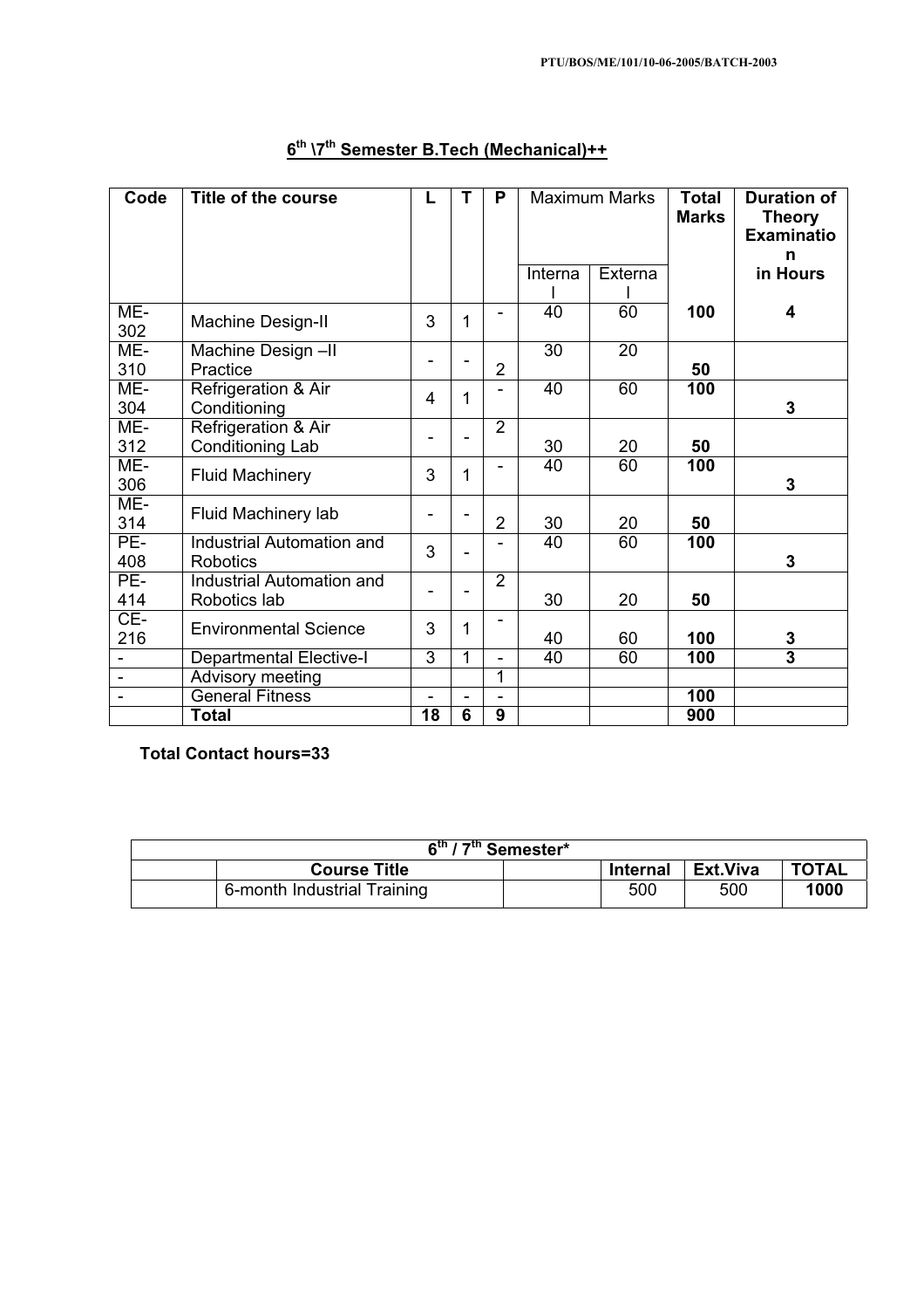## 6th \7th Semester B.Tech (Mechanical)++

| Code | Title of the course | L | T | P | Maximum Marks | | Total Marks | Duration of Theory Examination in Hours |
|---|---|---|---|---|---|---|---|---|
| | | | | | Internal | External | | |
| ME-302 | Machine Design-II | 3 | 1 | - | 40 | 60 | 100 | 4 |
| ME-310 | Machine Design –II Practice | - | - | 2 | 30 | 20 | 50 | |
| ME-304 | Refrigeration & Air Conditioning | 4 | 1 | - | 40 | 60 | 100 | 3 |
| ME-312 | Refrigeration & Air Conditioning Lab | - | - | 2 | 30 | 20 | 50 | |
| ME-306 | Fluid Machinery | 3 | 1 | - | 40 | 60 | 100 | 3 |
| ME-314 | Fluid Machinery lab | - | - | 2 | 30 | 20 | 50 | |
| PE-408 | Industrial Automation and Robotics | 3 | - | - | 40 | 60 | 100 | 3 |
| PE-414 | Industrial Automation and Robotics lab | - | - | 2 | 30 | 20 | 50 | |
| CE-216 | Environmental Science | 3 | 1 | - | 40 | 60 | 100 | 3 |
| - | Departmental Elective-I | 3 | 1 | - | 40 | 60 | 100 | 3 |
| - | Advisory meeting | | | 1 | | | | |
| - | General Fitness | - | - | - | | | 100 | |
| | **Total** | **18** | **6** | **9** | | | **900** | |

**Total Contact hours=33**

| 6th / 7th Semester* | | | | | |
|---|---|---|---|---|---|
| | **Course Title** | | **Internal** | **Ext.Viva** | **TOTAL** |
| | 6-month Industrial Training | | 500 | 500 | **1000** |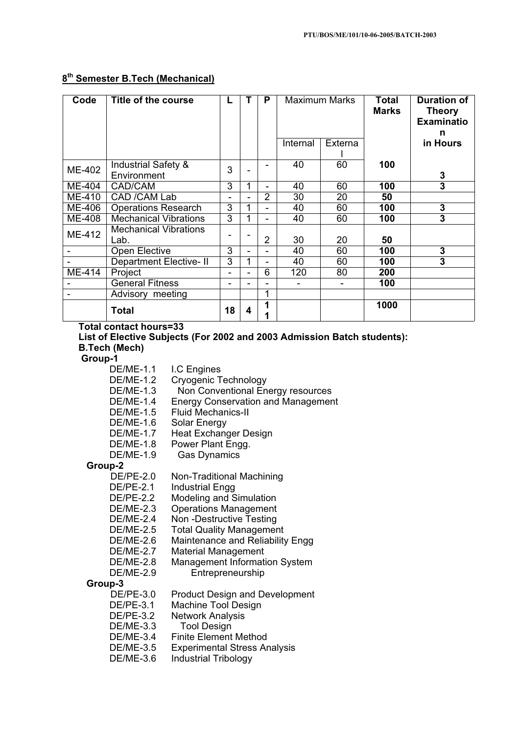## 8th Semester B.Tech (Mechanical)

| Code | Title of the course | L | T | P | Maximum Marks | | Total Marks | Duration of Theory Examination in Hours |
|---|---|---|---|---|---|---|---|---|
| | | | | | Internal | External | | |
| ME-402 | Industrial Safety & Environment | 3 | - | - | 40 | 60 | **100** | **3** |
| ME-404 | CAD/CAM | 3 | 1 | - | 40 | 60 | **100** | **3** |
| ME-410 | CAD /CAM Lab | - | - | 2 | 30 | 20 | **50** | |
| ME-406 | Operations Research | 3 | 1 | - | 40 | 60 | **100** | **3** |
| ME-408 | Mechanical Vibrations | 3 | 1 | - | 40 | 60 | **100** | **3** |
| ME-412 | Mechanical Vibrations Lab. | - | - | 2 | 30 | 20 | **50** | |
| - | Open Elective | 3 | - | - | 40 | 60 | **100** | **3** |
| - | Department Elective- II | 3 | 1 | - | 40 | 60 | **100** | **3** |
| ME-414 | Project | - | - | 6 | 120 | 80 | **200** | |
| - | General Fitness | - | - | - | - | - | **100** | |
| - | Advisory meeting | | | 1 | | | | |
| | **Total** | **18** | **4** | **11** | | | **1000** | |

**Total contact hours=33**

**List of Elective Subjects (For 2002 and 2003 Admission Batch students):**

**B.Tech (Mech)**

**Group-1**

- DE/ME-1.1 I.C Engines
- DE/ME-1.2 Cryogenic Technology
- DE/ME-1.3 Non Conventional Energy resources
- DE/ME-1.4 Energy Conservation and Management
- DE/ME-1.5 Fluid Mechanics-II
- DE/ME-1.6 Solar Energy
- DE/ME-1.7 Heat Exchanger Design
- DE/ME-1.8 Power Plant Engg.
- DE/ME-1.9 Gas Dynamics

**Group-2**

- DE/PE-2.0 Non-Traditional Machining
- DE/PE-2.1 Industrial Engg
- DE/PE-2.2 Modeling and Simulation
- DE/ME-2.3 Operations Management
- DE/ME-2.4 Non -Destructive Testing
- DE/ME-2.5 Total Quality Management
- DE/ME-2.6 Maintenance and Reliability Engg
- DE/ME-2.7 Material Management
- DE/ME-2.8 Management Information System
- DE/ME-2.9 Entrepreneurship

**Group-3**

- DE/PE-3.0 Product Design and Development
- DE/PE-3.1 Machine Tool Design
- DE/PE-3.2 Network Analysis
- DE/ME-3.3 Tool Design
- DE/ME-3.4 Finite Element Method
- DE/ME-3.5 Experimental Stress Analysis
- DE/ME-3.6 Industrial Tribology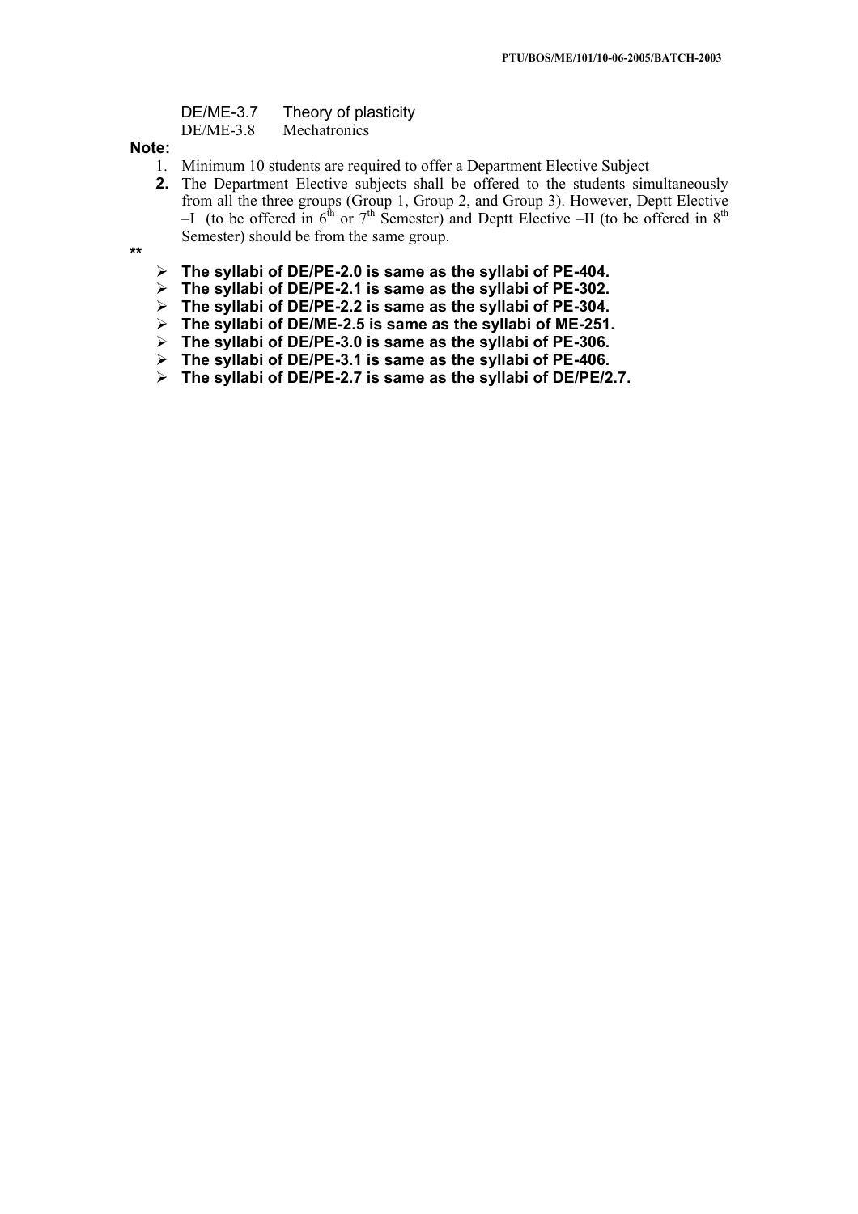DE/ME-3.7 Theory of plasticity
DE/ME-3.8 Mechatronics

**Note:**

1. Minimum 10 students are required to offer a Department Elective Subject
2. The Department Elective subjects shall be offered to the students simultaneously from all the three groups (Group 1, Group 2, and Group 3). However, Deptt Elective –I (to be offered in 6th or 7th Semester) and Deptt Elective –II (to be offered in 8th Semester) should be from the same group.

**

- **The syllabi of DE/PE-2.0 is same as the syllabi of PE-404.**
- **The syllabi of DE/PE-2.1 is same as the syllabi of PE-302.**
- **The syllabi of DE/PE-2.2 is same as the syllabi of PE-304.**
- **The syllabi of DE/ME-2.5 is same as the syllabi of ME-251.**
- **The syllabi of DE/PE-3.0 is same as the syllabi of PE-306.**
- **The syllabi of DE/PE-3.1 is same as the syllabi of PE-406.**
- **The syllabi of DE/PE-2.7 is same as the syllabi of DE/PE/2.7.**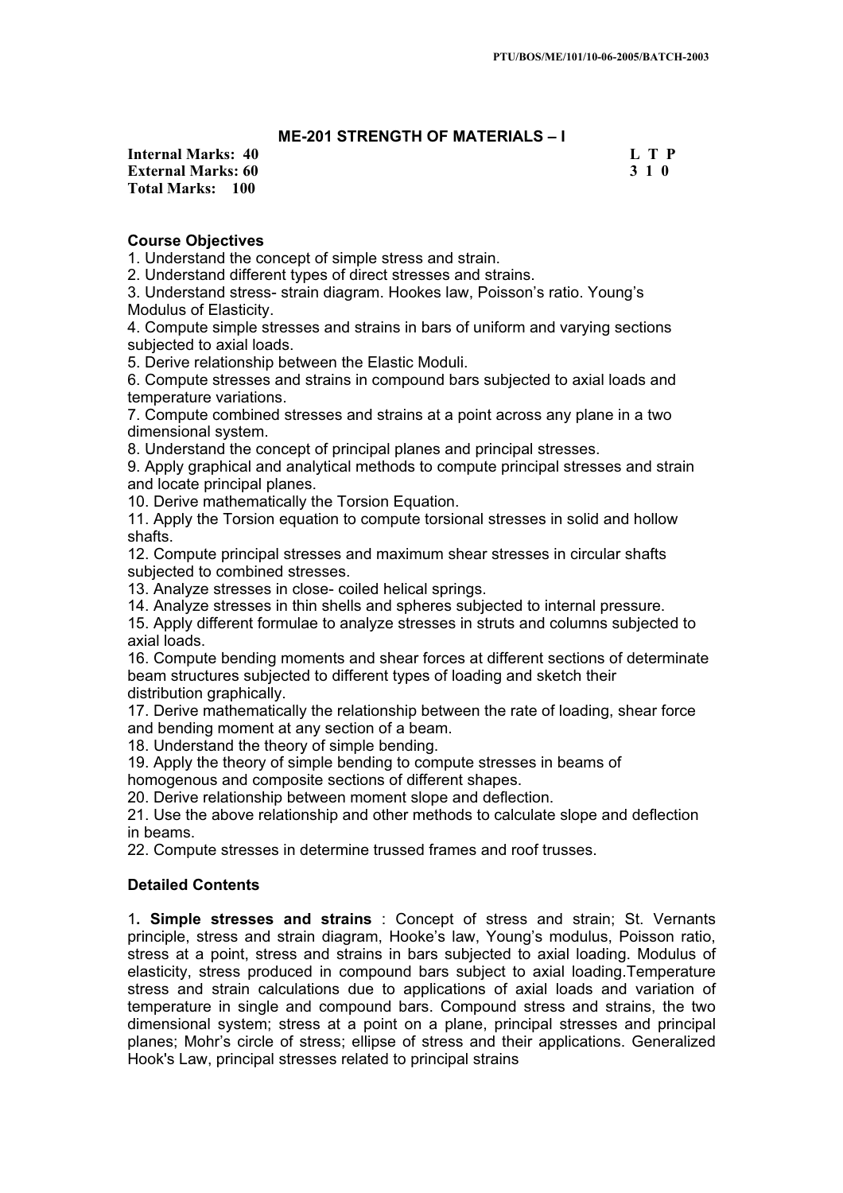## ME-201 STRENGTH OF MATERIALS – I

**Internal Marks: 40**
**External Marks: 60**
**Total Marks: 100**

| L | T | P |
|---|---|---|
| 3 | 1 | 0 |

### Course Objectives

1. Understand the concept of simple stress and strain.
2. Understand different types of direct stresses and strains.
3. Understand stress- strain diagram. Hookes law, Poisson's ratio. Young's Modulus of Elasticity.
4. Compute simple stresses and strains in bars of uniform and varying sections subjected to axial loads.
5. Derive relationship between the Elastic Moduli.
6. Compute stresses and strains in compound bars subjected to axial loads and temperature variations.
7. Compute combined stresses and strains at a point across any plane in a two dimensional system.
8. Understand the concept of principal planes and principal stresses.
9. Apply graphical and analytical methods to compute principal stresses and strain and locate principal planes.
10. Derive mathematically the Torsion Equation.
11. Apply the Torsion equation to compute torsional stresses in solid and hollow shafts.
12. Compute principal stresses and maximum shear stresses in circular shafts subjected to combined stresses.
13. Analyze stresses in close- coiled helical springs.
14. Analyze stresses in thin shells and spheres subjected to internal pressure.
15. Apply different formulae to analyze stresses in struts and columns subjected to axial loads.
16. Compute bending moments and shear forces at different sections of determinate beam structures subjected to different types of loading and sketch their distribution graphically.
17. Derive mathematically the relationship between the rate of loading, shear force and bending moment at any section of a beam.
18. Understand the theory of simple bending.
19. Apply the theory of simple bending to compute stresses in beams of homogenous and composite sections of different shapes.
20. Derive relationship between moment slope and deflection.
21. Use the above relationship and other methods to calculate slope and deflection in beams.
22. Compute stresses in determine trussed frames and roof trusses.

### Detailed Contents

1**. Simple stresses and strains** : Concept of stress and strain; St. Vernants principle, stress and strain diagram, Hooke's law, Young's modulus, Poisson ratio, stress at a point, stress and strains in bars subjected to axial loading. Modulus of elasticity, stress produced in compound bars subject to axial loading.Temperature stress and strain calculations due to applications of axial loads and variation of temperature in single and compound bars. Compound stress and strains, the two dimensional system; stress at a point on a plane, principal stresses and principal planes; Mohr's circle of stress; ellipse of stress and their applications. Generalized Hook's Law, principal stresses related to principal strains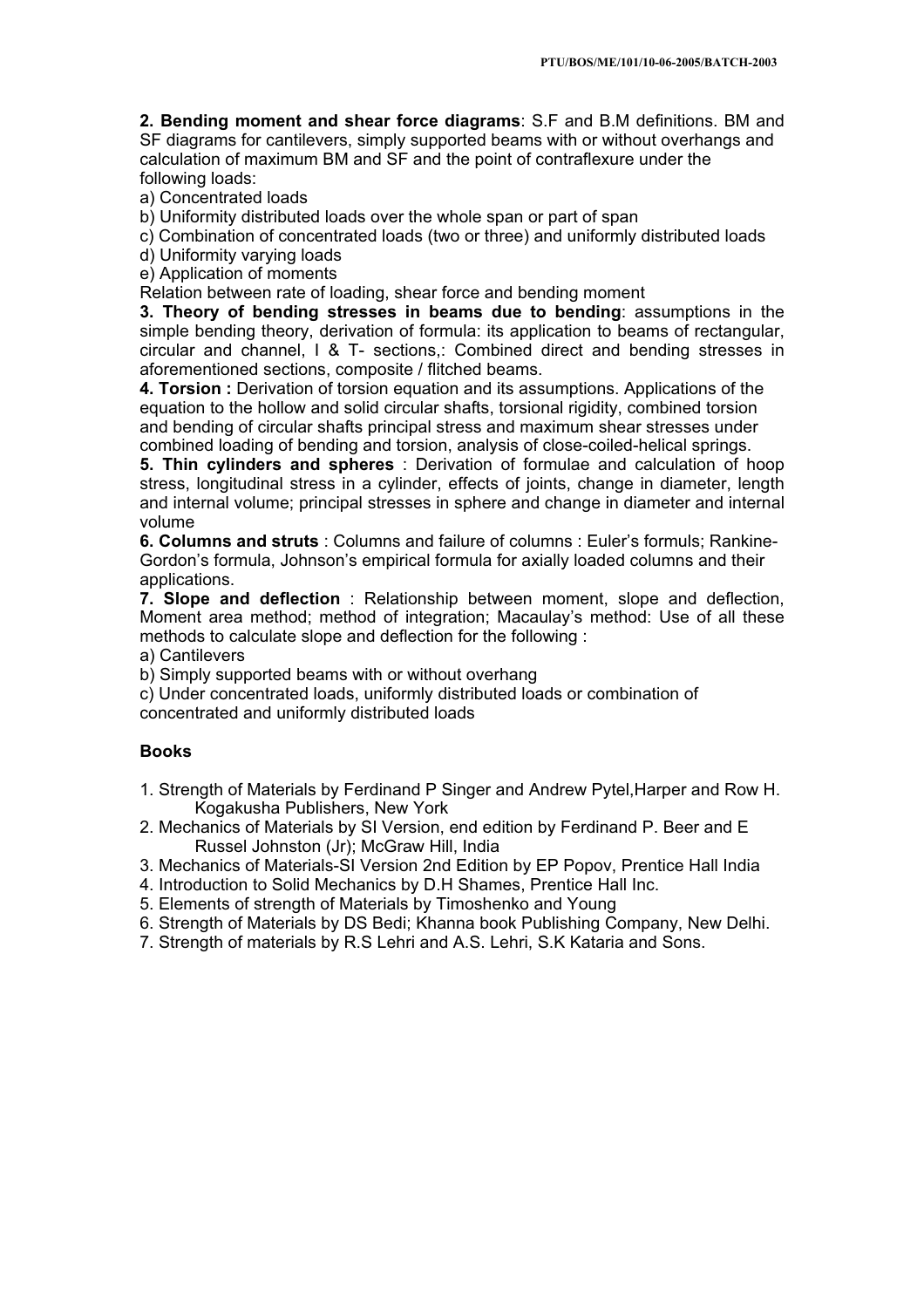**2. Bending moment and shear force diagrams**: S.F and B.M definitions. BM and SF diagrams for cantilevers, simply supported beams with or without overhangs and calculation of maximum BM and SF and the point of contraflexure under the following loads:

a) Concentrated loads

b) Uniformity distributed loads over the whole span or part of span

c) Combination of concentrated loads (two or three) and uniformly distributed loads

d) Uniformity varying loads

e) Application of moments

Relation between rate of loading, shear force and bending moment

**3. Theory of bending stresses in beams due to bending**: assumptions in the simple bending theory, derivation of formula: its application to beams of rectangular, circular and channel, I & T- sections,: Combined direct and bending stresses in aforementioned sections, composite / flitched beams.

**4. Torsion :** Derivation of torsion equation and its assumptions. Applications of the equation to the hollow and solid circular shafts, torsional rigidity, combined torsion and bending of circular shafts principal stress and maximum shear stresses under combined loading of bending and torsion, analysis of close-coiled-helical springs.

**5. Thin cylinders and spheres** : Derivation of formulae and calculation of hoop stress, longitudinal stress in a cylinder, effects of joints, change in diameter, length and internal volume; principal stresses in sphere and change in diameter and internal volume

**6. Columns and struts** : Columns and failure of columns : Euler's formuls; Rankine-Gordon's formula, Johnson's empirical formula for axially loaded columns and their applications.

**7. Slope and deflection** : Relationship between moment, slope and deflection, Moment area method; method of integration; Macaulay's method: Use of all these methods to calculate slope and deflection for the following :

a) Cantilevers

b) Simply supported beams with or without overhang

c) Under concentrated loads, uniformly distributed loads or combination of concentrated and uniformly distributed loads

**Books**

1. Strength of Materials by Ferdinand P Singer and Andrew Pytel,Harper and Row H. Kogakusha Publishers, New York
2. Mechanics of Materials by SI Version, end edition by Ferdinand P. Beer and E Russel Johnston (Jr); McGraw Hill, India
3. Mechanics of Materials-SI Version 2nd Edition by EP Popov, Prentice Hall India
4. Introduction to Solid Mechanics by D.H Shames, Prentice Hall Inc.
5. Elements of strength of Materials by Timoshenko and Young
6. Strength of Materials by DS Bedi; Khanna book Publishing Company, New Delhi.
7. Strength of materials by R.S Lehri and A.S. Lehri, S.K Kataria and Sons.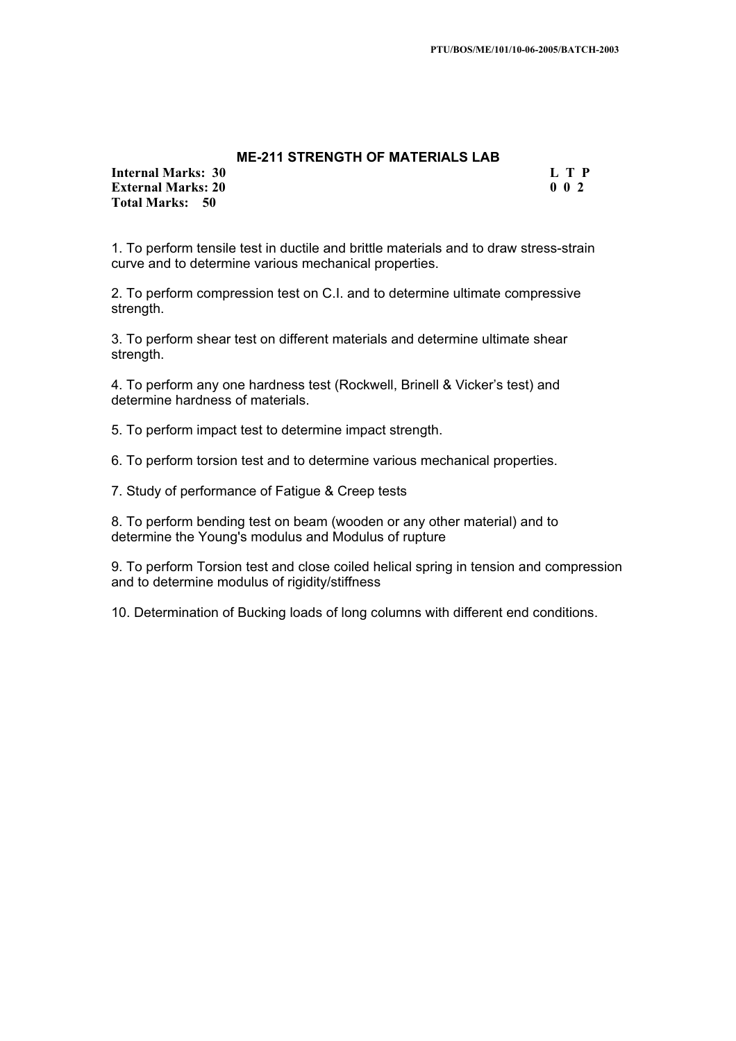## ME-211 STRENGTH OF MATERIALS LAB

| | |
|---|---|
| **Internal Marks: 30** | **L T P** |
| **External Marks: 20** | **0 0 2** |
| **Total Marks: 50** | |

1. To perform tensile test in ductile and brittle materials and to draw stress-strain curve and to determine various mechanical properties.

2. To perform compression test on C.I. and to determine ultimate compressive strength.

3. To perform shear test on different materials and determine ultimate shear strength.

4. To perform any one hardness test (Rockwell, Brinell & Vicker's test) and determine hardness of materials.

5. To perform impact test to determine impact strength.

6. To perform torsion test and to determine various mechanical properties.

7. Study of performance of Fatigue & Creep tests

8. To perform bending test on beam (wooden or any other material) and to determine the Young's modulus and Modulus of rupture

9. To perform Torsion test and close coiled helical spring in tension and compression and to determine modulus of rigidity/stiffness

10. Determination of Bucking loads of long columns with different end conditions.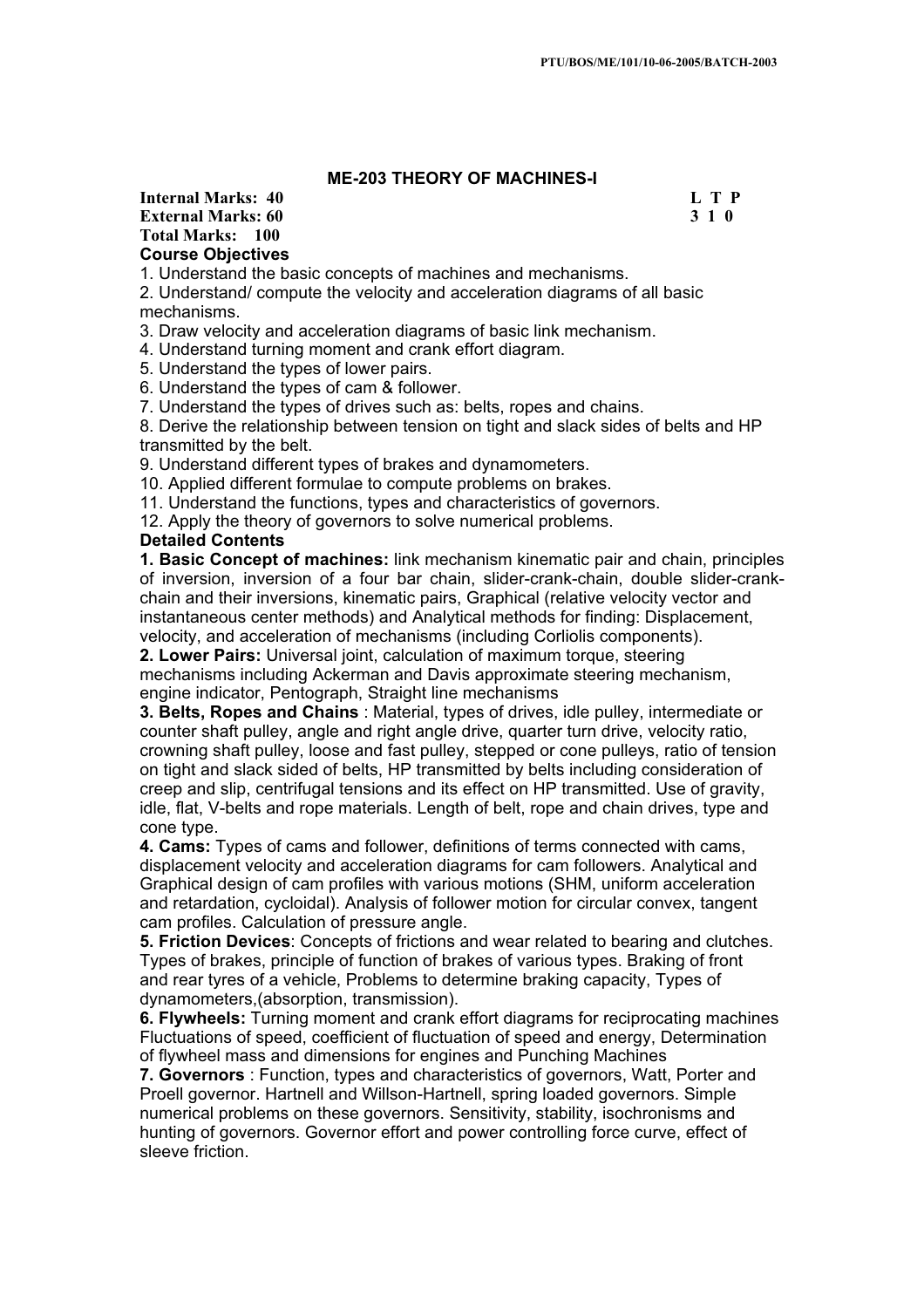## ME-203 THEORY OF MACHINES-I

**Internal Marks: 40** **L T P**
**External Marks: 60** **3 1 0**
**Total Marks: 100**

**Course Objectives**

1. Understand the basic concepts of machines and mechanisms.
2. Understand/ compute the velocity and acceleration diagrams of all basic mechanisms.
3. Draw velocity and acceleration diagrams of basic link mechanism.
4. Understand turning moment and crank effort diagram.
5. Understand the types of lower pairs.
6. Understand the types of cam & follower.
7. Understand the types of drives such as: belts, ropes and chains.
8. Derive the relationship between tension on tight and slack sides of belts and HP transmitted by the belt.
9. Understand different types of brakes and dynamometers.
10. Applied different formulae to compute problems on brakes.
11. Understand the functions, types and characteristics of governors.
12. Apply the theory of governors to solve numerical problems.

**Detailed Contents**

**1. Basic Concept of machines:** link mechanism kinematic pair and chain, principles of inversion, inversion of a four bar chain, slider-crank-chain, double slider-crank-chain and their inversions, kinematic pairs, Graphical (relative velocity vector and instantaneous center methods) and Analytical methods for finding: Displacement, velocity, and acceleration of mechanisms (including Corliolis components).

**2. Lower Pairs:** Universal joint, calculation of maximum torque, steering mechanisms including Ackerman and Davis approximate steering mechanism, engine indicator, Pentograph, Straight line mechanisms

**3. Belts, Ropes and Chains** : Material, types of drives, idle pulley, intermediate or counter shaft pulley, angle and right angle drive, quarter turn drive, velocity ratio, crowning shaft pulley, loose and fast pulley, stepped or cone pulleys, ratio of tension on tight and slack sided of belts, HP transmitted by belts including consideration of creep and slip, centrifugal tensions and its effect on HP transmitted. Use of gravity, idle, flat, V-belts and rope materials. Length of belt, rope and chain drives, type and cone type.

**4. Cams:** Types of cams and follower, definitions of terms connected with cams, displacement velocity and acceleration diagrams for cam followers. Analytical and Graphical design of cam profiles with various motions (SHM, uniform acceleration and retardation, cycloidal). Analysis of follower motion for circular convex, tangent cam profiles. Calculation of pressure angle.

**5. Friction Devices**: Concepts of frictions and wear related to bearing and clutches. Types of brakes, principle of function of brakes of various types. Braking of front and rear tyres of a vehicle, Problems to determine braking capacity, Types of dynamometers,(absorption, transmission).

**6. Flywheels:** Turning moment and crank effort diagrams for reciprocating machines Fluctuations of speed, coefficient of fluctuation of speed and energy, Determination of flywheel mass and dimensions for engines and Punching Machines

**7. Governors** : Function, types and characteristics of governors, Watt, Porter and Proell governor. Hartnell and Willson-Hartnell, spring loaded governors. Simple numerical problems on these governors. Sensitivity, stability, isochronisms and hunting of governors. Governor effort and power controlling force curve, effect of sleeve friction.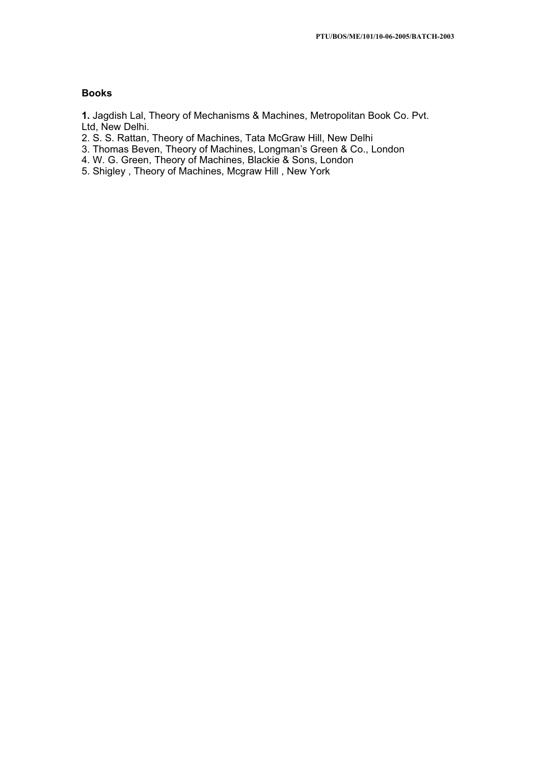**Books**

**1.** Jagdish Lal, Theory of Mechanisms & Machines, Metropolitan Book Co. Pvt. Ltd, New Delhi.
2. S. S. Rattan, Theory of Machines, Tata McGraw Hill, New Delhi
3. Thomas Beven, Theory of Machines, Longman's Green & Co., London
4. W. G. Green, Theory of Machines, Blackie & Sons, London
5. Shigley , Theory of Machines, Mcgraw Hill , New York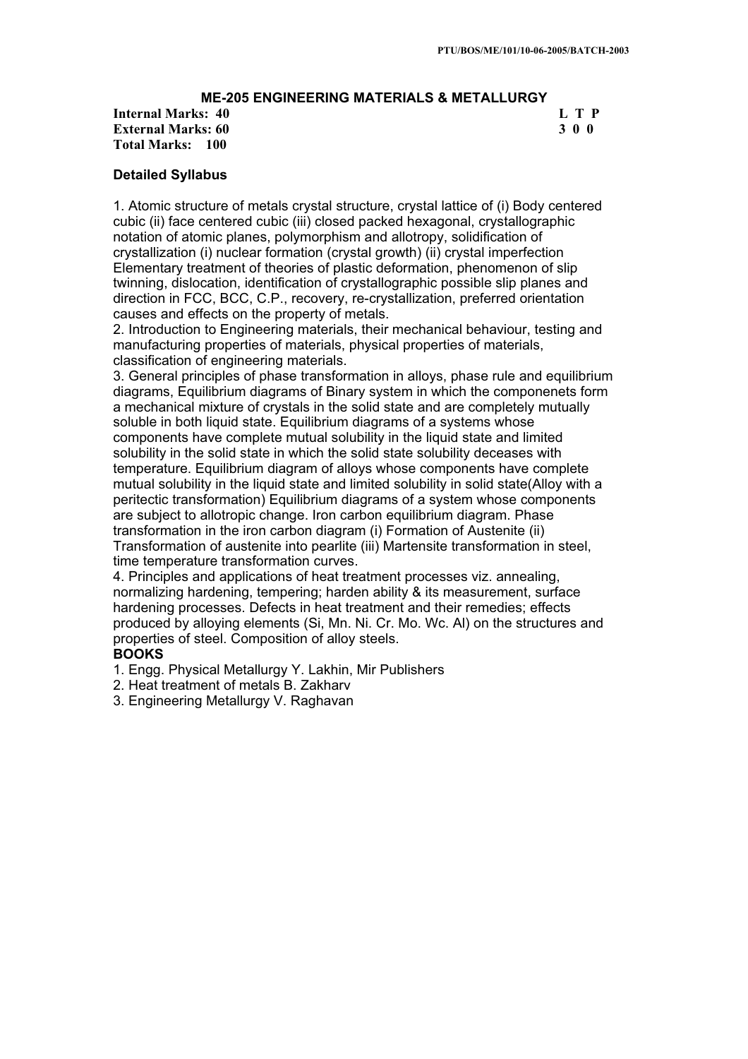PTU/BOS/ME/101/10-06-2005/BATCH-2003

## ME-205 ENGINEERING MATERIALS & METALLURGY

| | L T P |
|---|---|
| **Internal Marks: 40** | **3 0 0** |
| **External Marks: 60** | |
| **Total Marks: 100** | |

### Detailed Syllabus

1. Atomic structure of metals crystal structure, crystal lattice of (i) Body centered cubic (ii) face centered cubic (iii) closed packed hexagonal, crystallographic notation of atomic planes, polymorphism and allotropy, solidification of crystallization (i) nuclear formation (crystal growth) (ii) crystal imperfection Elementary treatment of theories of plastic deformation, phenomenon of slip twinning, dislocation, identification of crystallographic possible slip planes and direction in FCC, BCC, C.P., recovery, re-crystallization, preferred orientation causes and effects on the property of metals.
2. Introduction to Engineering materials, their mechanical behaviour, testing and manufacturing properties of materials, physical properties of materials, classification of engineering materials.
3. General principles of phase transformation in alloys, phase rule and equilibrium diagrams, Equilibrium diagrams of Binary system in which the componenets form a mechanical mixture of crystals in the solid state and are completely mutually soluble in both liquid state. Equilibrium diagrams of a systems whose components have complete mutual solubility in the liquid state and limited solubility in the solid state in which the solid state solubility deceases with temperature. Equilibrium diagram of alloys whose components have complete mutual solubility in the liquid state and limited solubility in solid state(Alloy with a peritectic transformation) Equilibrium diagrams of a system whose components are subject to allotropic change. Iron carbon equilibrium diagram. Phase transformation in the iron carbon diagram (i) Formation of Austenite (ii) Transformation of austenite into pearlite (iii) Martensite transformation in steel, time temperature transformation curves.
4. Principles and applications of heat treatment processes viz. annealing, normalizing hardening, tempering; harden ability & its measurement, surface hardening processes. Defects in heat treatment and their remedies; effects produced by alloying elements (Si, Mn. Ni. Cr. Mo. Wc. Al) on the structures and properties of steel. Composition of alloy steels.

**BOOKS**

1. Engg. Physical Metallurgy Y. Lakhin, Mir Publishers
2. Heat treatment of metals B. Zakharv
3. Engineering Metallurgy V. Raghavan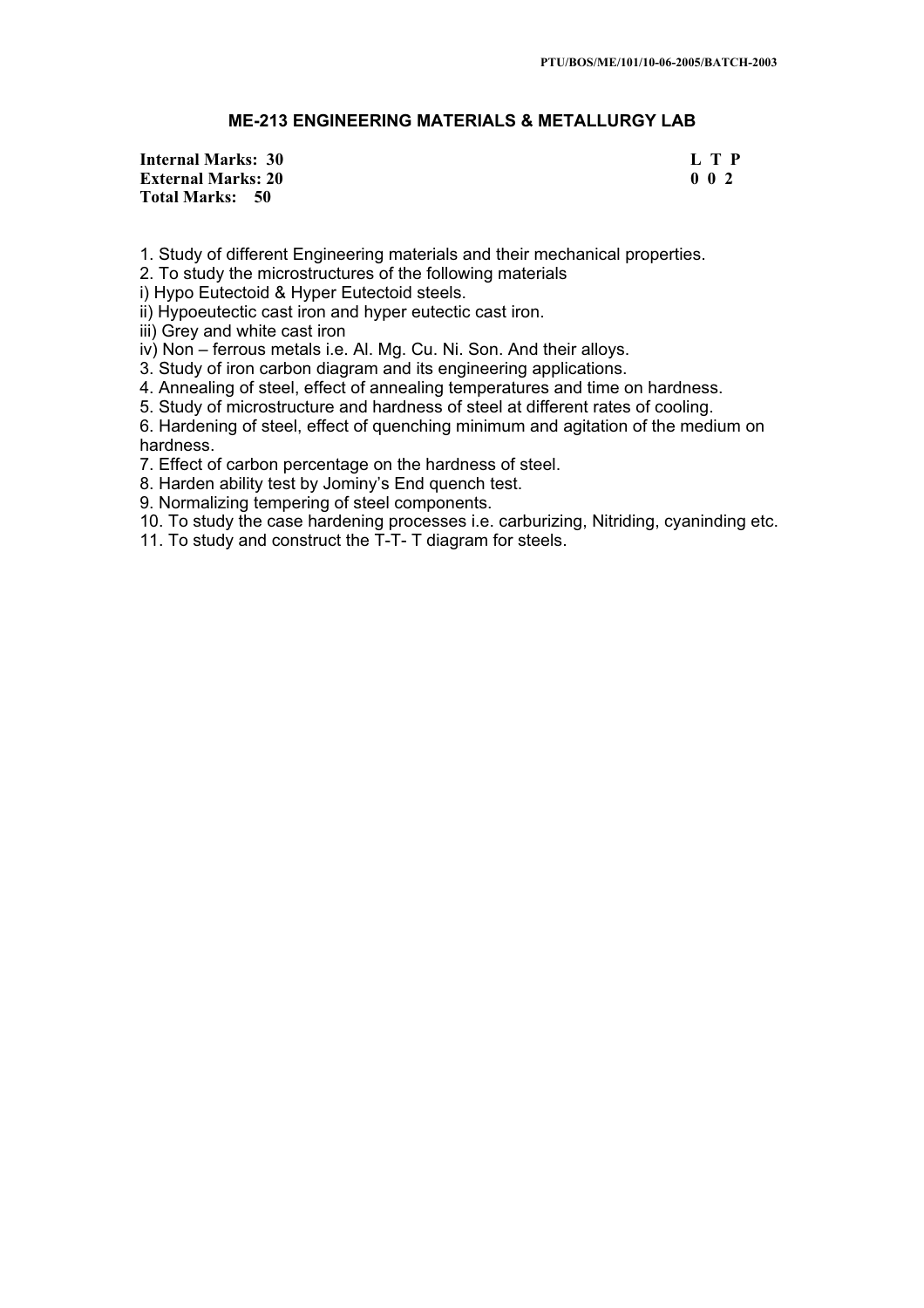## ME-213 ENGINEERING MATERIALS & METALLURGY LAB

**Internal Marks: 30** **L T P**
**External Marks: 20** **0 0 2**
**Total Marks: 50**

1. Study of different Engineering materials and their mechanical properties.
2. To study the microstructures of the following materials
i) Hypo Eutectoid & Hyper Eutectoid steels.
ii) Hypoeutectic cast iron and hyper eutectic cast iron.
iii) Grey and white cast iron
iv) Non – ferrous metals i.e. Al. Mg. Cu. Ni. Son. And their alloys.
3. Study of iron carbon diagram and its engineering applications.
4. Annealing of steel, effect of annealing temperatures and time on hardness.
5. Study of microstructure and hardness of steel at different rates of cooling.
6. Hardening of steel, effect of quenching minimum and agitation of the medium on hardness.
7. Effect of carbon percentage on the hardness of steel.
8. Harden ability test by Jominy's End quench test.
9. Normalizing tempering of steel components.
10. To study the case hardening processes i.e. carburizing, Nitriding, cyaninding etc.
11. To study and construct the T-T- T diagram for steels.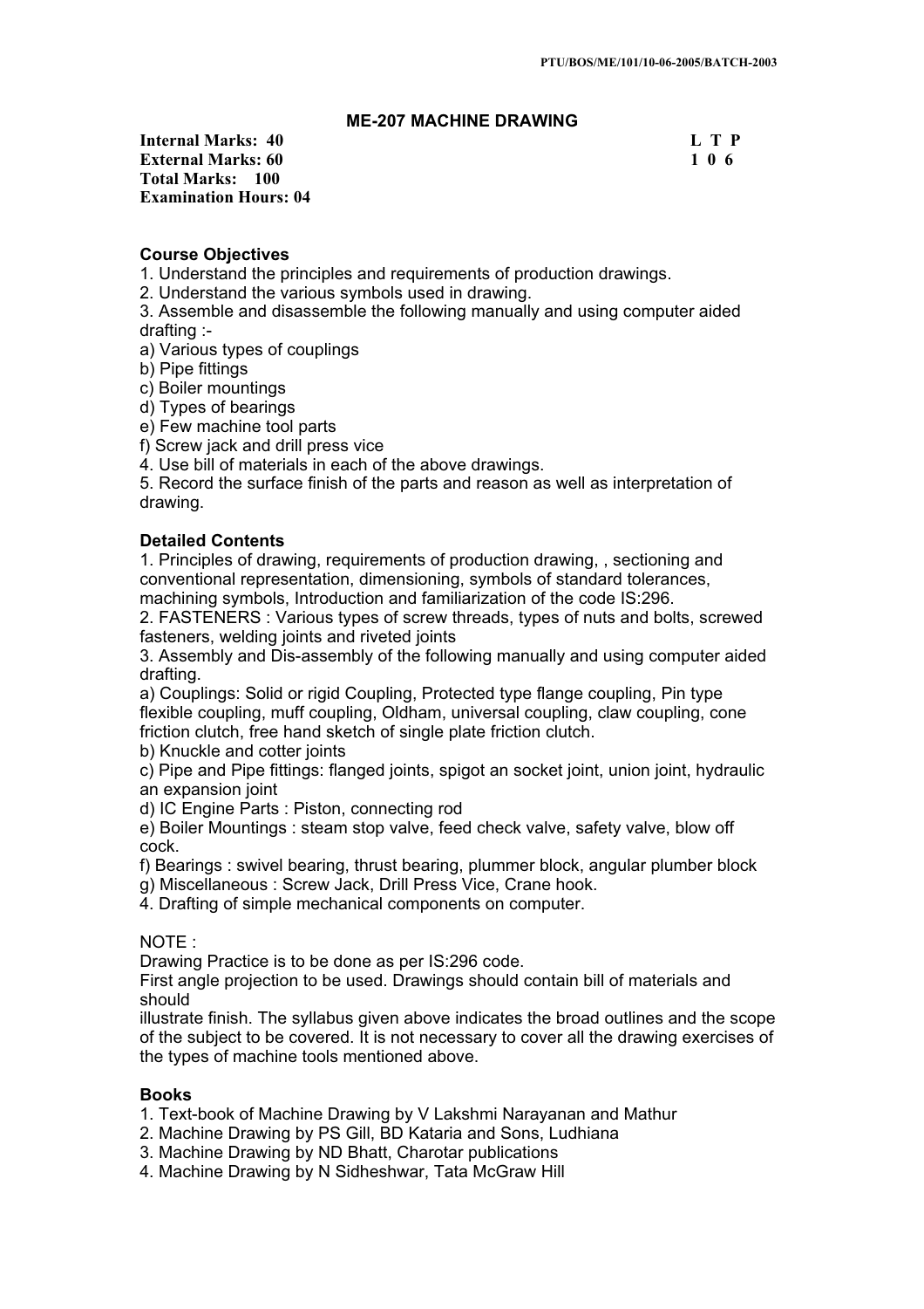## ME-207 MACHINE DRAWING

**Internal Marks: 40**
**External Marks: 60**
**Total Marks: 100**
**Examination Hours: 04**

| L | T | P |
|---|---|---|
| 1 | 0 | 6 |

**Course Objectives**

1. Understand the principles and requirements of production drawings.
2. Understand the various symbols used in drawing.
3. Assemble and disassemble the following manually and using computer aided drafting :-
   a) Various types of couplings
   b) Pipe fittings
   c) Boiler mountings
   d) Types of bearings
   e) Few machine tool parts
   f) Screw jack and drill press vice
4. Use bill of materials in each of the above drawings.
5. Record the surface finish of the parts and reason as well as interpretation of drawing.

**Detailed Contents**

1. Principles of drawing, requirements of production drawing, , sectioning and conventional representation, dimensioning, symbols of standard tolerances, machining symbols, Introduction and familiarization of the code IS:296.
2. FASTENERS : Various types of screw threads, types of nuts and bolts, screwed fasteners, welding joints and riveted joints
3. Assembly and Dis-assembly of the following manually and using computer aided drafting.
   a) Couplings: Solid or rigid Coupling, Protected type flange coupling, Pin type flexible coupling, muff coupling, Oldham, universal coupling, claw coupling, cone friction clutch, free hand sketch of single plate friction clutch.
   b) Knuckle and cotter joints
   c) Pipe and Pipe fittings: flanged joints, spigot an socket joint, union joint, hydraulic an expansion joint
   d) IC Engine Parts : Piston, connecting rod
   e) Boiler Mountings : steam stop valve, feed check valve, safety valve, blow off cock.
   f) Bearings : swivel bearing, thrust bearing, plummer block, angular plumber block
   g) Miscellaneous : Screw Jack, Drill Press Vice, Crane hook.
4. Drafting of simple mechanical components on computer.

NOTE :

Drawing Practice is to be done as per IS:296 code.
First angle projection to be used. Drawings should contain bill of materials and should
illustrate finish. The syllabus given above indicates the broad outlines and the scope of the subject to be covered. It is not necessary to cover all the drawing exercises of the types of machine tools mentioned above.

**Books**

1. Text-book of Machine Drawing by V Lakshmi Narayanan and Mathur
2. Machine Drawing by PS Gill, BD Kataria and Sons, Ludhiana
3. Machine Drawing by ND Bhatt, Charotar publications
4. Machine Drawing by N Sidheshwar, Tata McGraw Hill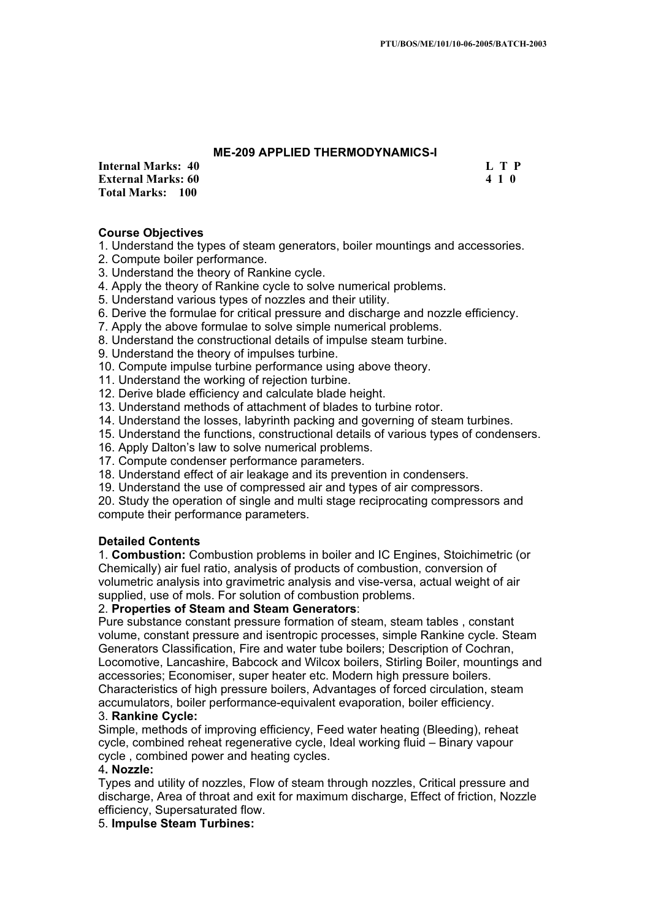## ME-209 APPLIED THERMODYNAMICS-I

**Internal Marks: 40**
**External Marks: 60**
**Total Marks: 100**

| L | T | P |
|---|---|---|
| 4 | 1 | 0 |

### Course Objectives

1. Understand the types of steam generators, boiler mountings and accessories.
2. Compute boiler performance.
3. Understand the theory of Rankine cycle.
4. Apply the theory of Rankine cycle to solve numerical problems.
5. Understand various types of nozzles and their utility.
6. Derive the formulae for critical pressure and discharge and nozzle efficiency.
7. Apply the above formulae to solve simple numerical problems.
8. Understand the constructional details of impulse steam turbine.
9. Understand the theory of impulses turbine.
10. Compute impulse turbine performance using above theory.
11. Understand the working of rejection turbine.
12. Derive blade efficiency and calculate blade height.
13. Understand methods of attachment of blades to turbine rotor.
14. Understand the losses, labyrinth packing and governing of steam turbines.
15. Understand the functions, constructional details of various types of condensers.
16. Apply Dalton's law to solve numerical problems.
17. Compute condenser performance parameters.
18. Understand effect of air leakage and its prevention in condensers.
19. Understand the use of compressed air and types of air compressors.
20. Study the operation of single and multi stage reciprocating compressors and compute their performance parameters.

### Detailed Contents

1. **Combustion:** Combustion problems in boiler and IC Engines, Stoichimetric (or Chemically) air fuel ratio, analysis of products of combustion, conversion of volumetric analysis into gravimetric analysis and vise-versa, actual weight of air supplied, use of mols. For solution of combustion problems.

2. **Properties of Steam and Steam Generators**:
Pure substance constant pressure formation of steam, steam tables , constant volume, constant pressure and isentropic processes, simple Rankine cycle. Steam Generators Classification, Fire and water tube boilers; Description of Cochran, Locomotive, Lancashire, Babcock and Wilcox boilers, Stirling Boiler, mountings and accessories; Economiser, super heater etc. Modern high pressure boilers. Characteristics of high pressure boilers, Advantages of forced circulation, steam accumulators, boiler performance-equivalent evaporation, boiler efficiency.

3. **Rankine Cycle:**
Simple, methods of improving efficiency, Feed water heating (Bleeding), reheat cycle, combined reheat regenerative cycle, Ideal working fluid – Binary vapour cycle , combined power and heating cycles.

4**. Nozzle:**
Types and utility of nozzles, Flow of steam through nozzles, Critical pressure and discharge, Area of throat and exit for maximum discharge, Effect of friction, Nozzle efficiency, Supersaturated flow.

5. **Impulse Steam Turbines:**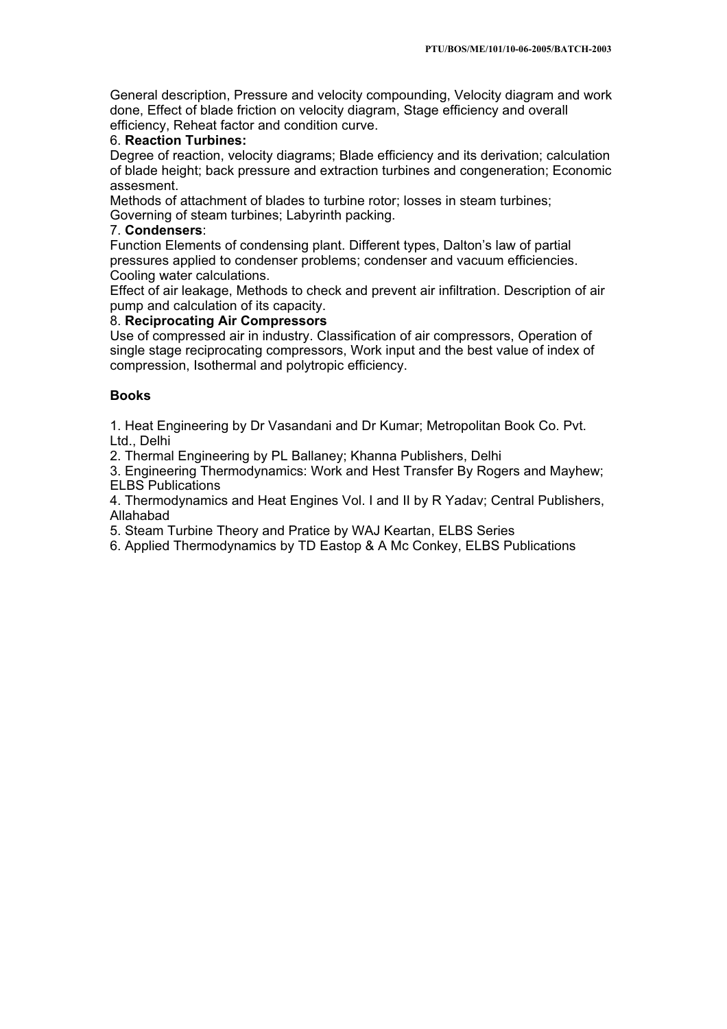General description, Pressure and velocity compounding, Velocity diagram and work done, Effect of blade friction on velocity diagram, Stage efficiency and overall efficiency, Reheat factor and condition curve.

6. **Reaction Turbines:**

Degree of reaction, velocity diagrams; Blade efficiency and its derivation; calculation of blade height; back pressure and extraction turbines and congeneration; Economic assesment.

Methods of attachment of blades to turbine rotor; losses in steam turbines; Governing of steam turbines; Labyrinth packing.

7. **Condensers**:

Function Elements of condensing plant. Different types, Dalton's law of partial pressures applied to condenser problems; condenser and vacuum efficiencies. Cooling water calculations.

Effect of air leakage, Methods to check and prevent air infiltration. Description of air pump and calculation of its capacity.

8. **Reciprocating Air Compressors**

Use of compressed air in industry. Classification of air compressors, Operation of single stage reciprocating compressors, Work input and the best value of index of compression, Isothermal and polytropic efficiency.

**Books**

1. Heat Engineering by Dr Vasandani and Dr Kumar; Metropolitan Book Co. Pvt. Ltd., Delhi
2. Thermal Engineering by PL Ballaney; Khanna Publishers, Delhi
3. Engineering Thermodynamics: Work and Hest Transfer By Rogers and Mayhew; ELBS Publications
4. Thermodynamics and Heat Engines Vol. I and II by R Yadav; Central Publishers, Allahabad
5. Steam Turbine Theory and Pratice by WAJ Keartan, ELBS Series
6. Applied Thermodynamics by TD Eastop & A Mc Conkey, ELBS Publications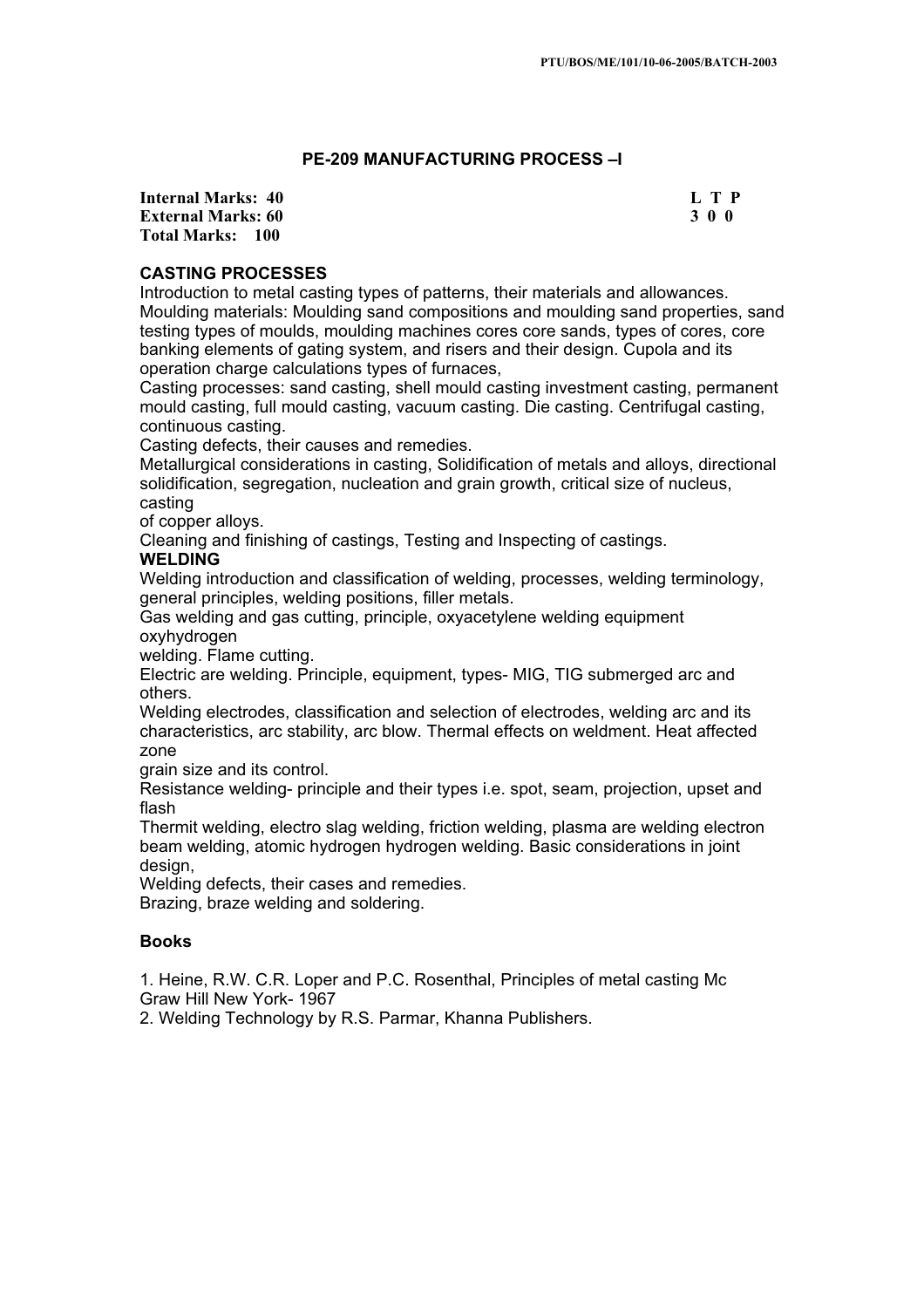## PE-209 MANUFACTURING PROCESS –I

**Internal Marks: 40**
**External Marks: 60**
**Total Marks: 100**

| L | T | P |
|---|---|---|
| 3 | 0 | 0 |

**CASTING PROCESSES**

Introduction to metal casting types of patterns, their materials and allowances. Moulding materials: Moulding sand compositions and moulding sand properties, sand testing types of moulds, moulding machines cores core sands, types of cores, core banking elements of gating system, and risers and their design. Cupola and its operation charge calculations types of furnaces,

Casting processes: sand casting, shell mould casting investment casting, permanent mould casting, full mould casting, vacuum casting. Die casting. Centrifugal casting, continuous casting.

Casting defects, their causes and remedies.

Metallurgical considerations in casting, Solidification of metals and alloys, directional solidification, segregation, nucleation and grain growth, critical size of nucleus, casting of copper alloys.

Cleaning and finishing of castings, Testing and Inspecting of castings.

**WELDING**

Welding introduction and classification of welding, processes, welding terminology, general principles, welding positions, filler metals.

Gas welding and gas cutting, principle, oxyacetylene welding equipment oxyhydrogen welding. Flame cutting.

Electric are welding. Principle, equipment, types- MIG, TIG submerged arc and others.

Welding electrodes, classification and selection of electrodes, welding arc and its characteristics, arc stability, arc blow. Thermal effects on weldment. Heat affected zone grain size and its control.

Resistance welding- principle and their types i.e. spot, seam, projection, upset and flash

Thermit welding, electro slag welding, friction welding, plasma are welding electron beam welding, atomic hydrogen hydrogen welding. Basic considerations in joint design,

Welding defects, their cases and remedies.

Brazing, braze welding and soldering.

**Books**

1. Heine, R.W. C.R. Loper and P.C. Rosenthal, Principles of metal casting Mc Graw Hill New York- 1967
2. Welding Technology by R.S. Parmar, Khanna Publishers.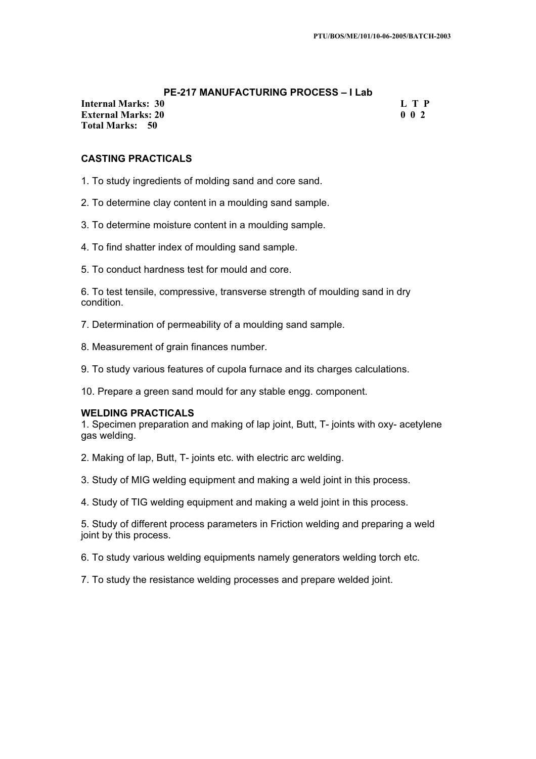## PE-217 MANUFACTURING PROCESS – I Lab

| | |
|---|---|
| **Internal Marks: 30** | **L T P** |
| **External Marks: 20** | **0 0 2** |
| **Total Marks: 50** | |

### CASTING PRACTICALS

1. To study ingredients of molding sand and core sand.

2. To determine clay content in a moulding sand sample.

3. To determine moisture content in a moulding sample.

4. To find shatter index of moulding sand sample.

5. To conduct hardness test for mould and core.

6. To test tensile, compressive, transverse strength of moulding sand in dry condition.

7. Determination of permeability of a moulding sand sample.

8. Measurement of grain finances number.

9. To study various features of cupola furnace and its charges calculations.

10. Prepare a green sand mould for any stable engg. component.

### WELDING PRACTICALS

1. Specimen preparation and making of lap joint, Butt, T- joints with oxy- acetylene gas welding.

2. Making of lap, Butt, T- joints etc. with electric arc welding.

3. Study of MIG welding equipment and making a weld joint in this process.

4. Study of TIG welding equipment and making a weld joint in this process.

5. Study of different process parameters in Friction welding and preparing a weld joint by this process.

6. To study various welding equipments namely generators welding torch etc.

7. To study the resistance welding processes and prepare welded joint.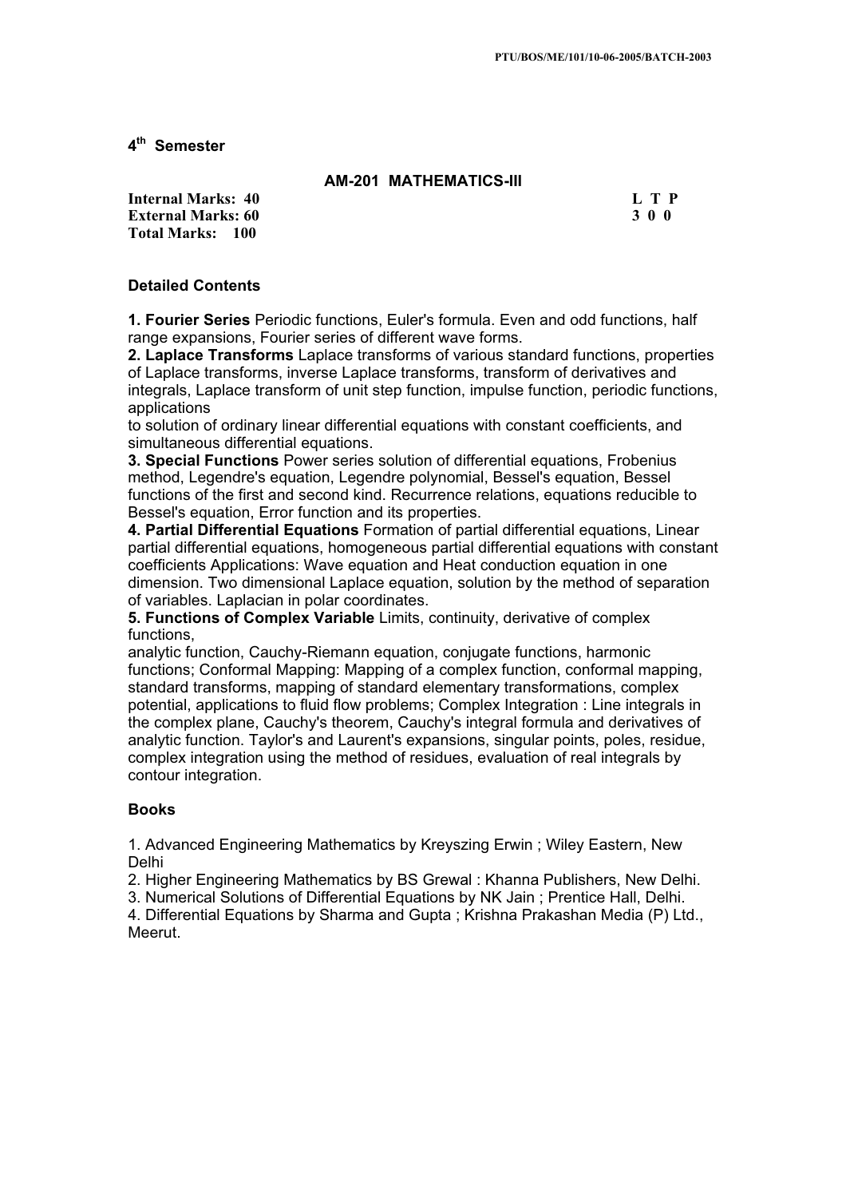## 4th Semester

### AM-201 MATHEMATICS-III

**Internal Marks: 40** | **L T P**
**External Marks: 60** | **3 0 0**
**Total Marks: 100**

### Detailed Contents

**1. Fourier Series** Periodic functions, Euler's formula. Even and odd functions, half range expansions, Fourier series of different wave forms.

**2. Laplace Transforms** Laplace transforms of various standard functions, properties of Laplace transforms, inverse Laplace transforms, transform of derivatives and integrals, Laplace transform of unit step function, impulse function, periodic functions, applications to solution of ordinary linear differential equations with constant coefficients, and simultaneous differential equations.

**3. Special Functions** Power series solution of differential equations, Frobenius method, Legendre's equation, Legendre polynomial, Bessel's equation, Bessel functions of the first and second kind. Recurrence relations, equations reducible to Bessel's equation, Error function and its properties.

**4. Partial Differential Equations** Formation of partial differential equations, Linear partial differential equations, homogeneous partial differential equations with constant coefficients Applications: Wave equation and Heat conduction equation in one dimension. Two dimensional Laplace equation, solution by the method of separation of variables. Laplacian in polar coordinates.

**5. Functions of Complex Variable** Limits, continuity, derivative of complex functions, analytic function, Cauchy-Riemann equation, conjugate functions, harmonic functions; Conformal Mapping: Mapping of a complex function, conformal mapping, standard transforms, mapping of standard elementary transformations, complex potential, applications to fluid flow problems; Complex Integration : Line integrals in the complex plane, Cauchy's theorem, Cauchy's integral formula and derivatives of analytic function. Taylor's and Laurent's expansions, singular points, poles, residue, complex integration using the method of residues, evaluation of real integrals by contour integration.

### Books

1. Advanced Engineering Mathematics by Kreyszing Erwin ; Wiley Eastern, New Delhi
2. Higher Engineering Mathematics by BS Grewal : Khanna Publishers, New Delhi.
3. Numerical Solutions of Differential Equations by NK Jain ; Prentice Hall, Delhi.
4. Differential Equations by Sharma and Gupta ; Krishna Prakashan Media (P) Ltd., Meerut.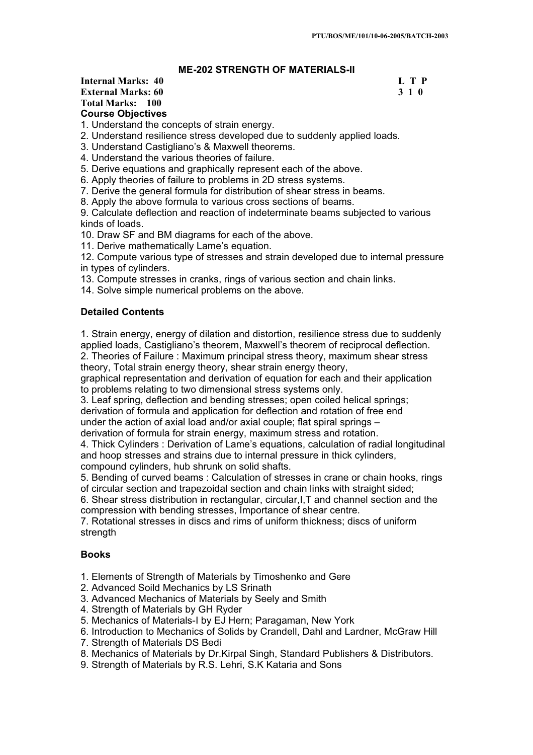## ME-202 STRENGTH OF MATERIALS-II

**Internal Marks: 40** — **L T P**
**External Marks: 60** — **3 1 0**
**Total Marks: 100**

**Course Objectives**

1. Understand the concepts of strain energy.
2. Understand resilience stress developed due to suddenly applied loads.
3. Understand Castigliano's & Maxwell theorems.
4. Understand the various theories of failure.
5. Derive equations and graphically represent each of the above.
6. Apply theories of failure to problems in 2D stress systems.
7. Derive the general formula for distribution of shear stress in beams.
8. Apply the above formula to various cross sections of beams.
9. Calculate deflection and reaction of indeterminate beams subjected to various kinds of loads.
10. Draw SF and BM diagrams for each of the above.
11. Derive mathematically Lame's equation.
12. Compute various type of stresses and strain developed due to internal pressure in types of cylinders.
13. Compute stresses in cranks, rings of various section and chain links.
14. Solve simple numerical problems on the above.

**Detailed Contents**

1. Strain energy, energy of dilation and distortion, resilience stress due to suddenly applied loads, Castigliano's theorem, Maxwell's theorem of reciprocal deflection.
2. Theories of Failure : Maximum principal stress theory, maximum shear stress theory, Total strain energy theory, shear strain energy theory, graphical representation and derivation of equation for each and their application to problems relating to two dimensional stress systems only.
3. Leaf spring, deflection and bending stresses; open coiled helical springs; derivation of formula and application for deflection and rotation of free end under the action of axial load and/or axial couple; flat spiral springs – derivation of formula for strain energy, maximum stress and rotation.
4. Thick Cylinders : Derivation of Lame's equations, calculation of radial longitudinal and hoop stresses and strains due to internal pressure in thick cylinders, compound cylinders, hub shrunk on solid shafts.
5. Bending of curved beams : Calculation of stresses in crane or chain hooks, rings of circular section and trapezoidal section and chain links with straight sided;
6. Shear stress distribution in rectangular, circular,I,T and channel section and the compression with bending stresses, Importance of shear centre.
7. Rotational stresses in discs and rims of uniform thickness; discs of uniform strength

**Books**

1. Elements of Strength of Materials by Timoshenko and Gere
2. Advanced Soild Mechanics by LS Srinath
3. Advanced Mechanics of Materials by Seely and Smith
4. Strength of Materials by GH Ryder
5. Mechanics of Materials-I by EJ Hern; Paragaman, New York
6. Introduction to Mechanics of Solids by Crandell, Dahl and Lardner, McGraw Hill
7. Strength of Materials DS Bedi
8. Mechanics of Materials by Dr.Kirpal Singh, Standard Publishers & Distributors.
9. Strength of Materials by R.S. Lehri, S.K Kataria and Sons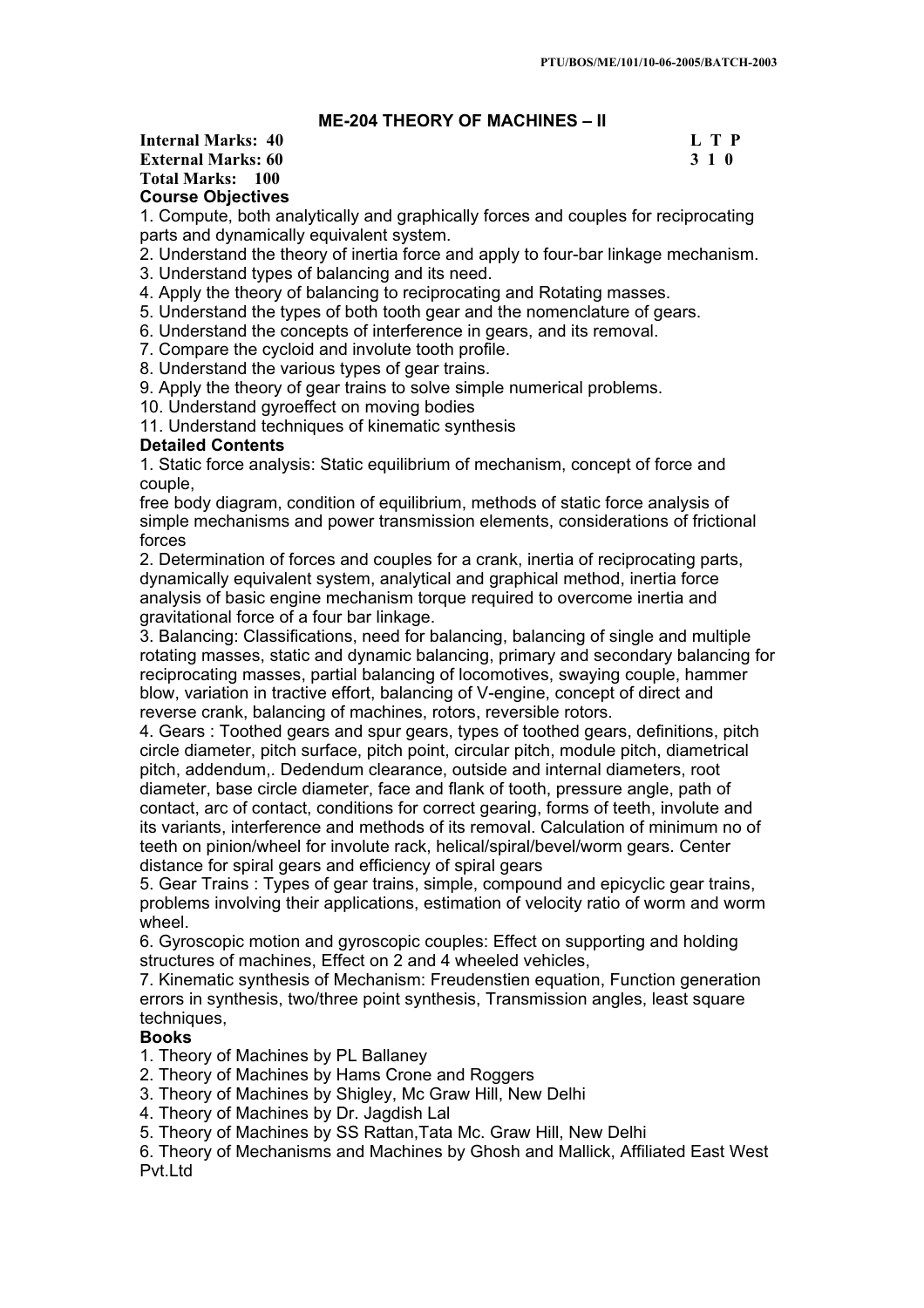## ME-204 THEORY OF MACHINES – II

**Internal Marks: 40** **L T P**
**External Marks: 60** **3 1 0**
**Total Marks: 100**

**Course Objectives**

1. Compute, both analytically and graphically forces and couples for reciprocating parts and dynamically equivalent system.
2. Understand the theory of inertia force and apply to four-bar linkage mechanism.
3. Understand types of balancing and its need.
4. Apply the theory of balancing to reciprocating and Rotating masses.
5. Understand the types of both tooth gear and the nomenclature of gears.
6. Understand the concepts of interference in gears, and its removal.
7. Compare the cycloid and involute tooth profile.
8. Understand the various types of gear trains.
9. Apply the theory of gear trains to solve simple numerical problems.
10. Understand gyroeffect on moving bodies
11. Understand techniques of kinematic synthesis

**Detailed Contents**

1. Static force analysis: Static equilibrium of mechanism, concept of force and couple,
free body diagram, condition of equilibrium, methods of static force analysis of simple mechanisms and power transmission elements, considerations of frictional forces
2. Determination of forces and couples for a crank, inertia of reciprocating parts, dynamically equivalent system, analytical and graphical method, inertia force analysis of basic engine mechanism torque required to overcome inertia and gravitational force of a four bar linkage.
3. Balancing: Classifications, need for balancing, balancing of single and multiple rotating masses, static and dynamic balancing, primary and secondary balancing for reciprocating masses, partial balancing of locomotives, swaying couple, hammer blow, variation in tractive effort, balancing of V-engine, concept of direct and reverse crank, balancing of machines, rotors, reversible rotors.
4. Gears : Toothed gears and spur gears, types of toothed gears, definitions, pitch circle diameter, pitch surface, pitch point, circular pitch, module pitch, diametrical pitch, addendum,. Dedendum clearance, outside and internal diameters, root diameter, base circle diameter, face and flank of tooth, pressure angle, path of contact, arc of contact, conditions for correct gearing, forms of teeth, involute and its variants, interference and methods of its removal. Calculation of minimum no of teeth on pinion/wheel for involute rack, helical/spiral/bevel/worm gears. Center distance for spiral gears and efficiency of spiral gears
5. Gear Trains : Types of gear trains, simple, compound and epicyclic gear trains, problems involving their applications, estimation of velocity ratio of worm and worm wheel.
6. Gyroscopic motion and gyroscopic couples: Effect on supporting and holding structures of machines, Effect on 2 and 4 wheeled vehicles,
7. Kinematic synthesis of Mechanism: Freudenstien equation, Function generation errors in synthesis, two/three point synthesis, Transmission angles, least square techniques,

**Books**

1. Theory of Machines by PL Ballaney
2. Theory of Machines by Hams Crone and Roggers
3. Theory of Machines by Shigley, Mc Graw Hill, New Delhi
4. Theory of Machines by Dr. Jagdish Lal
5. Theory of Machines by SS Rattan,Tata Mc. Graw Hill, New Delhi
6. Theory of Mechanisms and Machines by Ghosh and Mallick, Affiliated East West Pvt.Ltd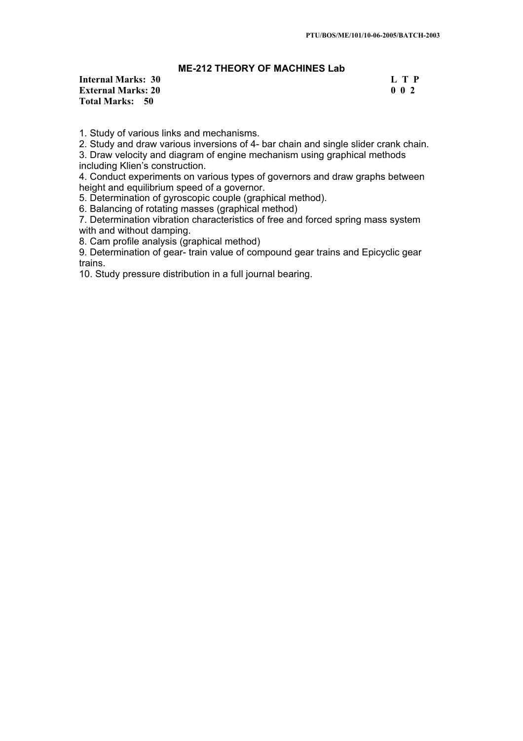## ME-212 THEORY OF MACHINES Lab

| | |
|---|---|
| **Internal Marks: 30** | **L T P** |
| **External Marks: 20** | **0 0 2** |
| **Total Marks: 50** | |

1. Study of various links and mechanisms.
2. Study and draw various inversions of 4- bar chain and single slider crank chain.
3. Draw velocity and diagram of engine mechanism using graphical methods including Klien's construction.
4. Conduct experiments on various types of governors and draw graphs between height and equilibrium speed of a governor.
5. Determination of gyroscopic couple (graphical method).
6. Balancing of rotating masses (graphical method)
7. Determination vibration characteristics of free and forced spring mass system with and without damping.
8. Cam profile analysis (graphical method)
9. Determination of gear- train value of compound gear trains and Epicyclic gear trains.
10. Study pressure distribution in a full journal bearing.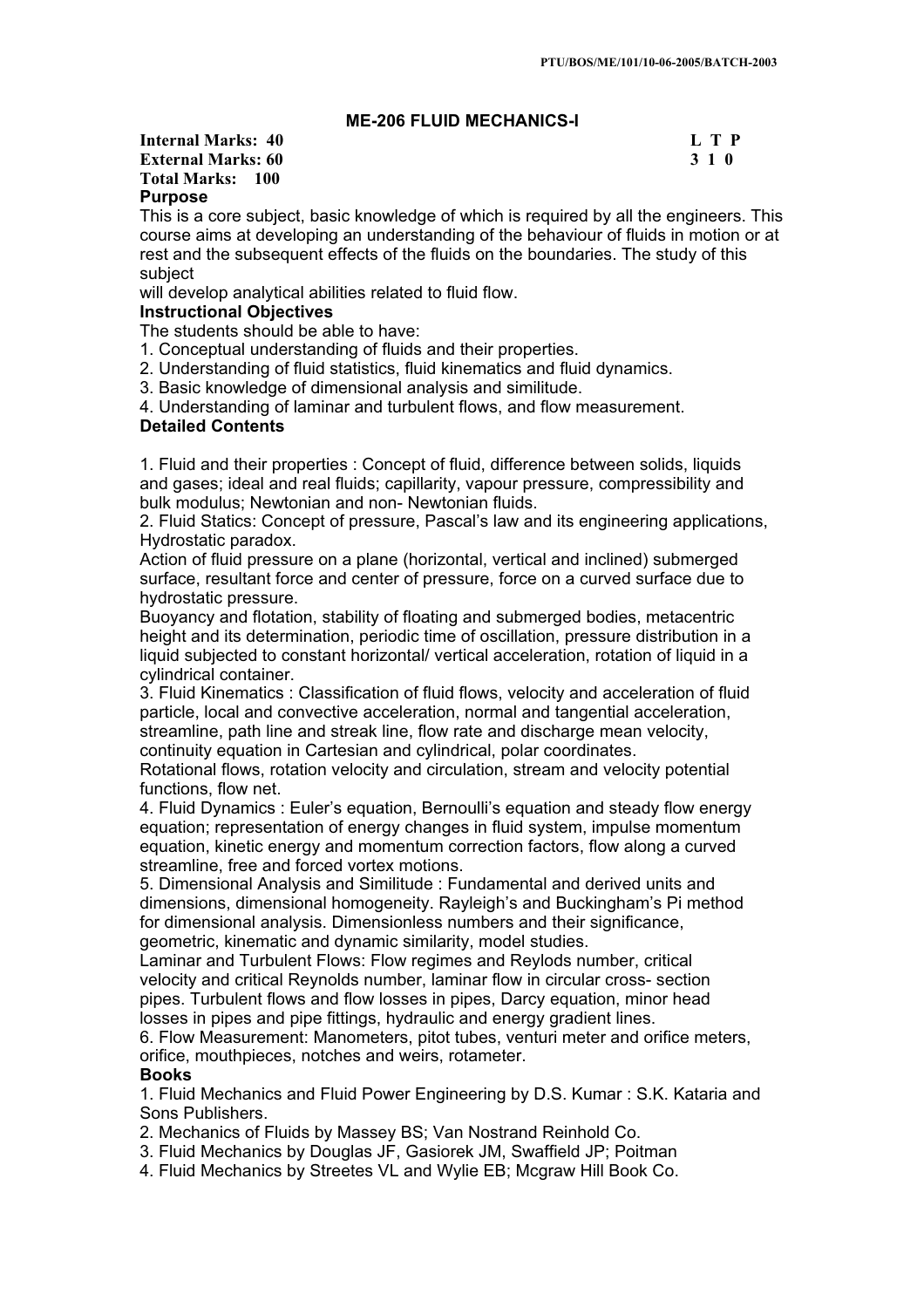## ME-206 FLUID MECHANICS-I

**Internal Marks: 40** **L T P**
**External Marks: 60** **3 1 0**
**Total Marks: 100**

**Purpose**

This is a core subject, basic knowledge of which is required by all the engineers. This course aims at developing an understanding of the behaviour of fluids in motion or at rest and the subsequent effects of the fluids on the boundaries. The study of this subject
will develop analytical abilities related to fluid flow.

**Instructional Objectives**

The students should be able to have:
1. Conceptual understanding of fluids and their properties.
2. Understanding of fluid statistics, fluid kinematics and fluid dynamics.
3. Basic knowledge of dimensional analysis and similitude.
4. Understanding of laminar and turbulent flows, and flow measurement.

**Detailed Contents**

1. Fluid and their properties : Concept of fluid, difference between solids, liquids and gases; ideal and real fluids; capillarity, vapour pressure, compressibility and bulk modulus; Newtonian and non- Newtonian fluids.
2. Fluid Statics: Concept of pressure, Pascal's law and its engineering applications, Hydrostatic paradox.
Action of fluid pressure on a plane (horizontal, vertical and inclined) submerged surface, resultant force and center of pressure, force on a curved surface due to hydrostatic pressure.
Buoyancy and flotation, stability of floating and submerged bodies, metacentric height and its determination, periodic time of oscillation, pressure distribution in a liquid subjected to constant horizontal/ vertical acceleration, rotation of liquid in a cylindrical container.
3. Fluid Kinematics : Classification of fluid flows, velocity and acceleration of fluid particle, local and convective acceleration, normal and tangential acceleration, streamline, path line and streak line, flow rate and discharge mean velocity, continuity equation in Cartesian and cylindrical, polar coordinates.
Rotational flows, rotation velocity and circulation, stream and velocity potential functions, flow net.
4. Fluid Dynamics : Euler's equation, Bernoulli's equation and steady flow energy equation; representation of energy changes in fluid system, impulse momentum equation, kinetic energy and momentum correction factors, flow along a curved streamline, free and forced vortex motions.
5. Dimensional Analysis and Similitude : Fundamental and derived units and dimensions, dimensional homogeneity. Rayleigh's and Buckingham's Pi method for dimensional analysis. Dimensionless numbers and their significance, geometric, kinematic and dynamic similarity, model studies.
Laminar and Turbulent Flows: Flow regimes and Reylods number, critical velocity and critical Reynolds number, laminar flow in circular cross- section pipes. Turbulent flows and flow losses in pipes, Darcy equation, minor head losses in pipes and pipe fittings, hydraulic and energy gradient lines.
6. Flow Measurement: Manometers, pitot tubes, venturi meter and orifice meters, orifice, mouthpieces, notches and weirs, rotameter.

**Books**

1. Fluid Mechanics and Fluid Power Engineering by D.S. Kumar : S.K. Kataria and Sons Publishers.
2. Mechanics of Fluids by Massey BS; Van Nostrand Reinhold Co.
3. Fluid Mechanics by Douglas JF, Gasiorek JM, Swaffield JP; Poitman
4. Fluid Mechanics by Streetes VL and Wylie EB; Mcgraw Hill Book Co.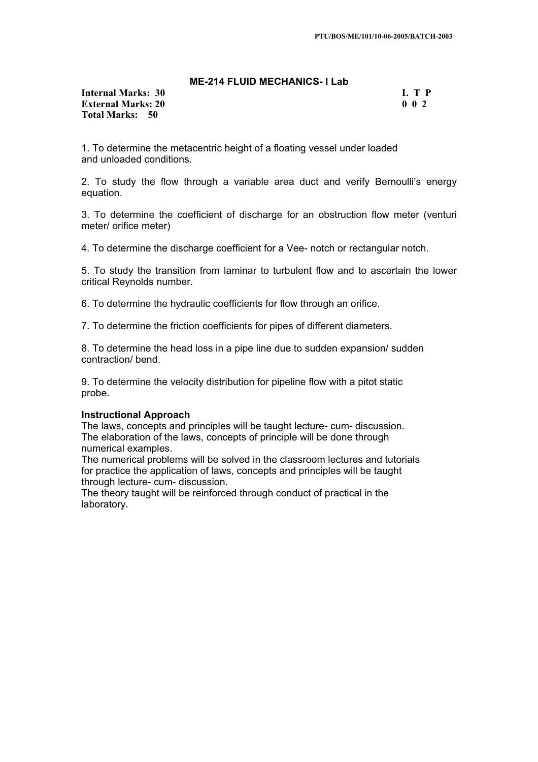## ME-214 FLUID MECHANICS- I Lab

| | |
|---|---|
| **Internal Marks: 30** | **L T P** |
| **External Marks: 20** | **0 0 2** |
| **Total Marks: 50** | |

1. To determine the metacentric height of a floating vessel under loaded and unloaded conditions.

2. To study the flow through a variable area duct and verify Bernoulli's energy equation.

3. To determine the coefficient of discharge for an obstruction flow meter (venturi meter/ orifice meter)

4. To determine the discharge coefficient for a Vee- notch or rectangular notch.

5. To study the transition from laminar to turbulent flow and to ascertain the lower critical Reynolds number.

6. To determine the hydraulic coefficients for flow through an orifice.

7. To determine the friction coefficients for pipes of different diameters.

8. To determine the head loss in a pipe line due to sudden expansion/ sudden contraction/ bend.

9. To determine the velocity distribution for pipeline flow with a pitot static probe.

**Instructional Approach**

The laws, concepts and principles will be taught lecture- cum- discussion.
The elaboration of the laws, concepts of principle will be done through numerical examples.
The numerical problems will be solved in the classroom lectures and tutorials for practice the application of laws, concepts and principles will be taught through lecture- cum- discussion.
The theory taught will be reinforced through conduct of practical in the laboratory.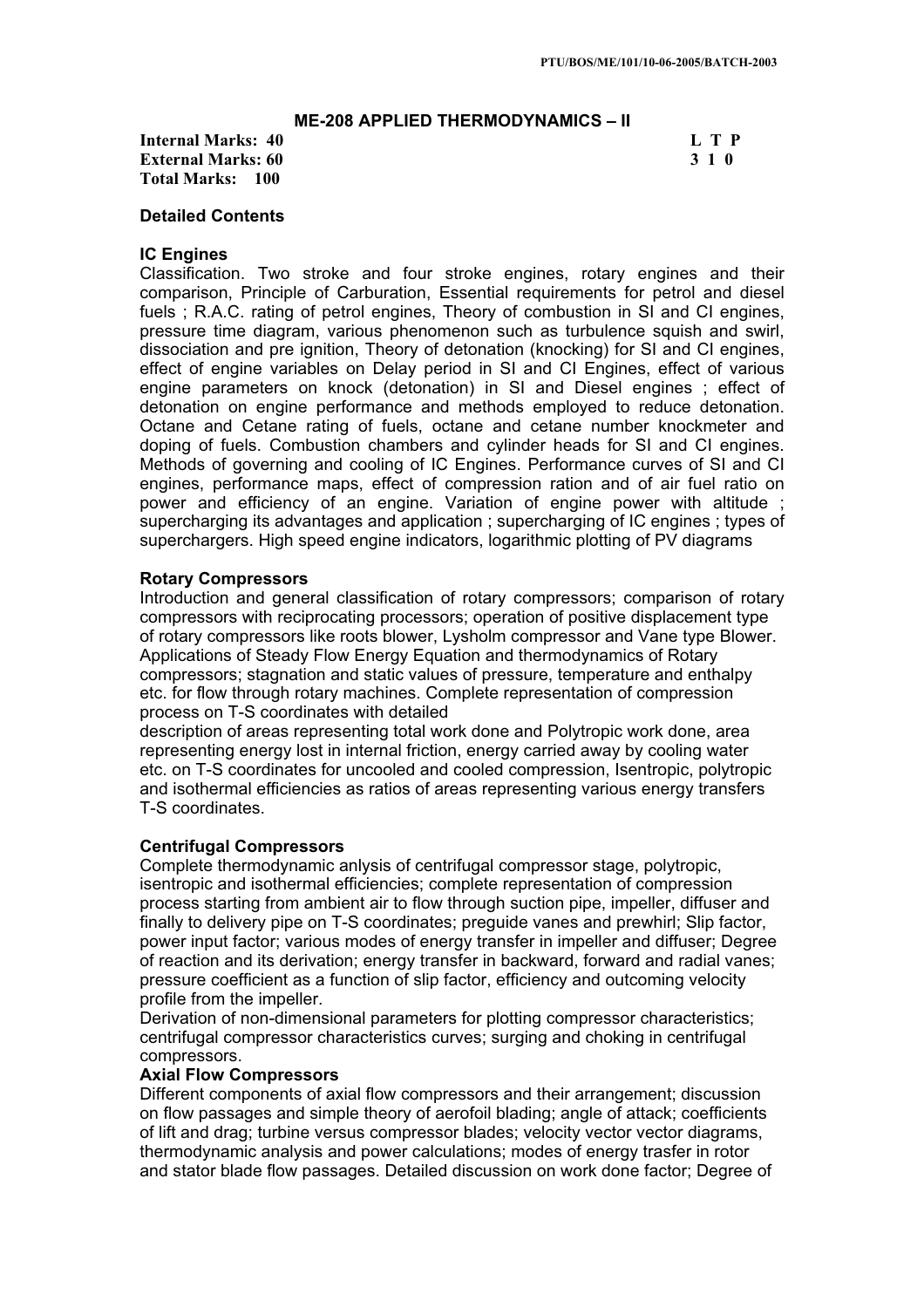## ME-208 APPLIED THERMODYNAMICS – II

**Internal Marks: 40** | **L T P**
**External Marks: 60** | **3 1 0**
**Total Marks: 100**

### Detailed Contents

#### IC Engines

Classification. Two stroke and four stroke engines, rotary engines and their comparison, Principle of Carburation, Essential requirements for petrol and diesel fuels ; R.A.C. rating of petrol engines, Theory of combustion in SI and CI engines, pressure time diagram, various phenomenon such as turbulence squish and swirl, dissociation and pre ignition, Theory of detonation (knocking) for SI and CI engines, effect of engine variables on Delay period in SI and CI Engines, effect of various engine parameters on knock (detonation) in SI and Diesel engines ; effect of detonation on engine performance and methods employed to reduce detonation. Octane and Cetane rating of fuels, octane and cetane number knockmeter and doping of fuels. Combustion chambers and cylinder heads for SI and CI engines. Methods of governing and cooling of IC Engines. Performance curves of SI and CI engines, performance maps, effect of compression ration and of air fuel ratio on power and efficiency of an engine. Variation of engine power with altitude ; supercharging its advantages and application ; supercharging of IC engines ; types of superchargers. High speed engine indicators, logarithmic plotting of PV diagrams

#### Rotary Compressors

Introduction and general classification of rotary compressors; comparison of rotary compressors with reciprocating processors; operation of positive displacement type of rotary compressors like roots blower, Lysholm compressor and Vane type Blower. Applications of Steady Flow Energy Equation and thermodynamics of Rotary compressors; stagnation and static values of pressure, temperature and enthalpy etc. for flow through rotary machines. Complete representation of compression process on T-S coordinates with detailed description of areas representing total work done and Polytropic work done, area representing energy lost in internal friction, energy carried away by cooling water etc. on T-S coordinates for uncooled and cooled compression, Isentropic, polytropic and isothermal efficiencies as ratios of areas representing various energy transfers T-S coordinates.

#### Centrifugal Compressors

Complete thermodynamic anlysis of centrifugal compressor stage, polytropic, isentropic and isothermal efficiencies; complete representation of compression process starting from ambient air to flow through suction pipe, impeller, diffuser and finally to delivery pipe on T-S coordinates; preguide vanes and prewhirl; Slip factor, power input factor; various modes of energy transfer in impeller and diffuser; Degree of reaction and its derivation; energy transfer in backward, forward and radial vanes; pressure coefficient as a function of slip factor, efficiency and outcoming velocity profile from the impeller.

Derivation of non-dimensional parameters for plotting compressor characteristics; centrifugal compressor characteristics curves; surging and choking in centrifugal compressors.

#### Axial Flow Compressors

Different components of axial flow compressors and their arrangement; discussion on flow passages and simple theory of aerofoil blading; angle of attack; coefficients of lift and drag; turbine versus compressor blades; velocity vector vector diagrams, thermodynamic analysis and power calculations; modes of energy trasfer in rotor and stator blade flow passages. Detailed discussion on work done factor; Degree of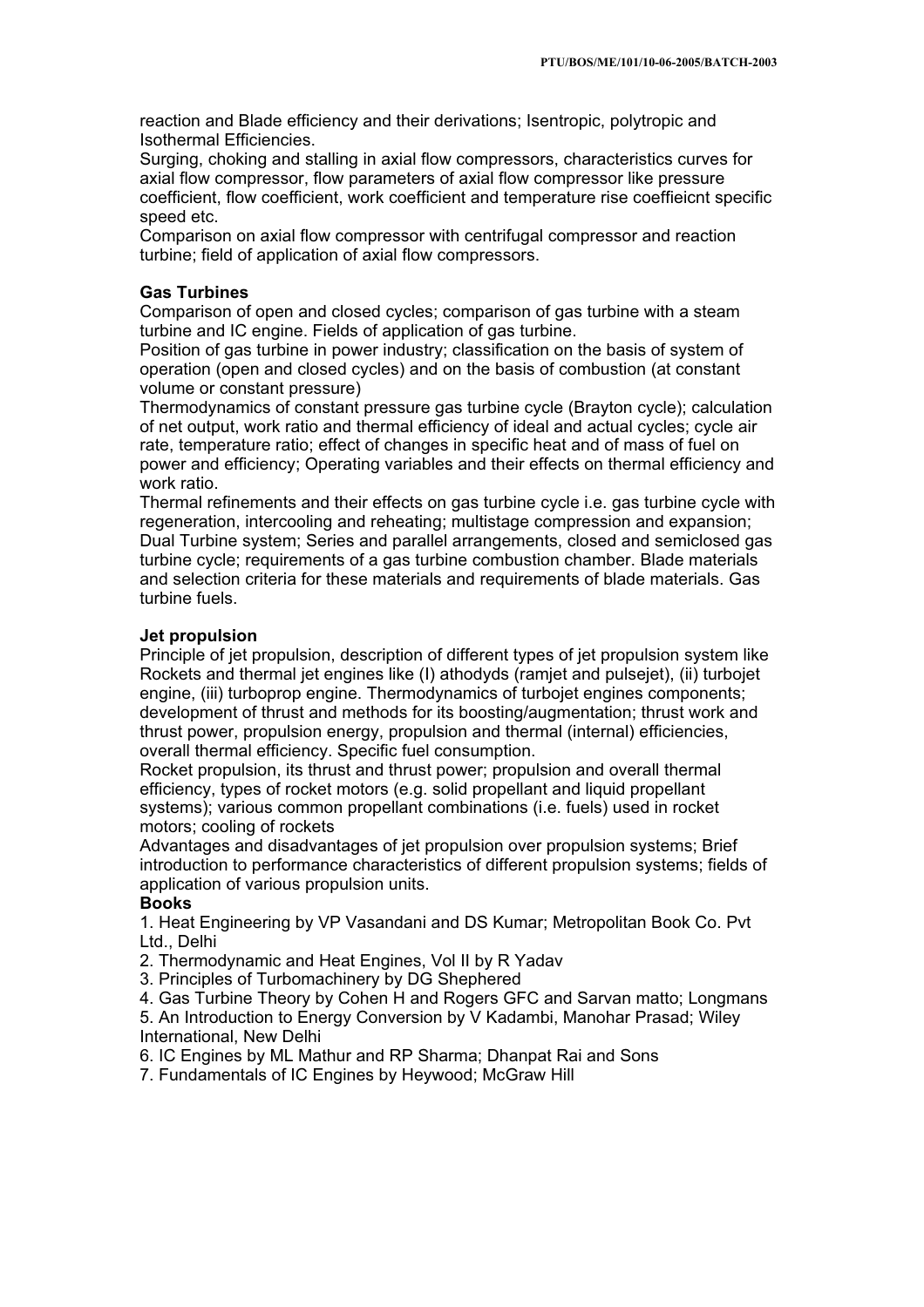reaction and Blade efficiency and their derivations; Isentropic, polytropic and Isothermal Efficiencies.
Surging, choking and stalling in axial flow compressors, characteristics curves for axial flow compressor, flow parameters of axial flow compressor like pressure coefficient, flow coefficient, work coefficient and temperature rise coeffieicnt specific speed etc.
Comparison on axial flow compressor with centrifugal compressor and reaction turbine; field of application of axial flow compressors.

**Gas Turbines**
Comparison of open and closed cycles; comparison of gas turbine with a steam turbine and IC engine. Fields of application of gas turbine.
Position of gas turbine in power industry; classification on the basis of system of operation (open and closed cycles) and on the basis of combustion (at constant volume or constant pressure)
Thermodynamics of constant pressure gas turbine cycle (Brayton cycle); calculation of net output, work ratio and thermal efficiency of ideal and actual cycles; cycle air rate, temperature ratio; effect of changes in specific heat and of mass of fuel on power and efficiency; Operating variables and their effects on thermal efficiency and work ratio.
Thermal refinements and their effects on gas turbine cycle i.e. gas turbine cycle with regeneration, intercooling and reheating; multistage compression and expansion; Dual Turbine system; Series and parallel arrangements, closed and semiclosed gas turbine cycle; requirements of a gas turbine combustion chamber. Blade materials and selection criteria for these materials and requirements of blade materials. Gas turbine fuels.

**Jet propulsion**
Principle of jet propulsion, description of different types of jet propulsion system like Rockets and thermal jet engines like (I) athodyds (ramjet and pulsejet), (ii) turbojet engine, (iii) turboprop engine. Thermodynamics of turbojet engines components; development of thrust and methods for its boosting/augmentation; thrust work and thrust power, propulsion energy, propulsion and thermal (internal) efficiencies, overall thermal efficiency. Specific fuel consumption.
Rocket propulsion, its thrust and thrust power; propulsion and overall thermal efficiency, types of rocket motors (e.g. solid propellant and liquid propellant systems); various common propellant combinations (i.e. fuels) used in rocket motors; cooling of rockets
Advantages and disadvantages of jet propulsion over propulsion systems; Brief introduction to performance characteristics of different propulsion systems; fields of application of various propulsion units.

**Books**

1. Heat Engineering by VP Vasandani and DS Kumar; Metropolitan Book Co. Pvt Ltd., Delhi
2. Thermodynamic and Heat Engines, Vol II by R Yadav
3. Principles of Turbomachinery by DG Shephered
4. Gas Turbine Theory by Cohen H and Rogers GFC and Sarvan matto; Longmans
5. An Introduction to Energy Conversion by V Kadambi, Manohar Prasad; Wiley International, New Delhi
6. IC Engines by ML Mathur and RP Sharma; Dhanpat Rai and Sons
7. Fundamentals of IC Engines by Heywood; McGraw Hill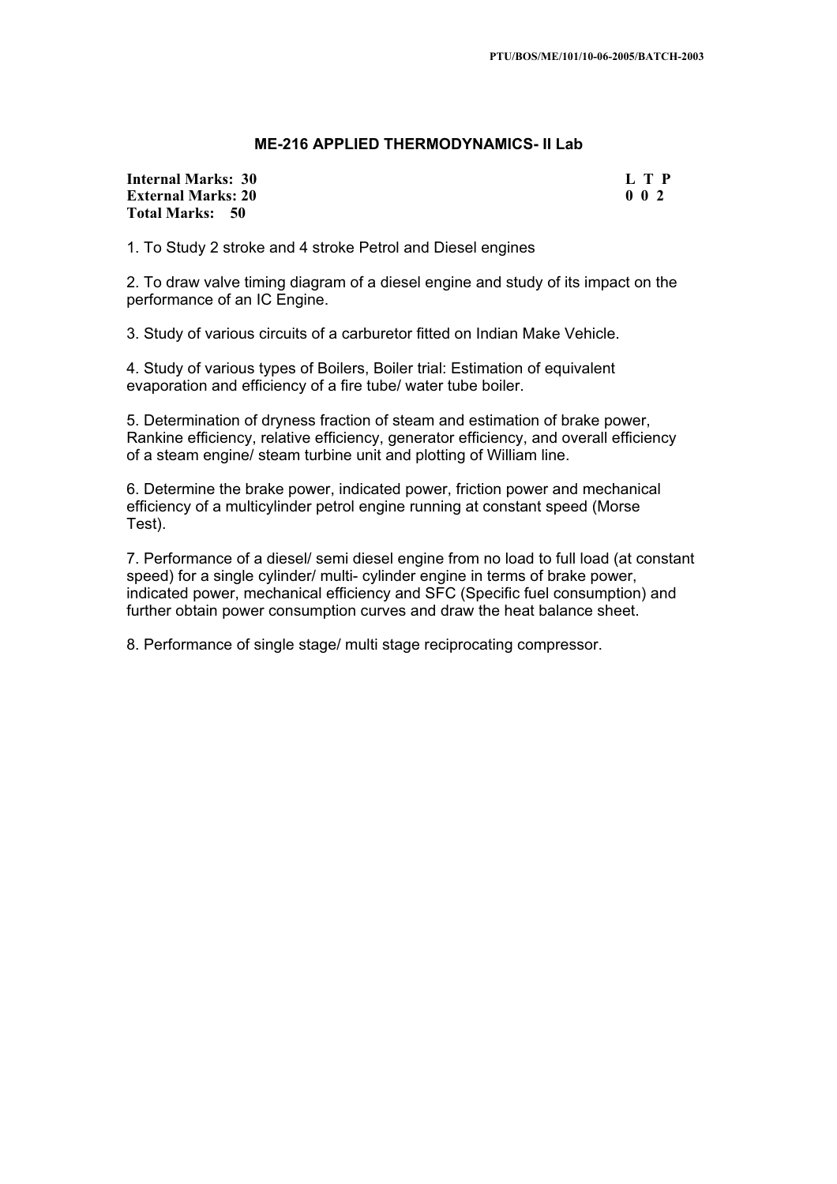## ME-216 APPLIED THERMODYNAMICS- II Lab

| | L T P |
|---|---|
| **Internal Marks: 30** | **L T P** |
| **External Marks: 20** | **0 0 2** |
| **Total Marks: 50** | |

1. To Study 2 stroke and 4 stroke Petrol and Diesel engines

2. To draw valve timing diagram of a diesel engine and study of its impact on the performance of an IC Engine.

3. Study of various circuits of a carburetor fitted on Indian Make Vehicle.

4. Study of various types of Boilers, Boiler trial: Estimation of equivalent evaporation and efficiency of a fire tube/ water tube boiler.

5. Determination of dryness fraction of steam and estimation of brake power, Rankine efficiency, relative efficiency, generator efficiency, and overall efficiency of a steam engine/ steam turbine unit and plotting of William line.

6. Determine the brake power, indicated power, friction power and mechanical efficiency of a multicylinder petrol engine running at constant speed (Morse Test).

7. Performance of a diesel/ semi diesel engine from no load to full load (at constant speed) for a single cylinder/ multi- cylinder engine in terms of brake power, indicated power, mechanical efficiency and SFC (Specific fuel consumption) and further obtain power consumption curves and draw the heat balance sheet.

8. Performance of single stage/ multi stage reciprocating compressor.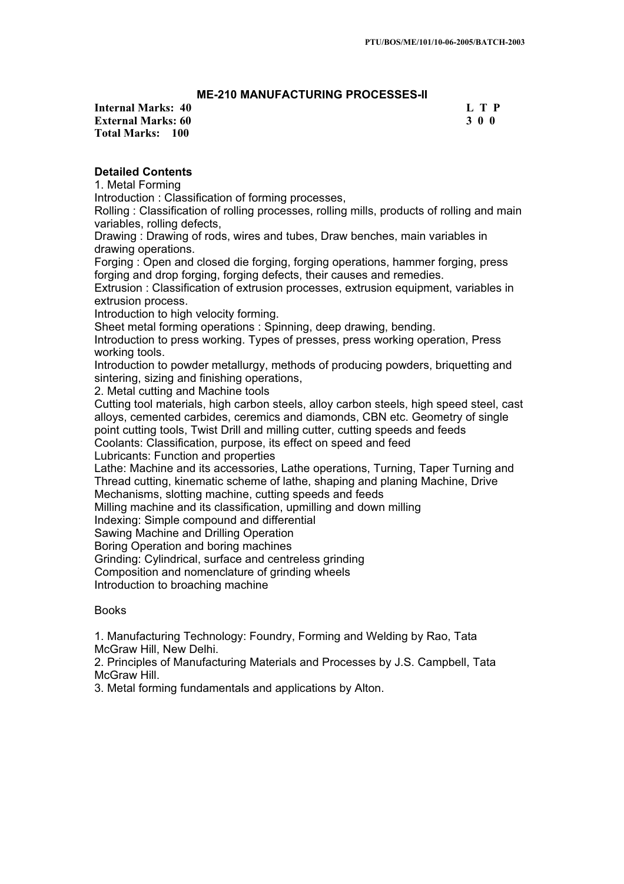## ME-210 MANUFACTURING PROCESSES-II

| | |
|---|---|
| **Internal Marks: 40** | **L T P** |
| **External Marks: 60** | **3 0 0** |
| **Total Marks: 100** | |

**Detailed Contents**

1. Metal Forming

Introduction : Classification of forming processes,

Rolling : Classification of rolling processes, rolling mills, products of rolling and main variables, rolling defects,

Drawing : Drawing of rods, wires and tubes, Draw benches, main variables in drawing operations.

Forging : Open and closed die forging, forging operations, hammer forging, press forging and drop forging, forging defects, their causes and remedies.

Extrusion : Classification of extrusion processes, extrusion equipment, variables in extrusion process.

Introduction to high velocity forming.

Sheet metal forming operations : Spinning, deep drawing, bending.

Introduction to press working. Types of presses, press working operation, Press working tools.

Introduction to powder metallurgy, methods of producing powders, briquetting and sintering, sizing and finishing operations,

2. Metal cutting and Machine tools

Cutting tool materials, high carbon steels, alloy carbon steels, high speed steel, cast alloys, cemented carbides, ceremics and diamonds, CBN etc. Geometry of single point cutting tools, Twist Drill and milling cutter, cutting speeds and feeds

Coolants: Classification, purpose, its effect on speed and feed

Lubricants: Function and properties

Lathe: Machine and its accessories, Lathe operations, Turning, Taper Turning and Thread cutting, kinematic scheme of lathe, shaping and planing Machine, Drive Mechanisms, slotting machine, cutting speeds and feeds

Milling machine and its classification, upmilling and down milling

Indexing: Simple compound and differential

Sawing Machine and Drilling Operation

Boring Operation and boring machines

Grinding: Cylindrical, surface and centreless grinding

Composition and nomenclature of grinding wheels

Introduction to broaching machine

Books

1. Manufacturing Technology: Foundry, Forming and Welding by Rao, Tata McGraw Hill, New Delhi.
2. Principles of Manufacturing Materials and Processes by J.S. Campbell, Tata McGraw Hill.
3. Metal forming fundamentals and applications by Alton.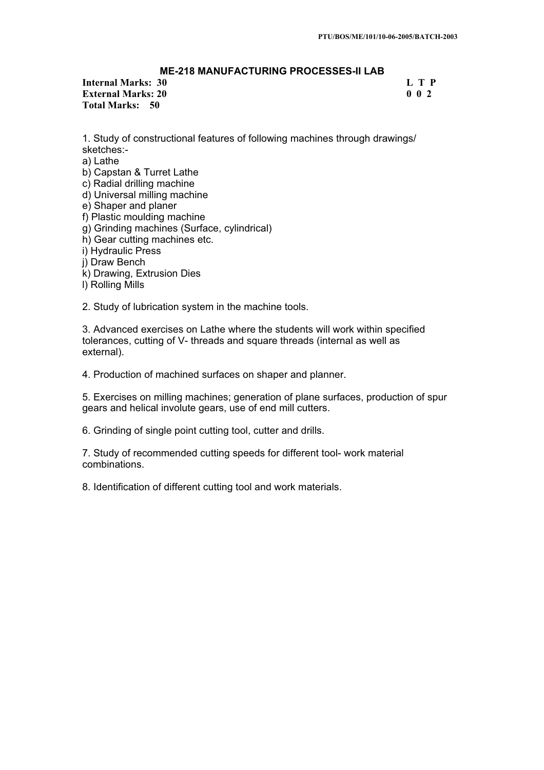## ME-218 MANUFACTURING PROCESSES-II LAB

| **Internal Marks: 30** | **L T P** |
|---|---|
| **External Marks: 20** | **0 0 2** |
| **Total Marks: 50** | |

1. Study of constructional features of following machines through drawings/ sketches:-
a) Lathe
b) Capstan & Turret Lathe
c) Radial drilling machine
d) Universal milling machine
e) Shaper and planer
f) Plastic moulding machine
g) Grinding machines (Surface, cylindrical)
h) Gear cutting machines etc.
i) Hydraulic Press
j) Draw Bench
k) Drawing, Extrusion Dies
l) Rolling Mills

2. Study of lubrication system in the machine tools.

3. Advanced exercises on Lathe where the students will work within specified tolerances, cutting of V- threads and square threads (internal as well as external).

4. Production of machined surfaces on shaper and planner.

5. Exercises on milling machines; generation of plane surfaces, production of spur gears and helical involute gears, use of end mill cutters.

6. Grinding of single point cutting tool, cutter and drills.

7. Study of recommended cutting speeds for different tool- work material combinations.

8. Identification of different cutting tool and work materials.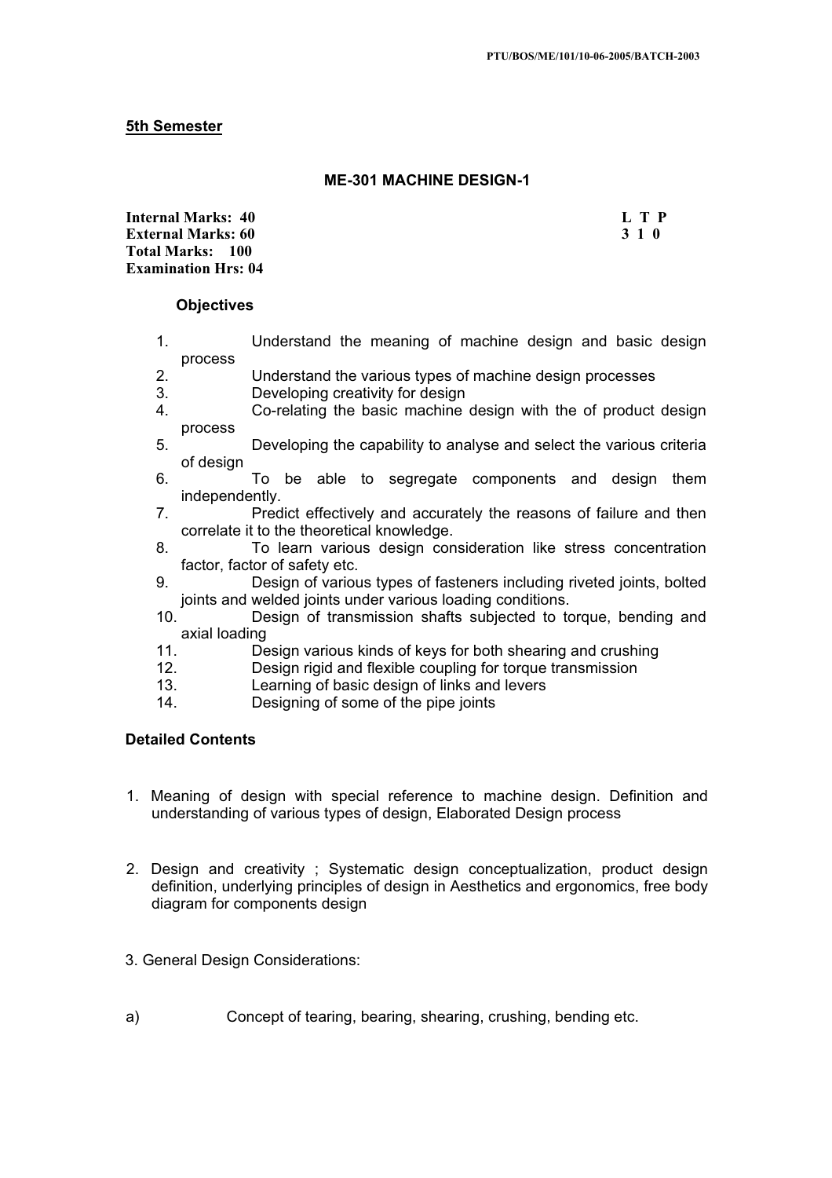**5th Semester**

## ME-301 MACHINE DESIGN-1

| | |
|---|---|
| **Internal Marks: 40** | **L T P** |
| **External Marks: 60** | **3 1 0** |
| **Total Marks: 100** | |
| **Examination Hrs: 04** | |

### Objectives

1. Understand the meaning of machine design and basic design process
2. Understand the various types of machine design processes
3. Developing creativity for design
4. Co-relating the basic machine design with the of product design process
5. Developing the capability to analyse and select the various criteria of design
6. To be able to segregate components and design them independently.
7. Predict effectively and accurately the reasons of failure and then correlate it to the theoretical knowledge.
8. To learn various design consideration like stress concentration factor, factor of safety etc.
9. Design of various types of fasteners including riveted joints, bolted joints and welded joints under various loading conditions.
10. Design of transmission shafts subjected to torque, bending and axial loading
11. Design various kinds of keys for both shearing and crushing
12. Design rigid and flexible coupling for torque transmission
13. Learning of basic design of links and levers
14. Designing of some of the pipe joints

### Detailed Contents

1. Meaning of design with special reference to machine design. Definition and understanding of various types of design, Elaborated Design process

2. Design and creativity ; Systematic design conceptualization, product design definition, underlying principles of design in Aesthetics and ergonomics, free body diagram for components design

3. General Design Considerations:

a) Concept of tearing, bearing, shearing, crushing, bending etc.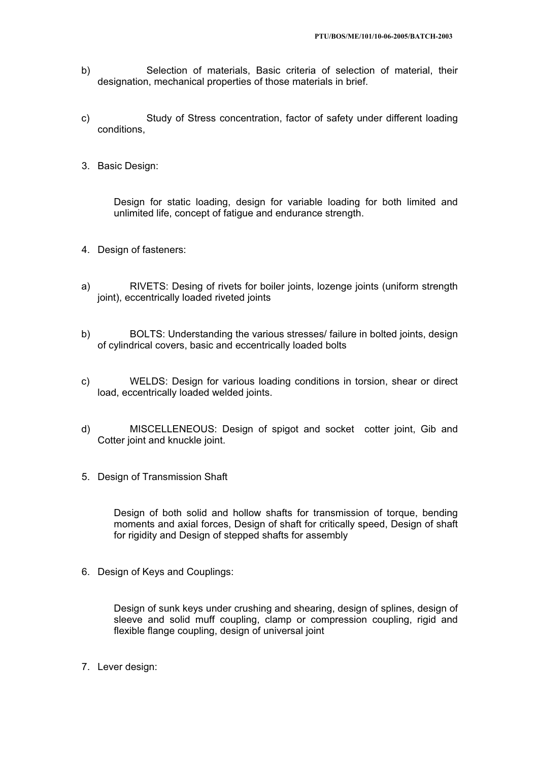b) Selection of materials, Basic criteria of selection of material, their designation, mechanical properties of those materials in brief.

c) Study of Stress concentration, factor of safety under different loading conditions,

3. Basic Design:

   Design for static loading, design for variable loading for both limited and unlimited life, concept of fatigue and endurance strength.

4. Design of fasteners:

a) RIVETS: Desing of rivets for boiler joints, lozenge joints (uniform strength joint), eccentrically loaded riveted joints

b) BOLTS: Understanding the various stresses/ failure in bolted joints, design of cylindrical covers, basic and eccentrically loaded bolts

c) WELDS: Design for various loading conditions in torsion, shear or direct load, eccentrically loaded welded joints.

d) MISCELLENEOUS: Design of spigot and socket cotter joint, Gib and Cotter joint and knuckle joint.

5. Design of Transmission Shaft

   Design of both solid and hollow shafts for transmission of torque, bending moments and axial forces, Design of shaft for critically speed, Design of shaft for rigidity and Design of stepped shafts for assembly

6. Design of Keys and Couplings:

   Design of sunk keys under crushing and shearing, design of splines, design of sleeve and solid muff coupling, clamp or compression coupling, rigid and flexible flange coupling, design of universal joint

7. Lever design: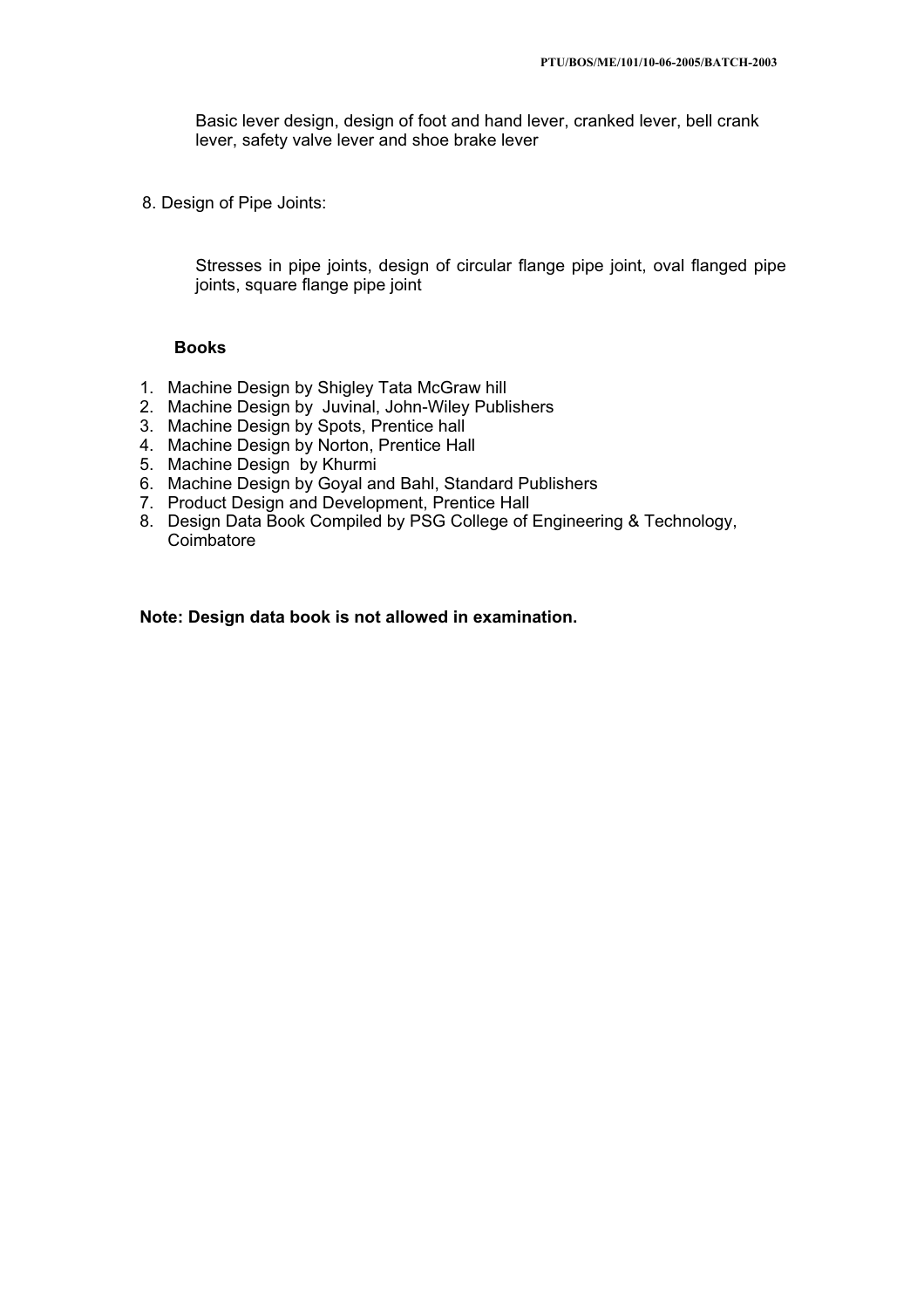Basic lever design, design of foot and hand lever, cranked lever, bell crank lever, safety valve lever and shoe brake lever

8. Design of Pipe Joints:

Stresses in pipe joints, design of circular flange pipe joint, oval flanged pipe joints, square flange pipe joint

**Books**

1. Machine Design by Shigley Tata McGraw hill
2. Machine Design by Juvinal, John-Wiley Publishers
3. Machine Design by Spots, Prentice hall
4. Machine Design by Norton, Prentice Hall
5. Machine Design by Khurmi
6. Machine Design by Goyal and Bahl, Standard Publishers
7. Product Design and Development, Prentice Hall
8. Design Data Book Compiled by PSG College of Engineering & Technology, Coimbatore

**Note: Design data book is not allowed in examination.**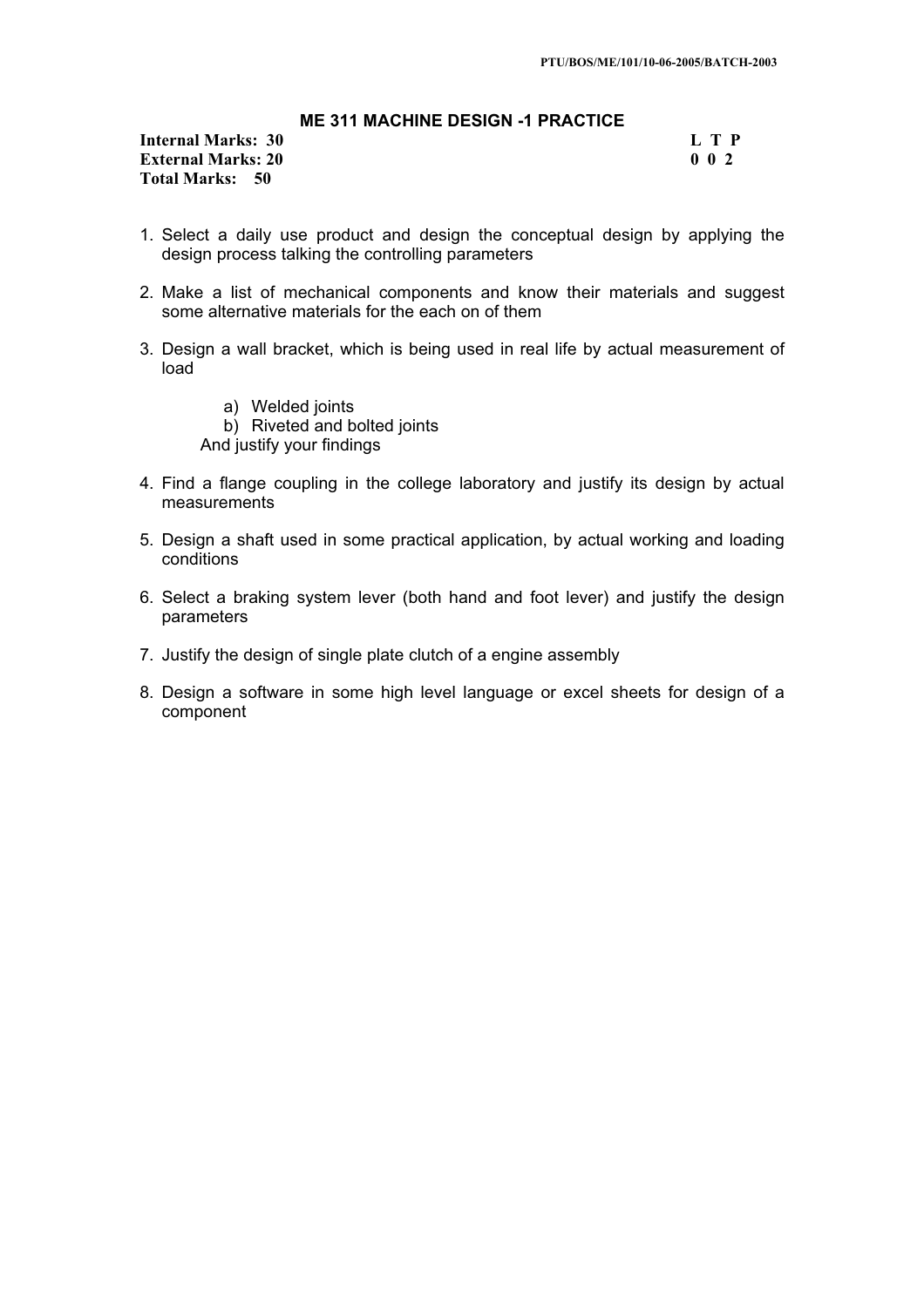## ME 311 MACHINE DESIGN -1 PRACTICE

| | |
|---|---|
| **Internal Marks: 30** | **L T P** |
| **External Marks: 20** | **0 0 2** |
| **Total Marks: 50** | |

1. Select a daily use product and design the conceptual design by applying the design process talking the controlling parameters

2. Make a list of mechanical components and know their materials and suggest some alternative materials for the each on of them

3. Design a wall bracket, which is being used in real life by actual measurement of load

   a) Welded joints
   b) Riveted and bolted joints

   And justify your findings

4. Find a flange coupling in the college laboratory and justify its design by actual measurements

5. Design a shaft used in some practical application, by actual working and loading conditions

6. Select a braking system lever (both hand and foot lever) and justify the design parameters

7. Justify the design of single plate clutch of a engine assembly

8. Design a software in some high level language or excel sheets for design of a component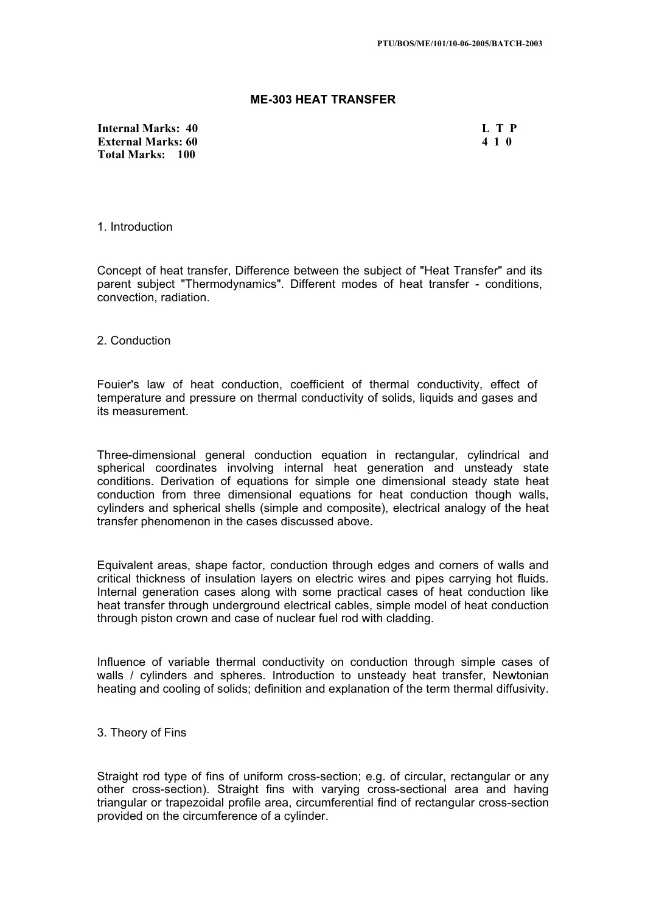## ME-303 HEAT TRANSFER

**Internal Marks: 40**
**External Marks: 60**
**Total Marks: 100**

| L | T | P |
|---|---|---|
| 4 | 1 | 0 |

1. Introduction

Concept of heat transfer, Difference between the subject of "Heat Transfer" and its parent subject "Thermodynamics". Different modes of heat transfer - conditions, convection, radiation.

2. Conduction

Fouier's law of heat conduction, coefficient of thermal conductivity, effect of temperature and pressure on thermal conductivity of solids, liquids and gases and its measurement.

Three-dimensional general conduction equation in rectangular, cylindrical and spherical coordinates involving internal heat generation and unsteady state conditions. Derivation of equations for simple one dimensional steady state heat conduction from three dimensional equations for heat conduction though walls, cylinders and spherical shells (simple and composite), electrical analogy of the heat transfer phenomenon in the cases discussed above.

Equivalent areas, shape factor, conduction through edges and corners of walls and critical thickness of insulation layers on electric wires and pipes carrying hot fluids. Internal generation cases along with some practical cases of heat conduction like heat transfer through underground electrical cables, simple model of heat conduction through piston crown and case of nuclear fuel rod with cladding.

Influence of variable thermal conductivity on conduction through simple cases of walls / cylinders and spheres. Introduction to unsteady heat transfer, Newtonian heating and cooling of solids; definition and explanation of the term thermal diffusivity.

3. Theory of Fins

Straight rod type of fins of uniform cross-section; e.g. of circular, rectangular or any other cross-section). Straight fins with varying cross-sectional area and having triangular or trapezoidal profile area, circumferential find of rectangular cross-section provided on the circumference of a cylinder.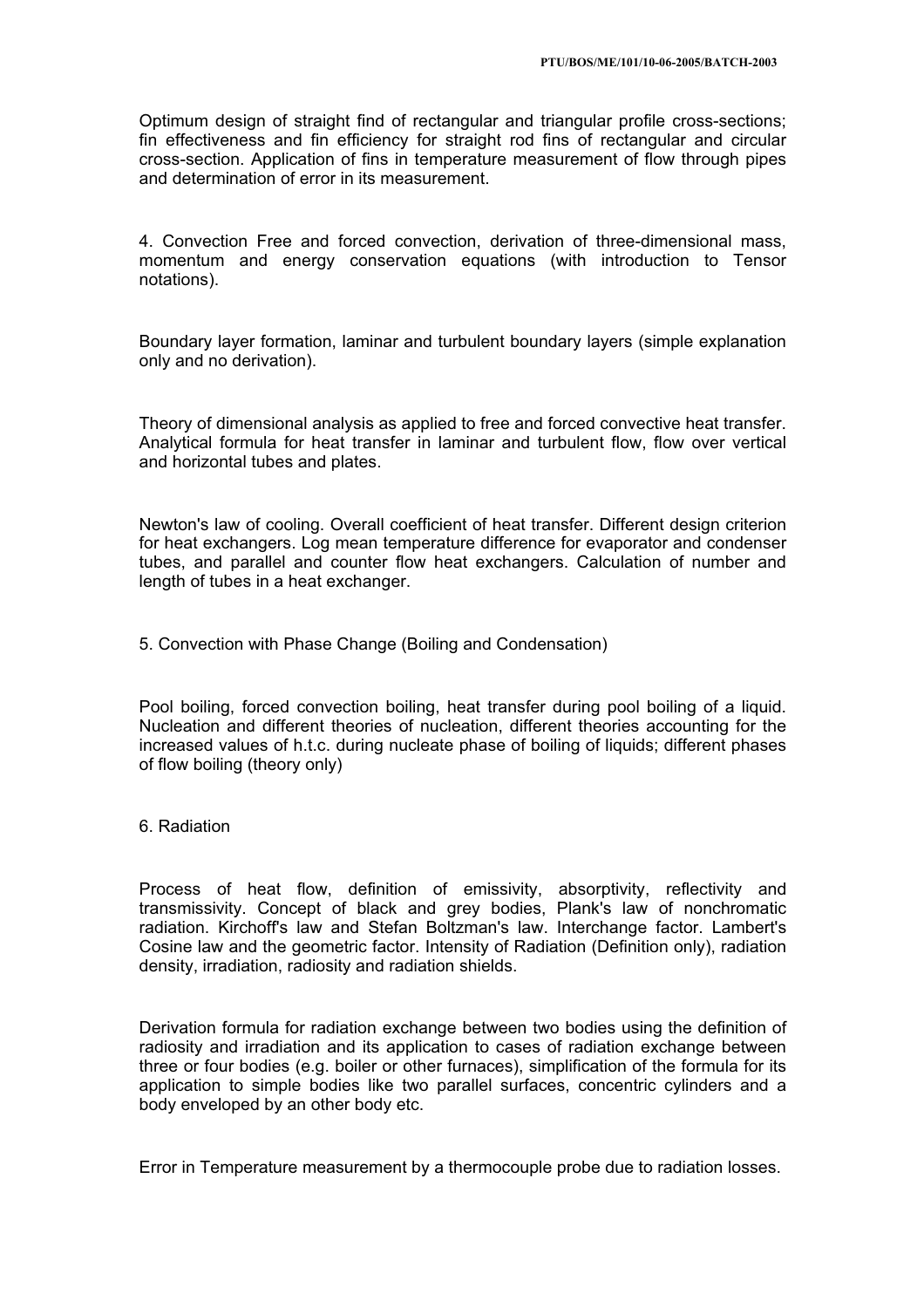Optimum design of straight find of rectangular and triangular profile cross-sections; fin effectiveness and fin efficiency for straight rod fins of rectangular and circular cross-section. Application of fins in temperature measurement of flow through pipes and determination of error in its measurement.

4. Convection Free and forced convection, derivation of three-dimensional mass, momentum and energy conservation equations (with introduction to Tensor notations).

Boundary layer formation, laminar and turbulent boundary layers (simple explanation only and no derivation).

Theory of dimensional analysis as applied to free and forced convective heat transfer. Analytical formula for heat transfer in laminar and turbulent flow, flow over vertical and horizontal tubes and plates.

Newton's law of cooling. Overall coefficient of heat transfer. Different design criterion for heat exchangers. Log mean temperature difference for evaporator and condenser tubes, and parallel and counter flow heat exchangers. Calculation of number and length of tubes in a heat exchanger.

5. Convection with Phase Change (Boiling and Condensation)

Pool boiling, forced convection boiling, heat transfer during pool boiling of a liquid. Nucleation and different theories of nucleation, different theories accounting for the increased values of h.t.c. during nucleate phase of boiling of liquids; different phases of flow boiling (theory only)

6. Radiation

Process of heat flow, definition of emissivity, absorptivity, reflectivity and transmissivity. Concept of black and grey bodies, Plank's law of nonchromatic radiation. Kirchoff's law and Stefan Boltzman's law. Interchange factor. Lambert's Cosine law and the geometric factor. Intensity of Radiation (Definition only), radiation density, irradiation, radiosity and radiation shields.

Derivation formula for radiation exchange between two bodies using the definition of radiosity and irradiation and its application to cases of radiation exchange between three or four bodies (e.g. boiler or other furnaces), simplification of the formula for its application to simple bodies like two parallel surfaces, concentric cylinders and a body enveloped by an other body etc.

Error in Temperature measurement by a thermocouple probe due to radiation losses.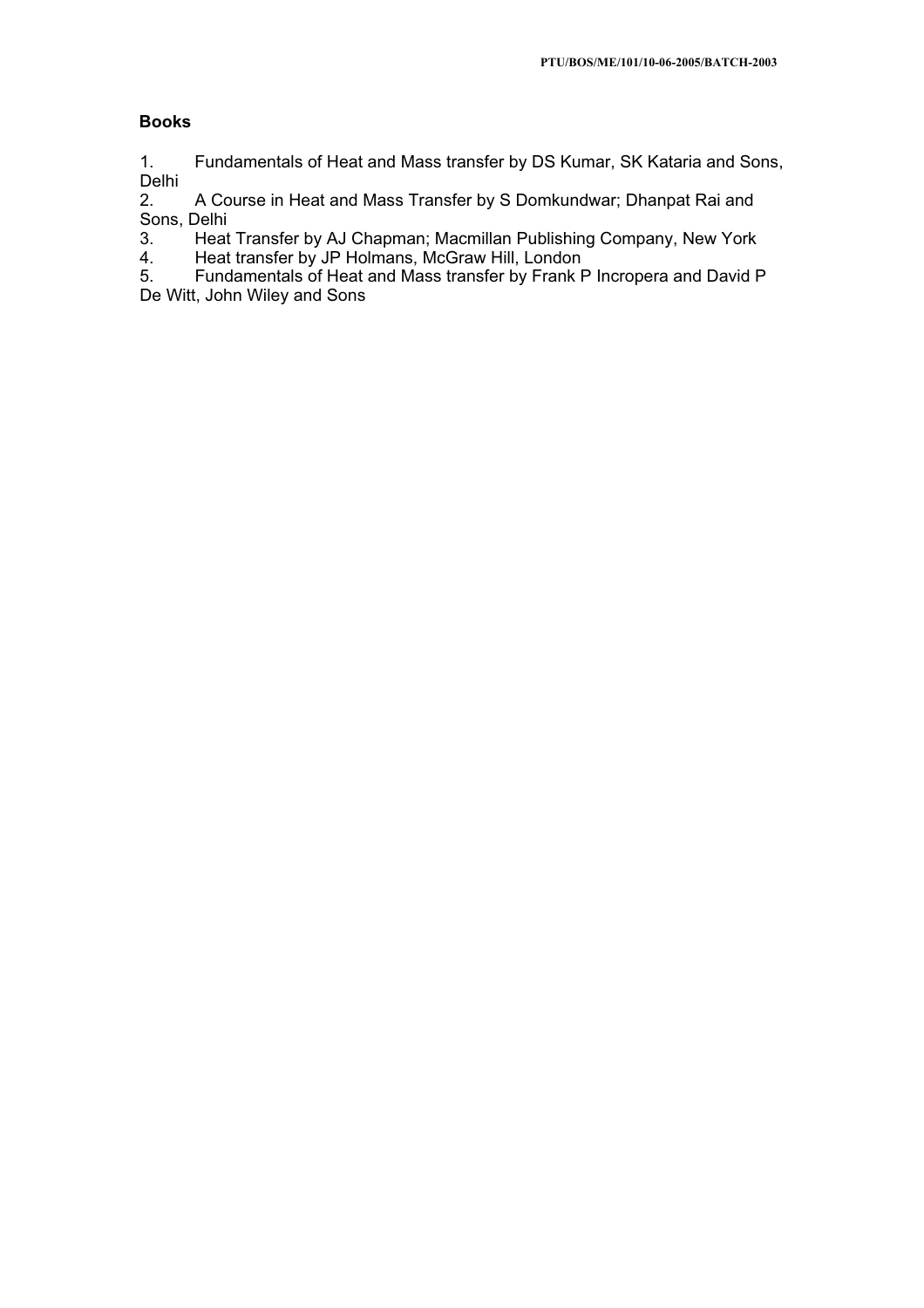### Books

1. Fundamentals of Heat and Mass transfer by DS Kumar, SK Kataria and Sons, Delhi
2. A Course in Heat and Mass Transfer by S Domkundwar; Dhanpat Rai and Sons, Delhi
3. Heat Transfer by AJ Chapman; Macmillan Publishing Company, New York
4. Heat transfer by JP Holmans, McGraw Hill, London
5. Fundamentals of Heat and Mass transfer by Frank P Incropera and David P De Witt, John Wiley and Sons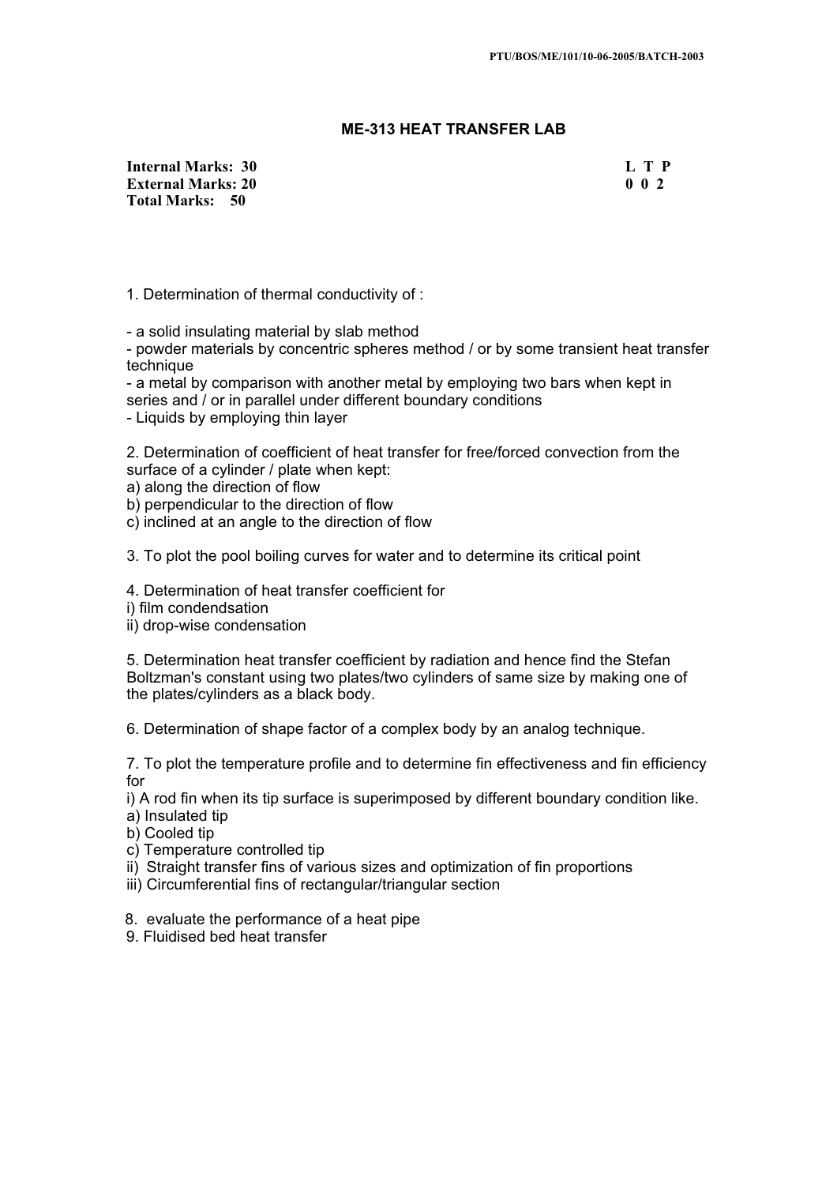## ME-313 HEAT TRANSFER LAB

**Internal Marks: 30** **L T P**
**External Marks: 20** **0 0 2**
**Total Marks: 50**

1. Determination of thermal conductivity of :

- a solid insulating material by slab method
- powder materials by concentric spheres method / or by some transient heat transfer technique
- a metal by comparison with another metal by employing two bars when kept in series and / or in parallel under different boundary conditions
- Liquids by employing thin layer

2. Determination of coefficient of heat transfer for free/forced convection from the surface of a cylinder / plate when kept:
a) along the direction of flow
b) perpendicular to the direction of flow
c) inclined at an angle to the direction of flow

3. To plot the pool boiling curves for water and to determine its critical point

4. Determination of heat transfer coefficient for
i) film condendsation
ii) drop-wise condensation

5. Determination heat transfer coefficient by radiation and hence find the Stefan Boltzman's constant using two plates/two cylinders of same size by making one of the plates/cylinders as a black body.

6. Determination of shape factor of a complex body by an analog technique.

7. To plot the temperature profile and to determine fin effectiveness and fin efficiency for
i) A rod fin when its tip surface is superimposed by different boundary condition like.
a) Insulated tip
b) Cooled tip
c) Temperature controlled tip
ii) Straight transfer fins of various sizes and optimization of fin proportions
iii) Circumferential fins of rectangular/triangular section

8. evaluate the performance of a heat pipe
9. Fluidised bed heat transfer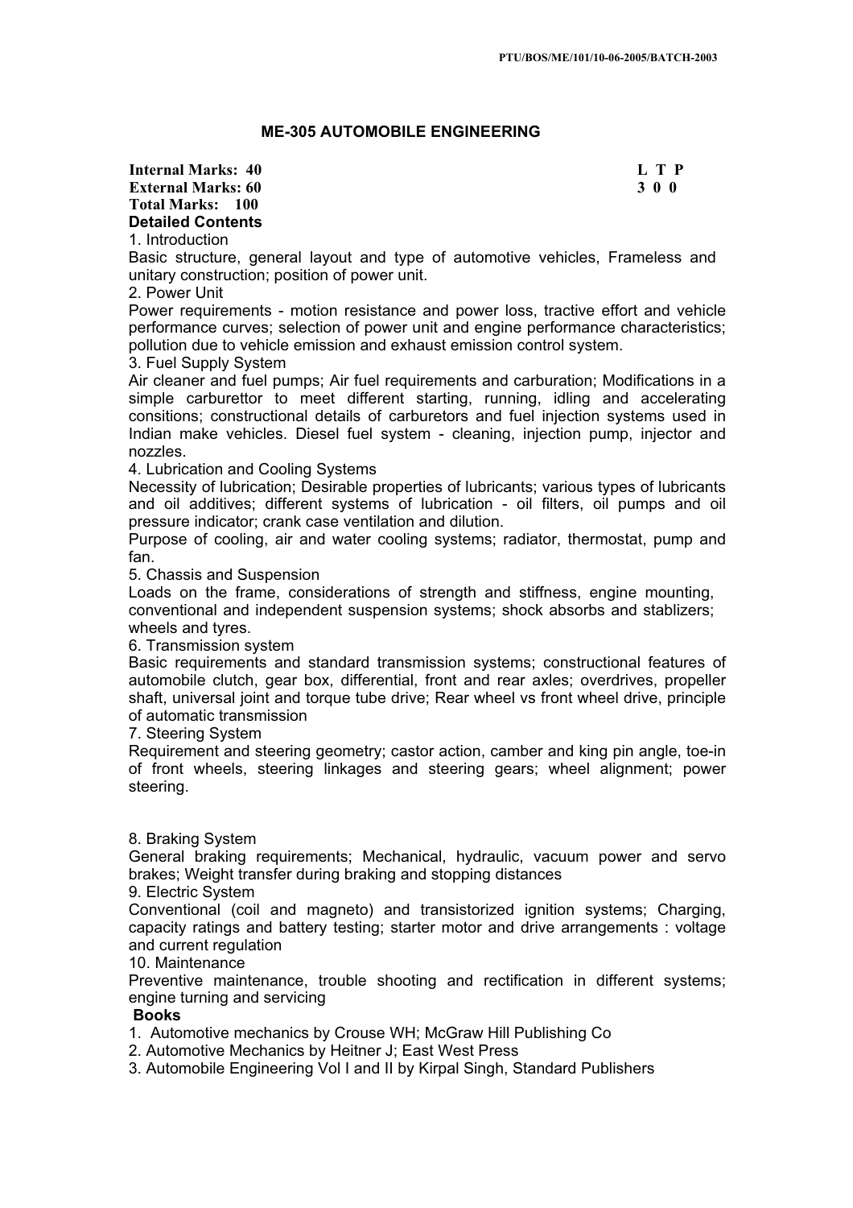## ME-305 AUTOMOBILE ENGINEERING

| | |
|---|---|
| **Internal Marks: 40** | **L T P** |
| **External Marks: 60** | **3 0 0** |
| **Total Marks: 100** | |

**Detailed Contents**

1. Introduction

Basic structure, general layout and type of automotive vehicles, Frameless and unitary construction; position of power unit.

2. Power Unit

Power requirements - motion resistance and power loss, tractive effort and vehicle performance curves; selection of power unit and engine performance characteristics; pollution due to vehicle emission and exhaust emission control system.

3. Fuel Supply System

Air cleaner and fuel pumps; Air fuel requirements and carburation; Modifications in a simple carburettor to meet different starting, running, idling and accelerating consitions; constructional details of carburetors and fuel injection systems used in Indian make vehicles. Diesel fuel system - cleaning, injection pump, injector and nozzles.

4. Lubrication and Cooling Systems

Necessity of lubrication; Desirable properties of lubricants; various types of lubricants and oil additives; different systems of lubrication - oil filters, oil pumps and oil pressure indicator; crank case ventilation and dilution.

Purpose of cooling, air and water cooling systems; radiator, thermostat, pump and fan.

5. Chassis and Suspension

Loads on the frame, considerations of strength and stiffness, engine mounting, conventional and independent suspension systems; shock absorbs and stablizers; wheels and tyres.

6. Transmission system

Basic requirements and standard transmission systems; constructional features of automobile clutch, gear box, differential, front and rear axles; overdrives, propeller shaft, universal joint and torque tube drive; Rear wheel vs front wheel drive, principle of automatic transmission

7. Steering System

Requirement and steering geometry; castor action, camber and king pin angle, toe-in of front wheels, steering linkages and steering gears; wheel alignment; power steering.

8. Braking System

General braking requirements; Mechanical, hydraulic, vacuum power and servo brakes; Weight transfer during braking and stopping distances

9. Electric System

Conventional (coil and magneto) and transistorized ignition systems; Charging, capacity ratings and battery testing; starter motor and drive arrangements : voltage and current regulation

10. Maintenance

Preventive maintenance, trouble shooting and rectification in different systems; engine turning and servicing

**Books**

1. Automotive mechanics by Crouse WH; McGraw Hill Publishing Co
2. Automotive Mechanics by Heitner J; East West Press
3. Automobile Engineering Vol I and II by Kirpal Singh, Standard Publishers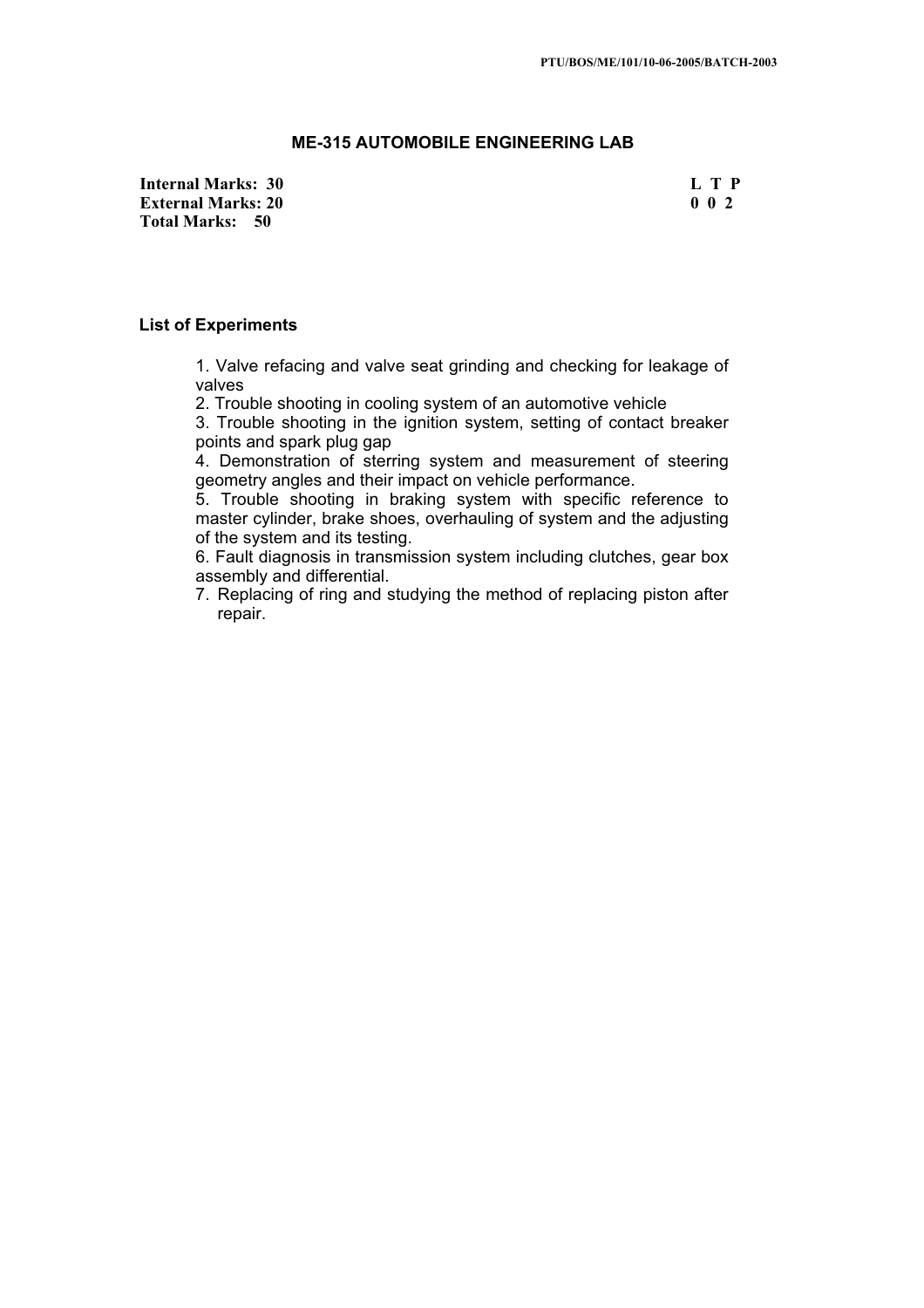## ME-315 AUTOMOBILE ENGINEERING LAB

| | |
|---|---|
| **Internal Marks: 30** | **L T P** |
| **External Marks: 20** | **0 0 2** |
| **Total Marks: 50** | |

### List of Experiments

1. Valve refacing and valve seat grinding and checking for leakage of valves
2. Trouble shooting in cooling system of an automotive vehicle
3. Trouble shooting in the ignition system, setting of contact breaker points and spark plug gap
4. Demonstration of sterring system and measurement of steering geometry angles and their impact on vehicle performance.
5. Trouble shooting in braking system with specific reference to master cylinder, brake shoes, overhauling of system and the adjusting of the system and its testing.
6. Fault diagnosis in transmission system including clutches, gear box assembly and differential.
7. Replacing of ring and studying the method of replacing piston after repair.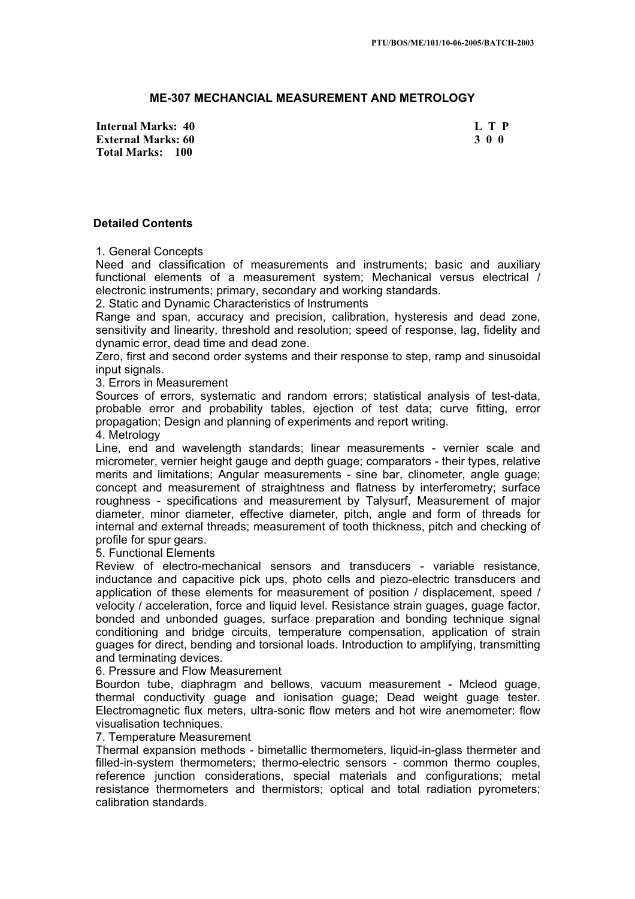## ME-307 MECHANCIAL MEASUREMENT AND METROLOGY

| | |
|---|---|
| **Internal Marks: 40** | **L T P** |
| **External Marks: 60** | **3 0 0** |
| **Total Marks: 100** | |

### Detailed Contents

1. General Concepts
Need and classification of measurements and instruments; basic and auxiliary functional elements of a measurement system; Mechanical versus electrical / electronic instruments; primary, secondary and working standards.
2. Static and Dynamic Characteristics of Instruments
Range and span, accuracy and precision, calibration, hysteresis and dead zone, sensitivity and linearity, threshold and resolution; speed of response, lag, fidelity and dynamic error, dead time and dead zone.
Zero, first and second order systems and their response to step, ramp and sinusoidal input signals.
3. Errors in Measurement
Sources of errors, systematic and random errors; statistical analysis of test-data, probable error and probability tables, ejection of test data; curve fitting, error propagation; Design and planning of experiments and report writing.
4. Metrology
Line, end and wavelength standards; linear measurements - vernier scale and micrometer, vernier height gauge and depth guage; comparators - their types, relative merits and limitations; Angular measurements - sine bar, clinometer, angle guage; concept and measurement of straightness and flatness by interferometry; surface roughness - specifications and measurement by Talysurf, Measurement of major diameter, minor diameter, effective diameter, pitch, angle and form of threads for internal and external threads; measurement of tooth thickness, pitch and checking of profile for spur gears.
5. Functional Elements
Review of electro-mechanical sensors and transducers - variable resistance, inductance and capacitive pick ups, photo cells and piezo-electric transducers and application of these elements for measurement of position / displacement, speed / velocity / acceleration, force and liquid level. Resistance strain guages, guage factor, bonded and unbonded guages, surface preparation and bonding technique signal conditioning and bridge circuits, temperature compensation, application of strain guages for direct, bending and torsional loads. Introduction to amplifying, transmitting and terminating devices.
6. Pressure and Flow Measurement
Bourdon tube, diaphragm and bellows, vacuum measurement - Mcleod guage, thermal conductivity guage and ionisation guage; Dead weight guage tester. Electromagnetic flux meters, ultra-sonic flow meters and hot wire anemometer: flow visualisation techniques.
7. Temperature Measurement
Thermal expansion methods - bimetallic thermometers, liquid-in-glass thermeter and filled-in-system thermometers; thermo-electric sensors - common thermo couples, reference junction considerations, special materials and configurations; metal resistance thermometers and thermistors; optical and total radiation pyrometers; calibration standards.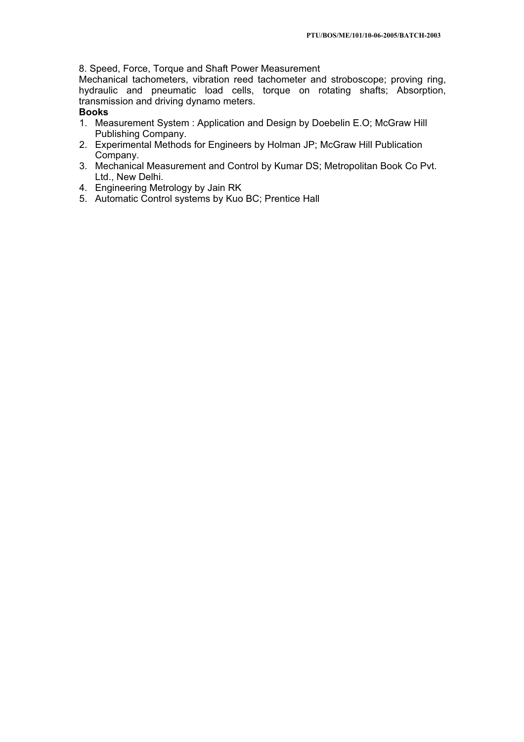8. Speed, Force, Torque and Shaft Power Measurement

Mechanical tachometers, vibration reed tachometer and stroboscope; proving ring, hydraulic and pneumatic load cells, torque on rotating shafts; Absorption, transmission and driving dynamo meters.

**Books**

1. Measurement System : Application and Design by Doebelin E.O; McGraw Hill Publishing Company.
2. Experimental Methods for Engineers by Holman JP; McGraw Hill Publication Company.
3. Mechanical Measurement and Control by Kumar DS; Metropolitan Book Co Pvt. Ltd., New Delhi.
4. Engineering Metrology by Jain RK
5. Automatic Control systems by Kuo BC; Prentice Hall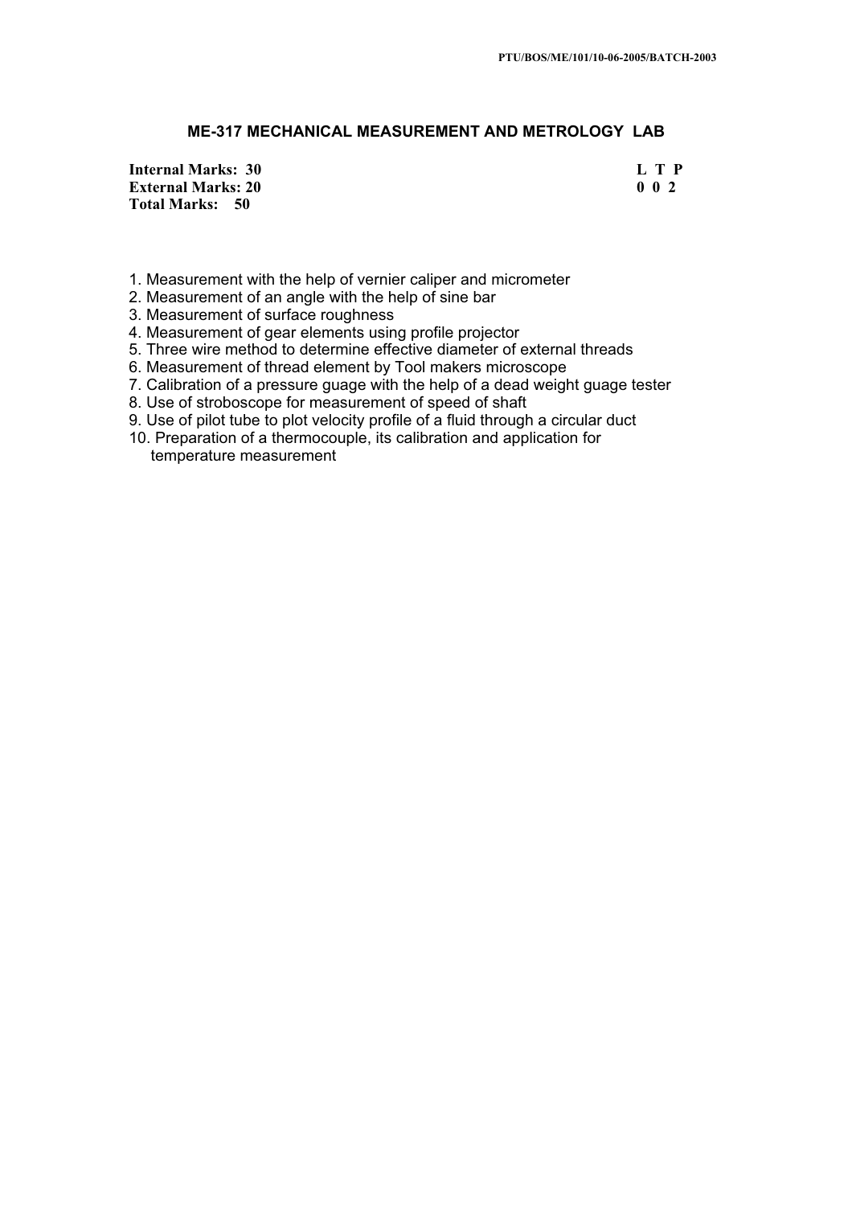## ME-317 MECHANICAL MEASUREMENT AND METROLOGY LAB

| | |
|---|---|
| **Internal Marks: 30** | **L T P** |
| **External Marks: 20** | **0 0 2** |
| **Total Marks: 50** | |

1. Measurement with the help of vernier caliper and micrometer
2. Measurement of an angle with the help of sine bar
3. Measurement of surface roughness
4. Measurement of gear elements using profile projector
5. Three wire method to determine effective diameter of external threads
6. Measurement of thread element by Tool makers microscope
7. Calibration of a pressure guage with the help of a dead weight guage tester
8. Use of stroboscope for measurement of speed of shaft
9. Use of pilot tube to plot velocity profile of a fluid through a circular duct
10. Preparation of a thermocouple, its calibration and application for temperature measurement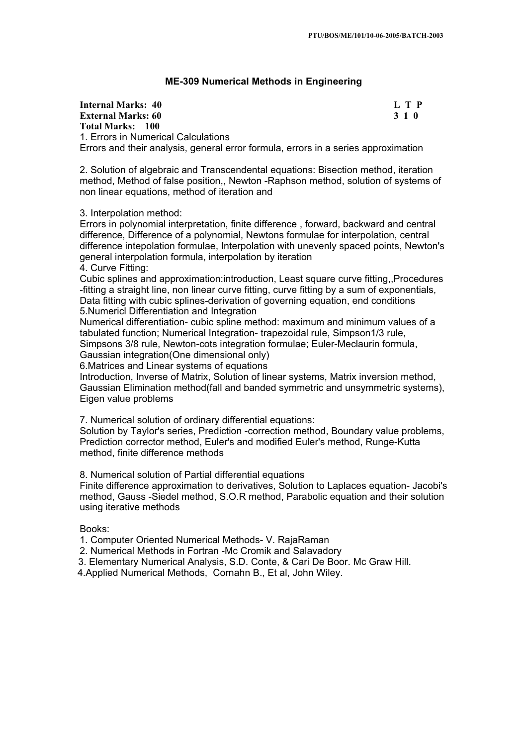## ME-309 Numerical Methods in Engineering

**Internal Marks: 40**
**External Marks: 60**
**Total Marks: 100**

| L | T | P |
|---|---|---|
| 3 | 1 | 0 |

1. Errors in Numerical Calculations
Errors and their analysis, general error formula, errors in a series approximation

2. Solution of algebraic and Transcendental equations: Bisection method, iteration method, Method of false position,, Newton -Raphson method, solution of systems of non linear equations, method of iteration and

3. Interpolation method:
Errors in polynomial interpretation, finite difference , forward, backward and central difference, Difference of a polynomial, Newtons formulae for interpolation, central difference intepolation formulae, Interpolation with unevenly spaced points, Newton's general interpolation formula, interpolation by iteration

4. Curve Fitting:
Cubic splines and approximation:introduction, Least square curve fitting,,Procedures -fitting a straight line, non linear curve fitting, curve fitting by a sum of exponentials, Data fitting with cubic splines-derivation of governing equation, end conditions

5.Numericl Differentiation and Integration
Numerical differentiation- cubic spline method: maximum and minimum values of a tabulated function; Numerical Integration- trapezoidal rule, Simpson1/3 rule, Simpsons 3/8 rule, Newton-cots integration formulae; Euler-Meclaurin formula, Gaussian integration(One dimensional only)

6.Matrices and Linear systems of equations
Introduction, Inverse of Matrix, Solution of linear systems, Matrix inversion method, Gaussian Elimination method(fall and banded symmetric and unsymmetric systems), Eigen value problems

7. Numerical solution of ordinary differential equations:
Solution by Taylor's series, Prediction -correction method, Boundary value problems, Prediction corrector method, Euler's and modified Euler's method, Runge-Kutta method, finite difference methods

8. Numerical solution of Partial differential equations
Finite difference approximation to derivatives, Solution to Laplaces equation- Jacobi's method, Gauss -Siedel method, S.O.R method, Parabolic equation and their solution using iterative methods

Books:

1. Computer Oriented Numerical Methods- V. RajaRaman
2. Numerical Methods in Fortran -Mc Cromik and Salavadory
3. Elementary Numerical Analysis, S.D. Conte, & Cari De Boor. Mc Graw Hill.
4. Applied Numerical Methods, Cornahn B., Et al, John Wiley.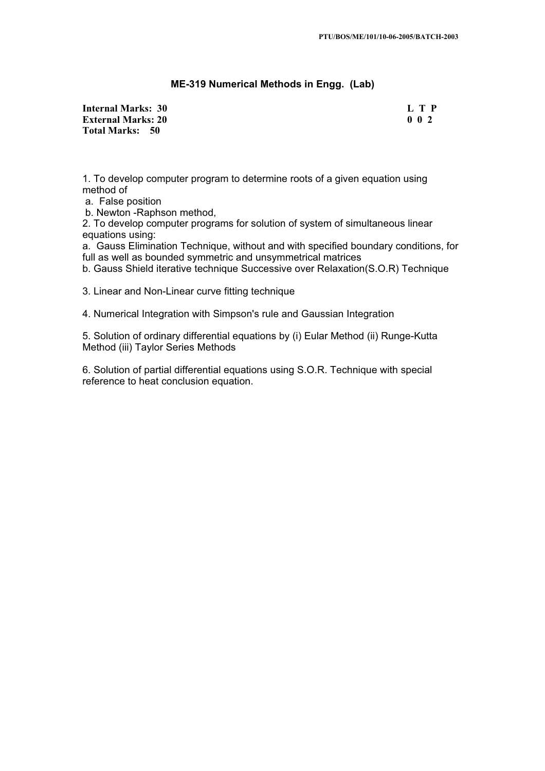## ME-319 Numerical Methods in Engg. (Lab)

| | |
|---|---|
| **Internal Marks: 30** | **L T P** |
| **External Marks: 20** | **0 0 2** |
| **Total Marks: 50** | |

1. To develop computer program to determine roots of a given equation using method of
   a. False position
   b. Newton -Raphson method,
2. To develop computer programs for solution of system of simultaneous linear equations using:
   a. Gauss Elimination Technique, without and with specified boundary conditions, for full as well as bounded symmetric and unsymmetrical matrices
   b. Gauss Shield iterative technique Successive over Relaxation(S.O.R) Technique

3. Linear and Non-Linear curve fitting technique

4. Numerical Integration with Simpson's rule and Gaussian Integration

5. Solution of ordinary differential equations by (i) Eular Method (ii) Runge-Kutta Method (iii) Taylor Series Methods

6. Solution of partial differential equations using S.O.R. Technique with special reference to heat conclusion equation.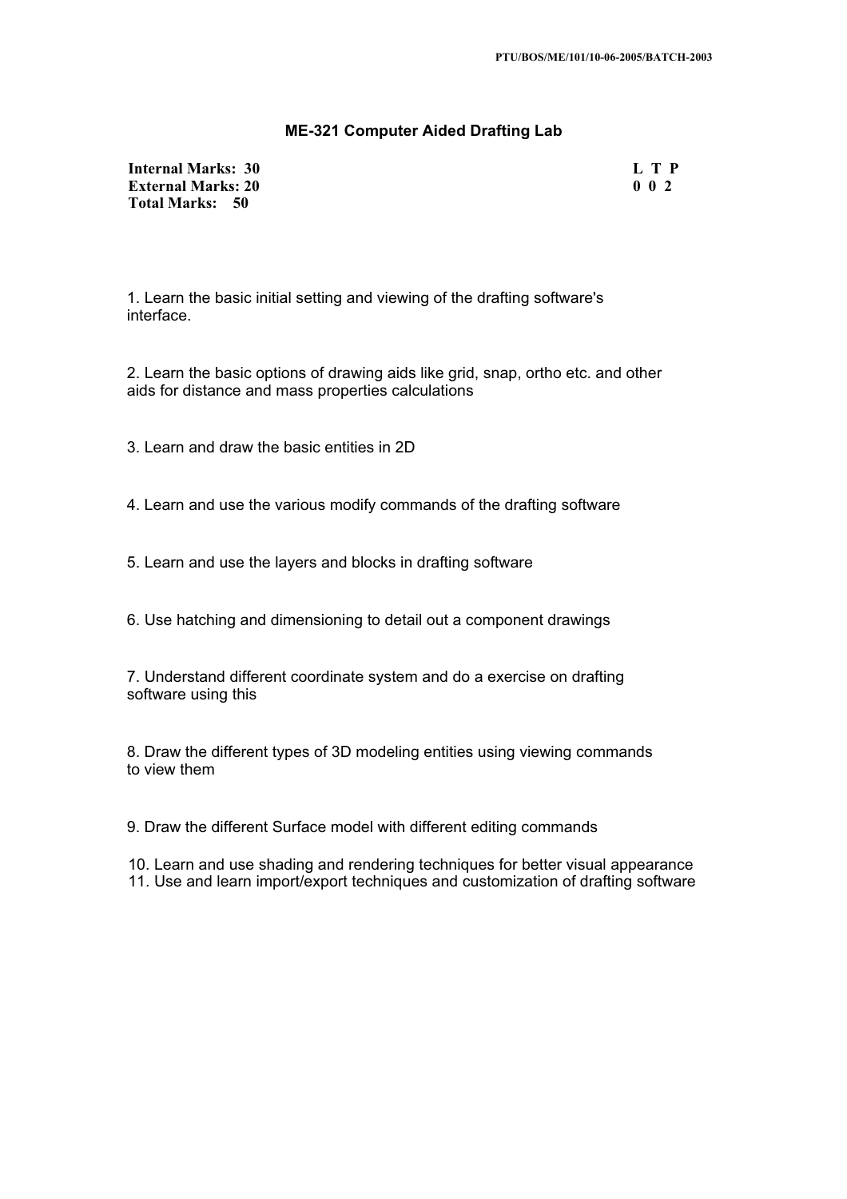## ME-321 Computer Aided Drafting Lab

| | L T P |
|---|---|
| **Internal Marks: 30** | **0 0 2** |
| **External Marks: 20** | |
| **Total Marks: 50** | |

1. Learn the basic initial setting and viewing of the drafting software's interface.

2. Learn the basic options of drawing aids like grid, snap, ortho etc. and other aids for distance and mass properties calculations

3. Learn and draw the basic entities in 2D

4. Learn and use the various modify commands of the drafting software

5. Learn and use the layers and blocks in drafting software

6. Use hatching and dimensioning to detail out a component drawings

7. Understand different coordinate system and do a exercise on drafting software using this

8. Draw the different types of 3D modeling entities using viewing commands to view them

9. Draw the different Surface model with different editing commands

10. Learn and use shading and rendering techniques for better visual appearance
11. Use and learn import/export techniques and customization of drafting software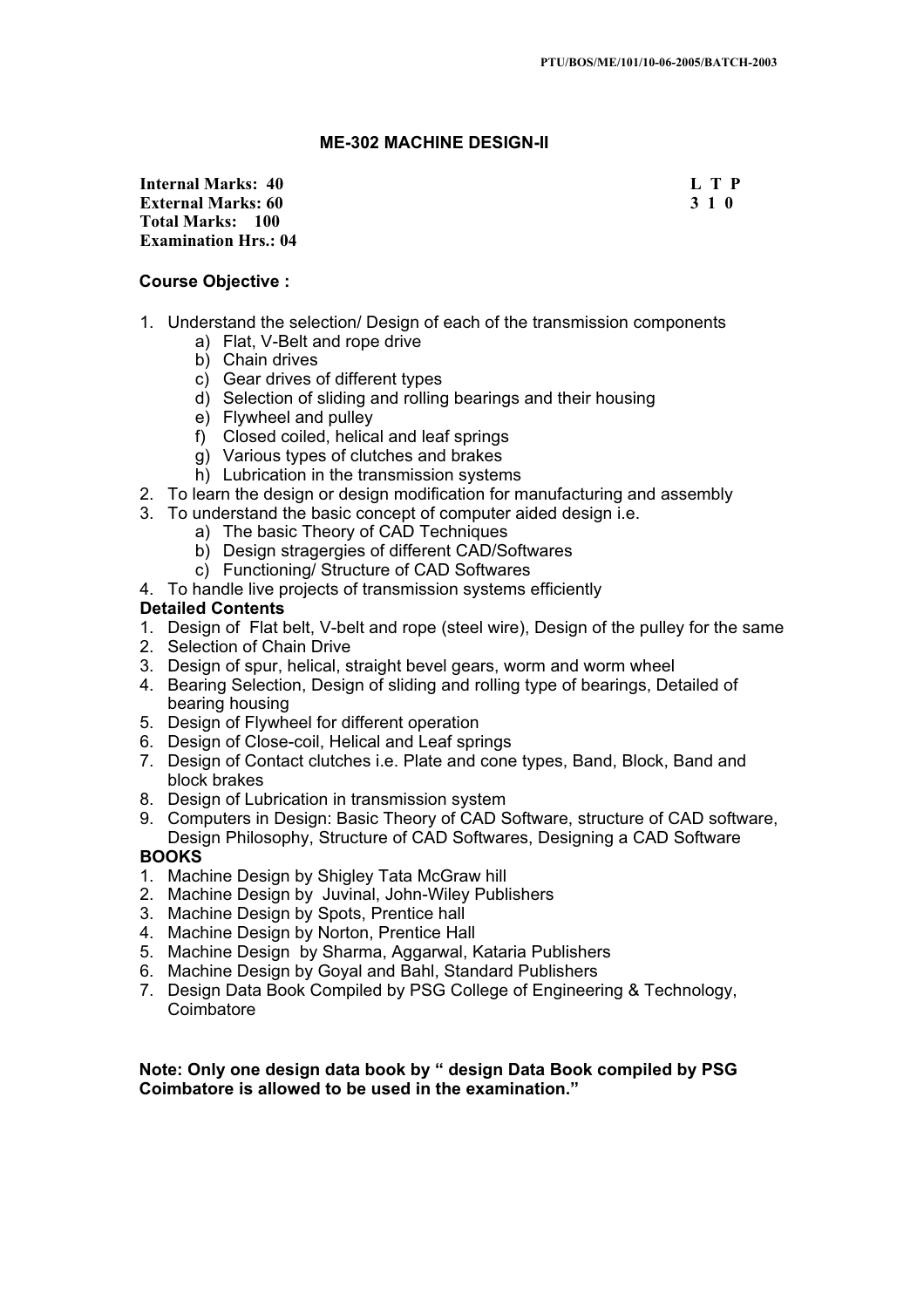## ME-302 MACHINE DESIGN-II

| | |
|---|---|
| **Internal Marks: 40** | **L T P** |
| **External Marks: 60** | **3 1 0** |
| **Total Marks: 100** | |
| **Examination Hrs.: 04** | |

**Course Objective :**

1. Understand the selection/ Design of each of the transmission components
   a) Flat, V-Belt and rope drive
   b) Chain drives
   c) Gear drives of different types
   d) Selection of sliding and rolling bearings and their housing
   e) Flywheel and pulley
   f) Closed coiled, helical and leaf springs
   g) Various types of clutches and brakes
   h) Lubrication in the transmission systems
2. To learn the design or design modification for manufacturing and assembly
3. To understand the basic concept of computer aided design i.e.
   a) The basic Theory of CAD Techniques
   b) Design stragergies of different CAD/Softwares
   c) Functioning/ Structure of CAD Softwares
4. To handle live projects of transmission systems efficiently

**Detailed Contents**

1. Design of Flat belt, V-belt and rope (steel wire), Design of the pulley for the same
2. Selection of Chain Drive
3. Design of spur, helical, straight bevel gears, worm and worm wheel
4. Bearing Selection, Design of sliding and rolling type of bearings, Detailed of bearing housing
5. Design of Flywheel for different operation
6. Design of Close-coil, Helical and Leaf springs
7. Design of Contact clutches i.e. Plate and cone types, Band, Block, Band and block brakes
8. Design of Lubrication in transmission system
9. Computers in Design: Basic Theory of CAD Software, structure of CAD software, Design Philosophy, Structure of CAD Softwares, Designing a CAD Software

**BOOKS**

1. Machine Design by Shigley Tata McGraw hill
2. Machine Design by Juvinal, John-Wiley Publishers
3. Machine Design by Spots, Prentice hall
4. Machine Design by Norton, Prentice Hall
5. Machine Design by Sharma, Aggarwal, Kataria Publishers
6. Machine Design by Goyal and Bahl, Standard Publishers
7. Design Data Book Compiled by PSG College of Engineering & Technology, Coimbatore

**Note: Only one design data book by " design Data Book compiled by PSG Coimbatore is allowed to be used in the examination."**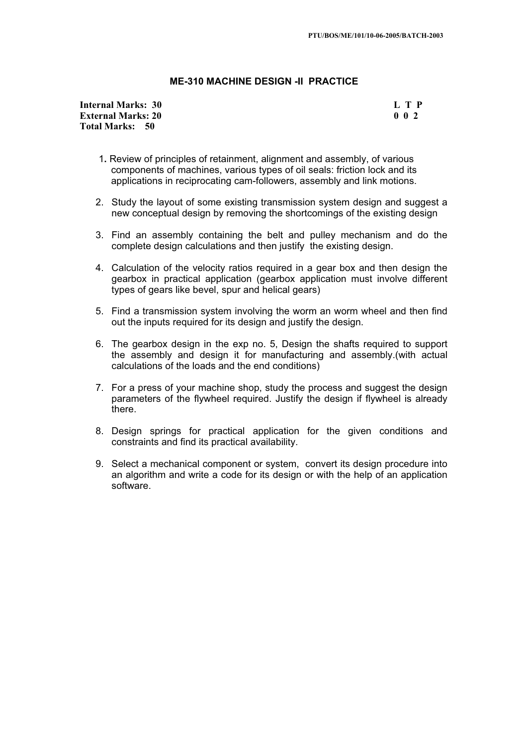## ME-310 MACHINE DESIGN -II PRACTICE

| | |
|---|---|
| **Internal Marks: 30** | **L T P** |
| **External Marks: 20** | **0 0 2** |
| **Total Marks: 50** | |

1. Review of principles of retainment, alignment and assembly, of various components of machines, various types of oil seals: friction lock and its applications in reciprocating cam-followers, assembly and link motions.
2. Study the layout of some existing transmission system design and suggest a new conceptual design by removing the shortcomings of the existing design
3. Find an assembly containing the belt and pulley mechanism and do the complete design calculations and then justify the existing design.
4. Calculation of the velocity ratios required in a gear box and then design the gearbox in practical application (gearbox application must involve different types of gears like bevel, spur and helical gears)
5. Find a transmission system involving the worm an worm wheel and then find out the inputs required for its design and justify the design.
6. The gearbox design in the exp no. 5, Design the shafts required to support the assembly and design it for manufacturing and assembly.(with actual calculations of the loads and the end conditions)
7. For a press of your machine shop, study the process and suggest the design parameters of the flywheel required. Justify the design if flywheel is already there.
8. Design springs for practical application for the given conditions and constraints and find its practical availability.
9. Select a mechanical component or system, convert its design procedure into an algorithm and write a code for its design or with the help of an application software.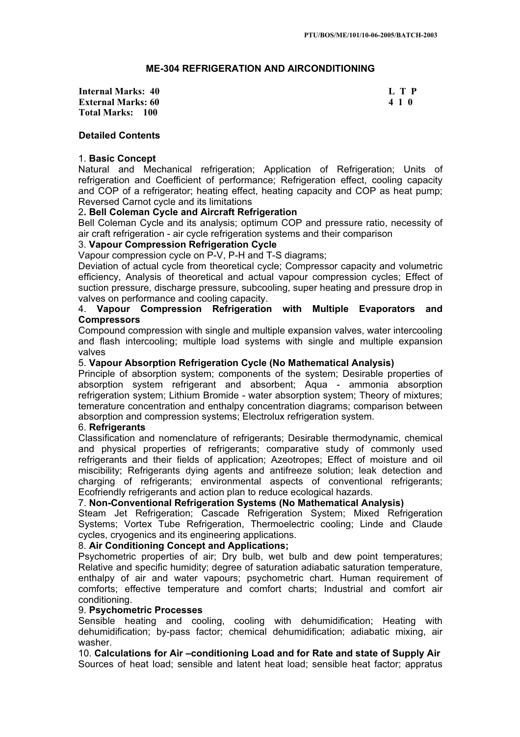# ME-304 REFRIGERATION AND AIRCONDITIONING

**Internal Marks: 40**
**External Marks: 60**
**Total Marks: 100**

| L | T | P |
|---|---|---|
| 4 | 1 | 0 |

## Detailed Contents

1. **Basic Concept**
Natural and Mechanical refrigeration; Application of Refrigeration; Units of refrigeration and Coefficient of performance; Refrigeration effect, cooling capacity and COP of a refrigerator; heating effect, heating capacity and COP as heat pump; Reversed Carnot cycle and its limitations

2. **Bell Coleman Cycle and Aircraft Refrigeration**
Bell Coleman Cycle and its analysis; optimum COP and pressure ratio, necessity of air craft refrigeration - air cycle refrigeration systems and their comparison

3. **Vapour Compression Refrigeration Cycle**
Vapour compression cycle on P-V, P-H and T-S diagrams;
Deviation of actual cycle from theoretical cycle; Compressor capacity and volumetric efficiency, Analysis of theoretical and actual vapour compression cycles; Effect of suction pressure, discharge pressure, subcooling, super heating and pressure drop in valves on performance and cooling capacity.

4. **Vapour Compression Refrigeration with Multiple Evaporators and Compressors**
Compound compression with single and multiple expansion valves, water intercooling and flash intercooling; multiple load systems with single and multiple expansion valves

5. **Vapour Absorption Refrigeration Cycle (No Mathematical Analysis)**
Principle of absorption system; components of the system; Desirable properties of absorption system refrigerant and absorbent; Aqua - ammonia absorption refrigeration system; Lithium Bromide - water absorption system; Theory of mixtures; temerature concentration and enthalpy concentration diagrams; comparison between absorption and compression systems; Electrolux refrigeration system.

6. **Refrigerants**
Classification and nomenclature of refrigerants; Desirable thermodynamic, chemical and physical properties of refrigerants; comparative study of commonly used refrigerants and their fields of application; Azeotropes; Effect of moisture and oil miscibility; Refrigerants dying agents and antifreeze solution; leak detection and charging of refrigerants; environmental aspects of conventional refrigerants; Ecofriendly refrigerants and action plan to reduce ecological hazards.

7. **Non-Conventional Refrigeration Systems (No Mathematical Analysis)**
Steam Jet Refrigeration; Cascade Refrigeration System; Mixed Refrigeration Systems; Vortex Tube Refrigeration, Thermoelectric cooling; Linde and Claude cycles, cryogenics and its engineering applications.

8. **Air Conditioning Concept and Applications;**
Psychometric properties of air; Dry bulb, wet bulb and dew point temperatures; Relative and specific humidity; degree of saturation adiabatic saturation temperature, enthalpy of air and water vapours; psychometric chart. Human requirement of comforts; effective temperature and comfort charts; Industrial and comfort air conditioning.

9. **Psychometric Processes**
Sensible heating and cooling, cooling with dehumidification; Heating with dehumidification; by-pass factor; chemical dehumidification; adiabatic mixing, air washer.

10. **Calculations for Air –conditioning Load and for Rate and state of Supply Air**
Sources of heat load; sensible and latent heat load; sensible heat factor; appratus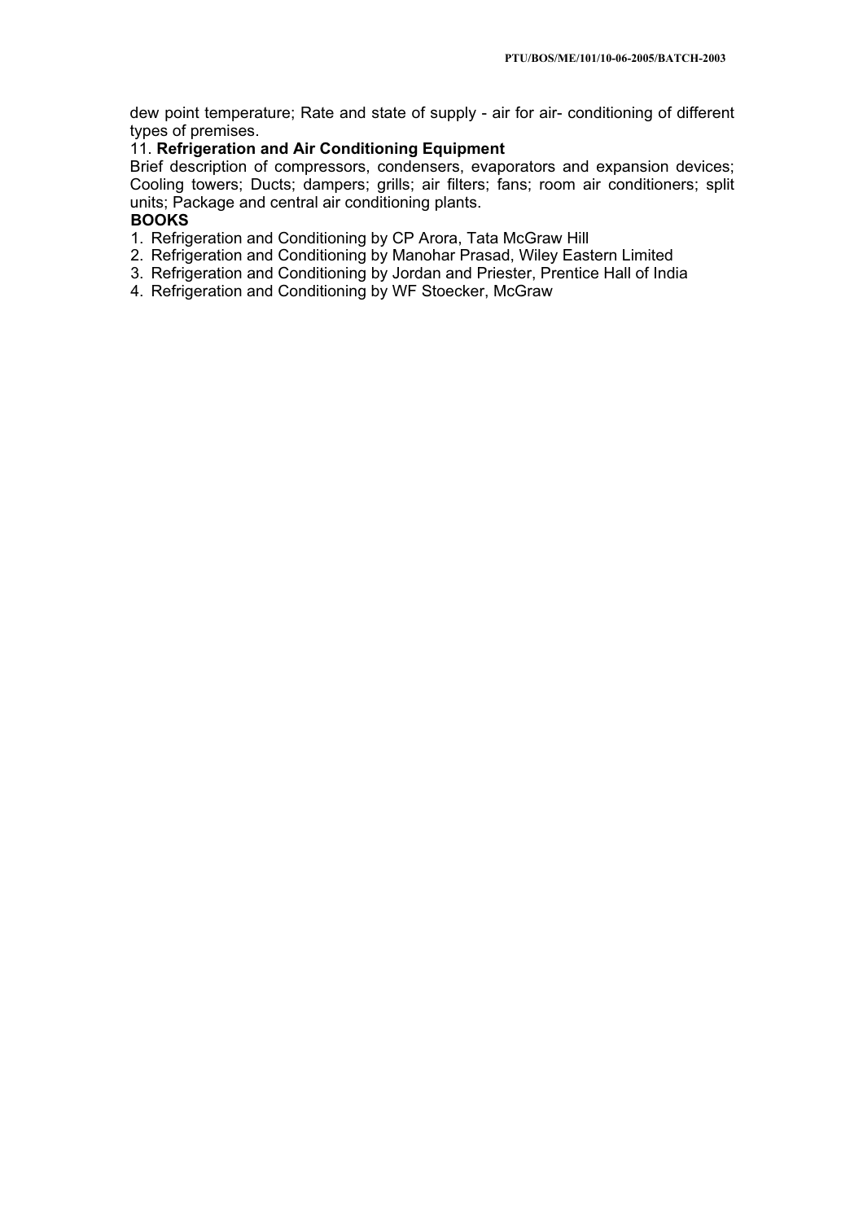dew point temperature; Rate and state of supply - air for air- conditioning of different types of premises.

11. **Refrigeration and Air Conditioning Equipment**

Brief description of compressors, condensers, evaporators and expansion devices; Cooling towers; Ducts; dampers; grills; air filters; fans; room air conditioners; split units; Package and central air conditioning plants.

**BOOKS**

1. Refrigeration and Conditioning by CP Arora, Tata McGraw Hill
2. Refrigeration and Conditioning by Manohar Prasad, Wiley Eastern Limited
3. Refrigeration and Conditioning by Jordan and Priester, Prentice Hall of India
4. Refrigeration and Conditioning by WF Stoecker, McGraw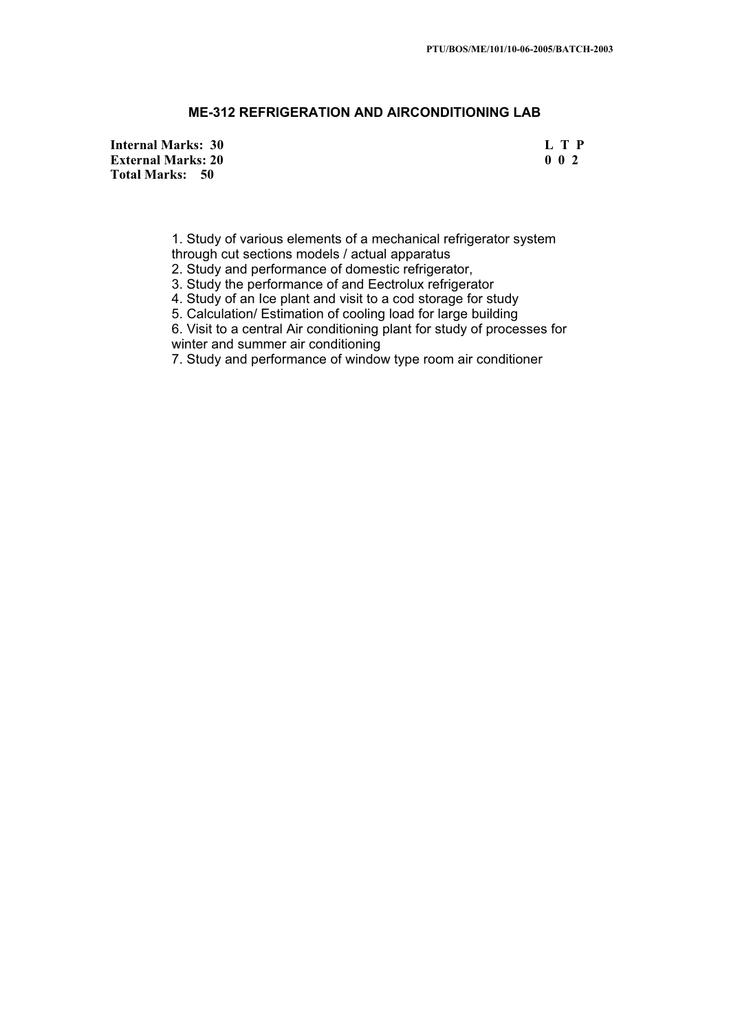## ME-312 REFRIGERATION AND AIRCONDITIONING LAB

| | |
|---|---|
| **Internal Marks: 30** | **L T P** |
| **External Marks: 20** | **0 0 2** |
| **Total Marks: 50** | |

1. Study of various elements of a mechanical refrigerator system through cut sections models / actual apparatus
2. Study and performance of domestic refrigerator,
3. Study the performance of and Eectrolux refrigerator
4. Study of an Ice plant and visit to a cod storage for study
5. Calculation/ Estimation of cooling load for large building
6. Visit to a central Air conditioning plant for study of processes for winter and summer air conditioning
7. Study and performance of window type room air conditioner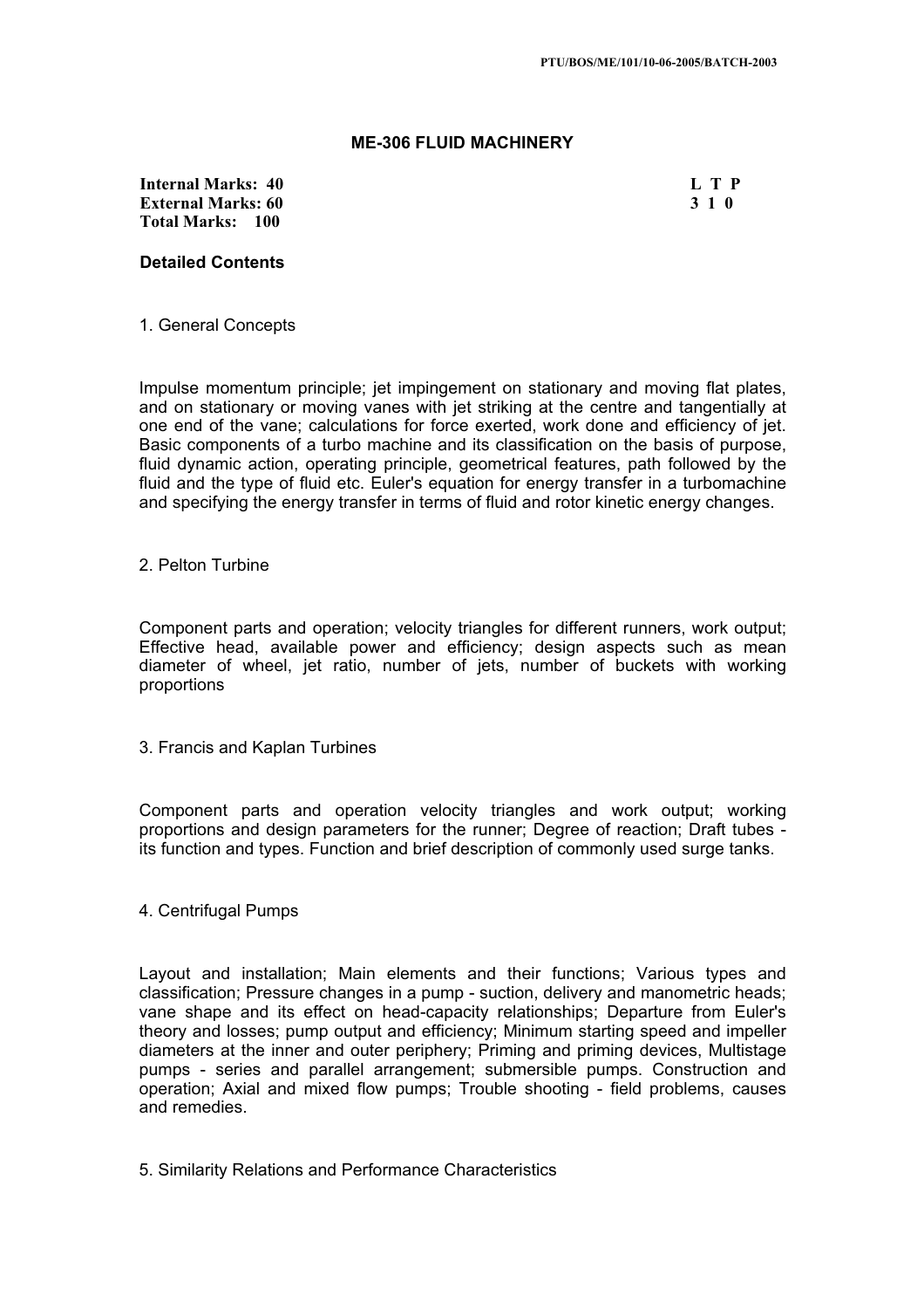# ME-306 FLUID MACHINERY

**Internal Marks: 40**
**External Marks: 60**
**Total Marks: 100**

| L | T | P |
|---|---|---|
| 3 | 1 | 0 |

**Detailed Contents**

1. General Concepts

Impulse momentum principle; jet impingement on stationary and moving flat plates, and on stationary or moving vanes with jet striking at the centre and tangentially at one end of the vane; calculations for force exerted, work done and efficiency of jet. Basic components of a turbo machine and its classification on the basis of purpose, fluid dynamic action, operating principle, geometrical features, path followed by the fluid and the type of fluid etc. Euler's equation for energy transfer in a turbomachine and specifying the energy transfer in terms of fluid and rotor kinetic energy changes.

2. Pelton Turbine

Component parts and operation; velocity triangles for different runners, work output; Effective head, available power and efficiency; design aspects such as mean diameter of wheel, jet ratio, number of jets, number of buckets with working proportions

3. Francis and Kaplan Turbines

Component parts and operation velocity triangles and work output; working proportions and design parameters for the runner; Degree of reaction; Draft tubes - its function and types. Function and brief description of commonly used surge tanks.

4. Centrifugal Pumps

Layout and installation; Main elements and their functions; Various types and classification; Pressure changes in a pump - suction, delivery and manometric heads; vane shape and its effect on head-capacity relationships; Departure from Euler's theory and losses; pump output and efficiency; Minimum starting speed and impeller diameters at the inner and outer periphery; Priming and priming devices, Multistage pumps - series and parallel arrangement; submersible pumps. Construction and operation; Axial and mixed flow pumps; Trouble shooting - field problems, causes and remedies.

5. Similarity Relations and Performance Characteristics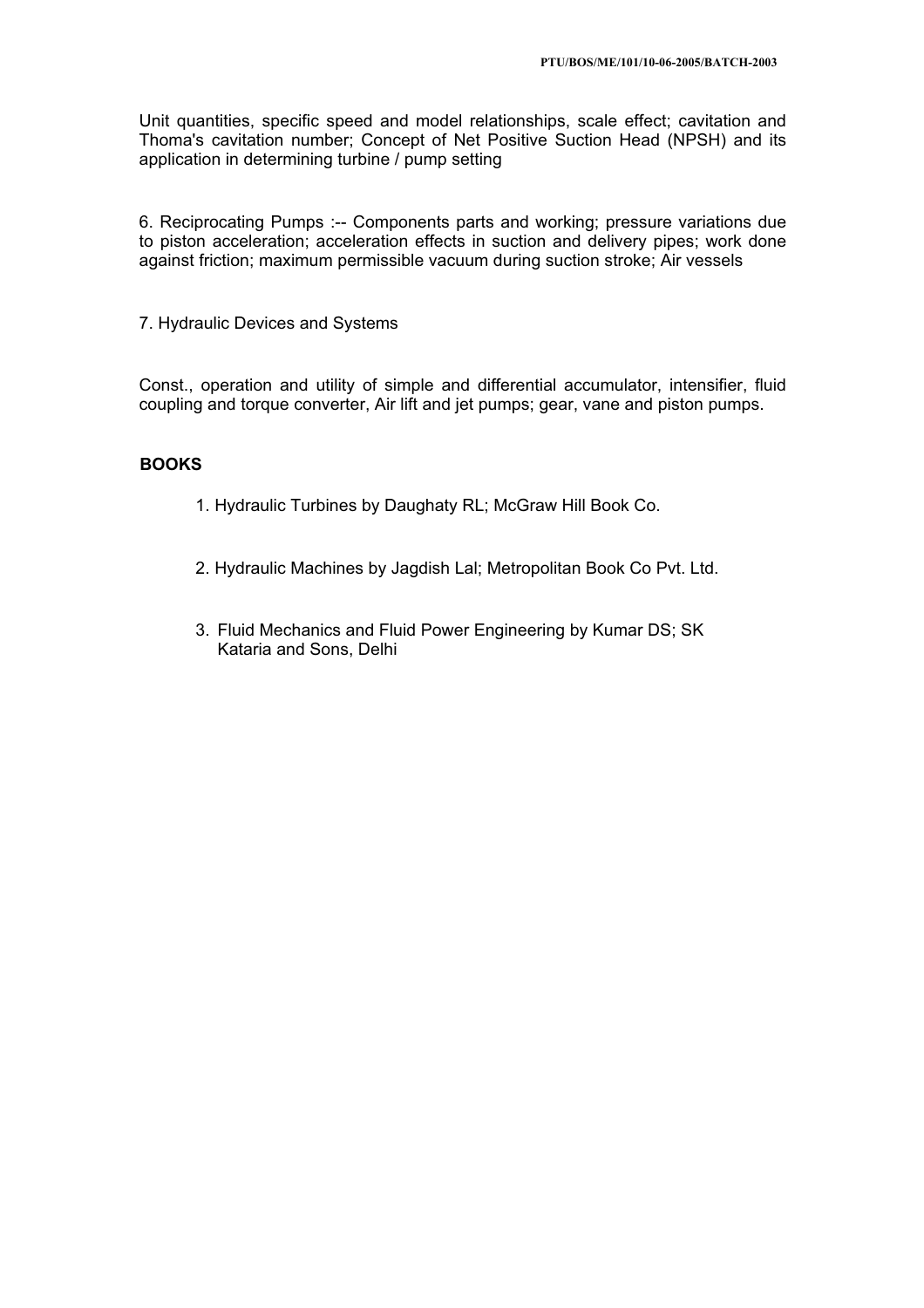Unit quantities, specific speed and model relationships, scale effect; cavitation and Thoma's cavitation number; Concept of Net Positive Suction Head (NPSH) and its application in determining turbine / pump setting

6. Reciprocating Pumps :-- Components parts and working; pressure variations due to piston acceleration; acceleration effects in suction and delivery pipes; work done against friction; maximum permissible vacuum during suction stroke; Air vessels

7. Hydraulic Devices and Systems

Const., operation and utility of simple and differential accumulator, intensifier, fluid coupling and torque converter, Air lift and jet pumps; gear, vane and piston pumps.

**BOOKS**

1. Hydraulic Turbines by Daughaty RL; McGraw Hill Book Co.

2. Hydraulic Machines by Jagdish Lal; Metropolitan Book Co Pvt. Ltd.

3. Fluid Mechanics and Fluid Power Engineering by Kumar DS; SK Kataria and Sons, Delhi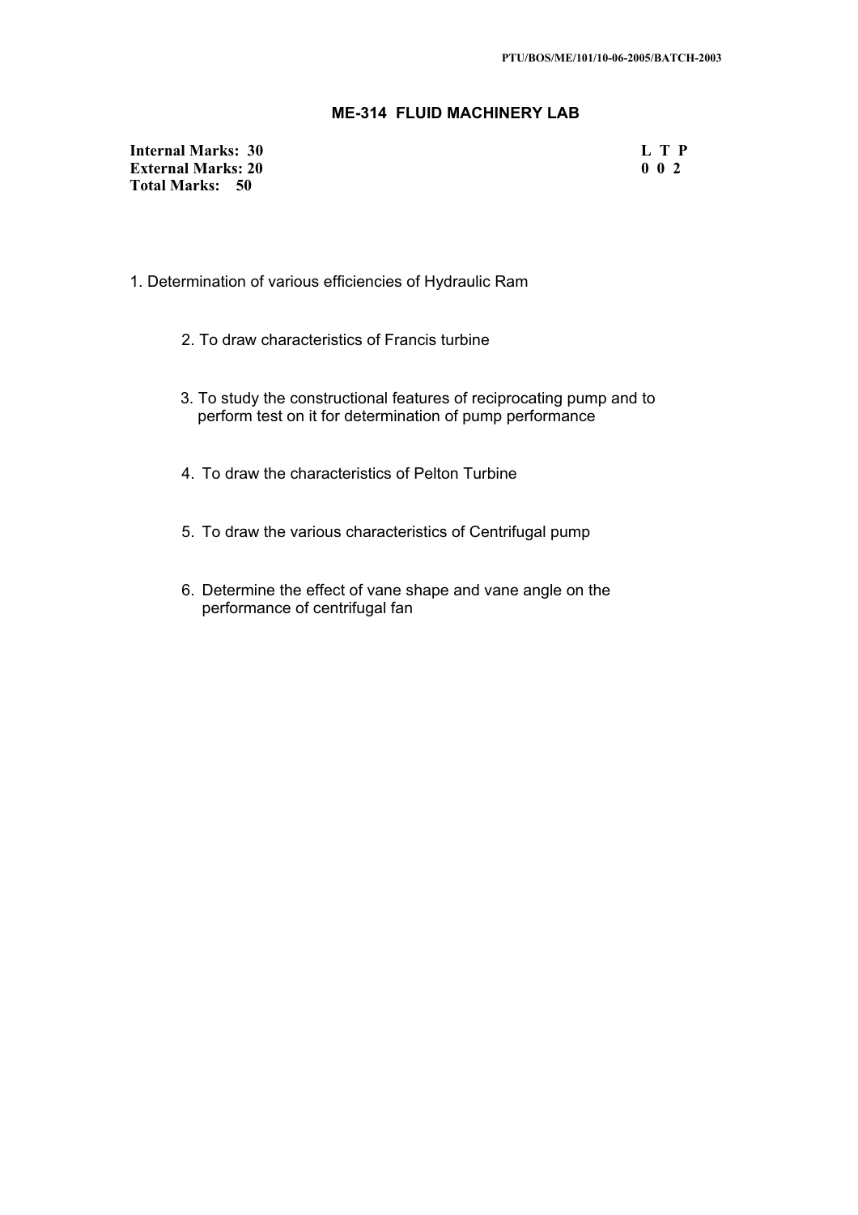## ME-314 FLUID MACHINERY LAB

| | |
|---|---|
| **Internal Marks: 30** | **L T P** |
| **External Marks: 20** | **0 0 2** |
| **Total Marks: 50** | |

1. Determination of various efficiencies of Hydraulic Ram
2. To draw characteristics of Francis turbine
3. To study the constructional features of reciprocating pump and to perform test on it for determination of pump performance
4. To draw the characteristics of Pelton Turbine
5. To draw the various characteristics of Centrifugal pump
6. Determine the effect of vane shape and vane angle on the performance of centrifugal fan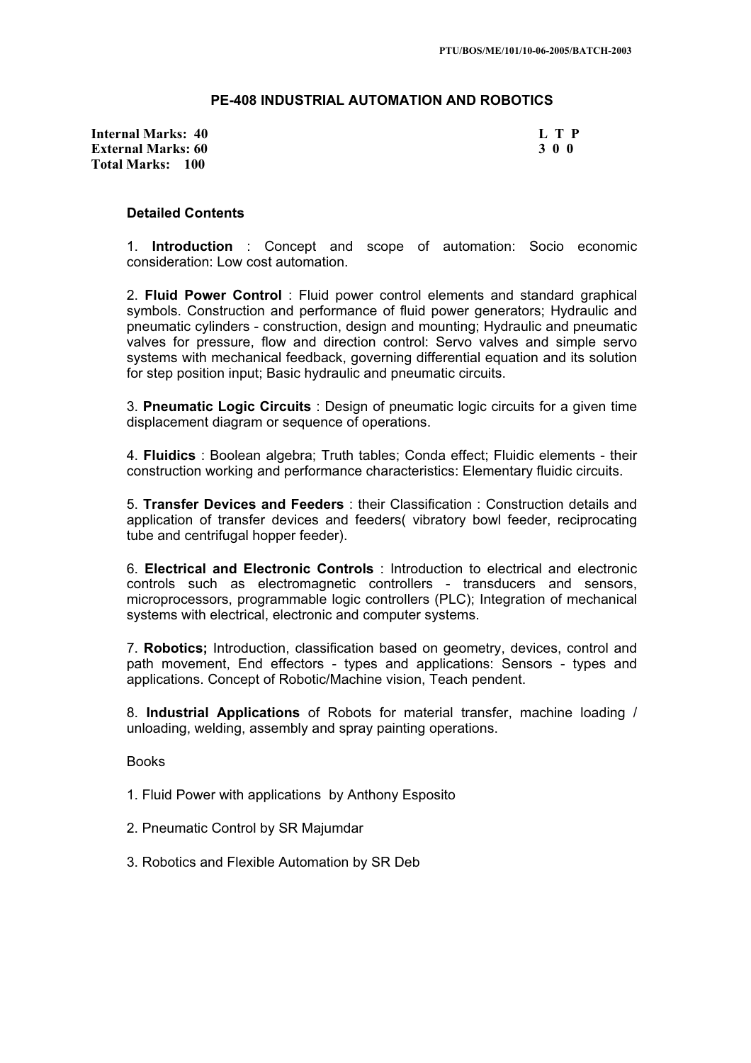PTU/BOS/ME/101/10-06-2005/BATCH-2003

## PE-408 INDUSTRIAL AUTOMATION AND ROBOTICS

| | |
|---|---|
| **Internal Marks: 40** | **L T P** |
| **External Marks: 60** | **3 0 0** |
| **Total Marks: 100** | |

### Detailed Contents

1. **Introduction** : Concept and scope of automation: Socio economic consideration: Low cost automation.

2. **Fluid Power Control** : Fluid power control elements and standard graphical symbols. Construction and performance of fluid power generators; Hydraulic and pneumatic cylinders - construction, design and mounting; Hydraulic and pneumatic valves for pressure, flow and direction control: Servo valves and simple servo systems with mechanical feedback, governing differential equation and its solution for step position input; Basic hydraulic and pneumatic circuits.

3. **Pneumatic Logic Circuits** : Design of pneumatic logic circuits for a given time displacement diagram or sequence of operations.

4. **Fluidics** : Boolean algebra; Truth tables; Conda effect; Fluidic elements - their construction working and performance characteristics: Elementary fluidic circuits.

5. **Transfer Devices and Feeders** : their Classification : Construction details and application of transfer devices and feeders( vibratory bowl feeder, reciprocating tube and centrifugal hopper feeder).

6. **Electrical and Electronic Controls** : Introduction to electrical and electronic controls such as electromagnetic controllers - transducers and sensors, microprocessors, programmable logic controllers (PLC); Integration of mechanical systems with electrical, electronic and computer systems.

7. **Robotics;** Introduction, classification based on geometry, devices, control and path movement, End effectors - types and applications: Sensors - types and applications. Concept of Robotic/Machine vision, Teach pendent.

8. **Industrial Applications** of Robots for material transfer, machine loading / unloading, welding, assembly and spray painting operations.

Books

1. Fluid Power with applications by Anthony Esposito

2. Pneumatic Control by SR Majumdar

3. Robotics and Flexible Automation by SR Deb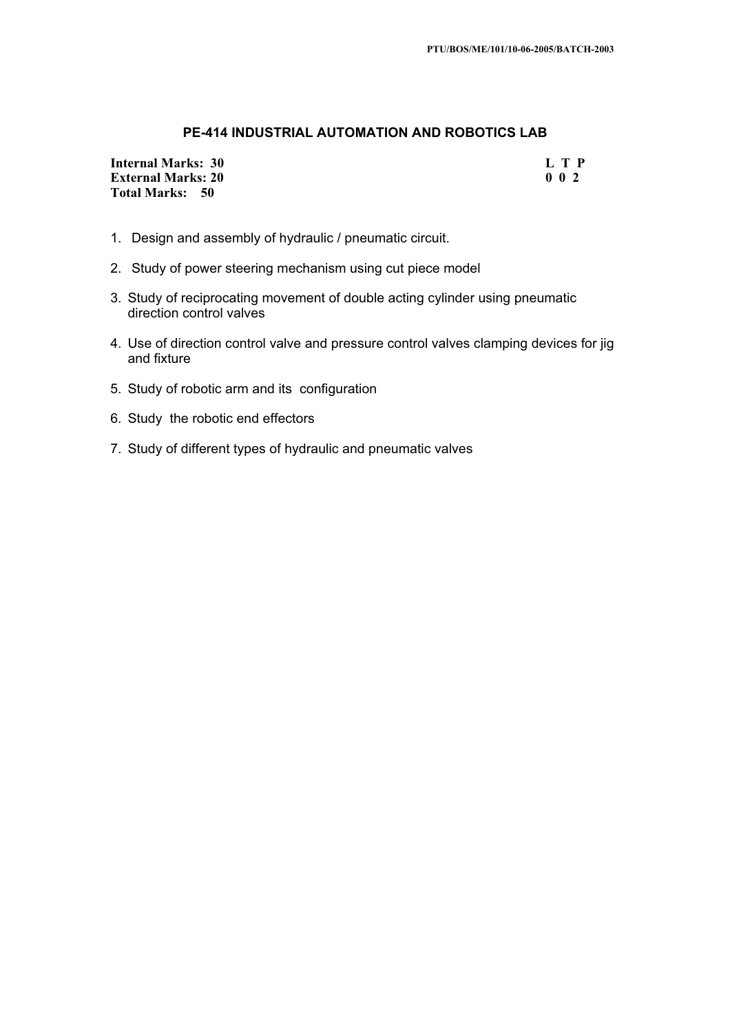## PE-414 INDUSTRIAL AUTOMATION AND ROBOTICS LAB

| | L T P |
|---|---|
| **Internal Marks: 30** | **L T P** |
| **External Marks: 20** | **0 0 2** |
| **Total Marks: 50** | |

1. Design and assembly of hydraulic / pneumatic circuit.
2. Study of power steering mechanism using cut piece model
3. Study of reciprocating movement of double acting cylinder using pneumatic direction control valves
4. Use of direction control valve and pressure control valves clamping devices for jig and fixture
5. Study of robotic arm and its configuration
6. Study the robotic end effectors
7. Study of different types of hydraulic and pneumatic valves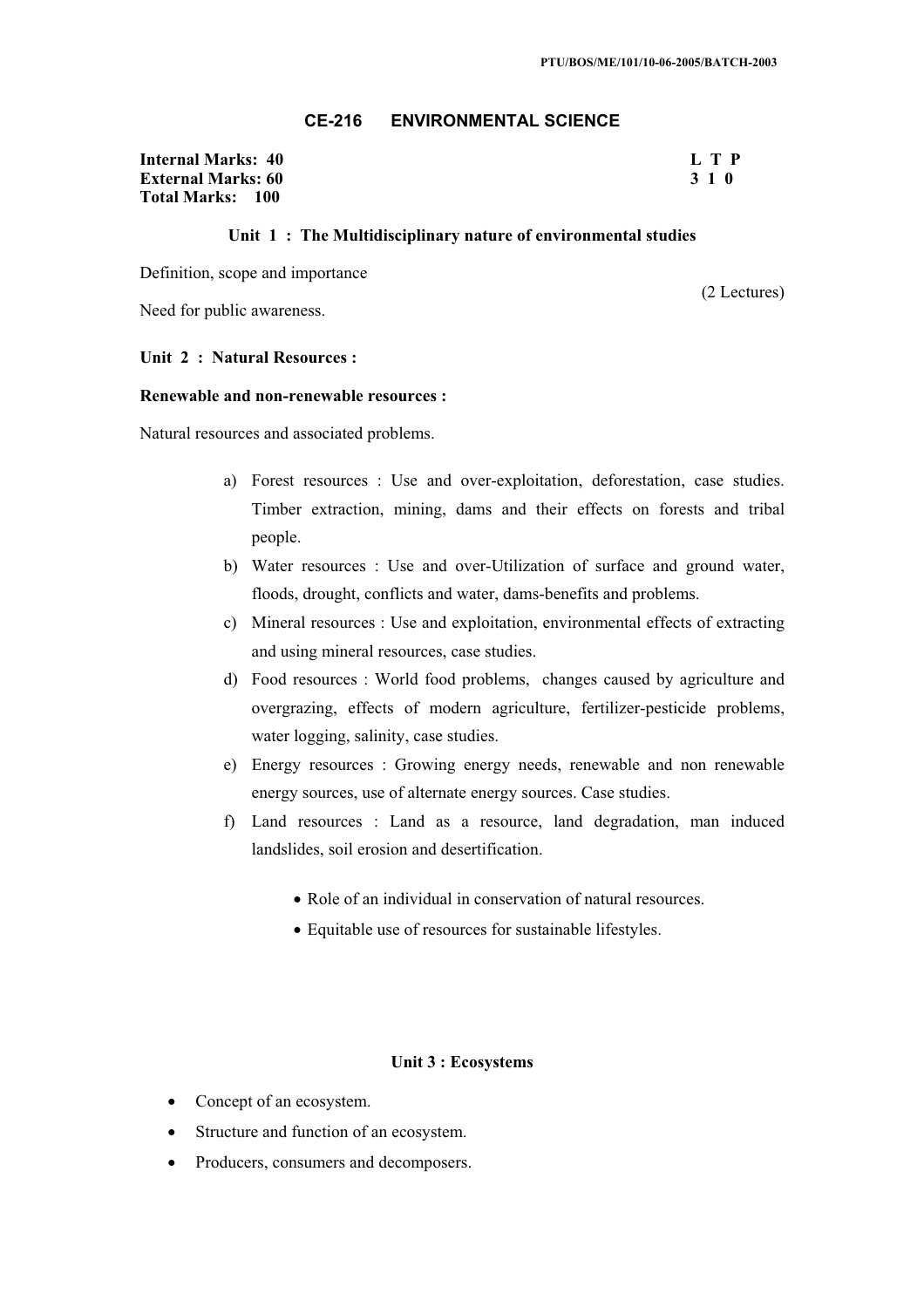## CE-216 ENVIRONMENTAL SCIENCE

| | |
|---|---|
| **Internal Marks: 40** | **L T P** |
| **External Marks: 60** | **3 1 0** |
| **Total Marks: 100** | |

### Unit 1 : The Multidisciplinary nature of environmental studies

Definition, scope and importance

(2 Lectures)

Need for public awareness.

### Unit 2 : Natural Resources :

**Renewable and non-renewable resources :**

Natural resources and associated problems.

a) Forest resources : Use and over-exploitation, deforestation, case studies. Timber extraction, mining, dams and their effects on forests and tribal people.
b) Water resources : Use and over-Utilization of surface and ground water, floods, drought, conflicts and water, dams-benefits and problems.
c) Mineral resources : Use and exploitation, environmental effects of extracting and using mineral resources, case studies.
d) Food resources : World food problems, changes caused by agriculture and overgrazing, effects of modern agriculture, fertilizer-pesticide problems, water logging, salinity, case studies.
e) Energy resources : Growing energy needs, renewable and non renewable energy sources, use of alternate energy sources. Case studies.
f) Land resources : Land as a resource, land degradation, man induced landslides, soil erosion and desertification.

- Role of an individual in conservation of natural resources.
- Equitable use of resources for sustainable lifestyles.

### Unit 3 : Ecosystems

- Concept of an ecosystem.
- Structure and function of an ecosystem.
- Producers, consumers and decomposers.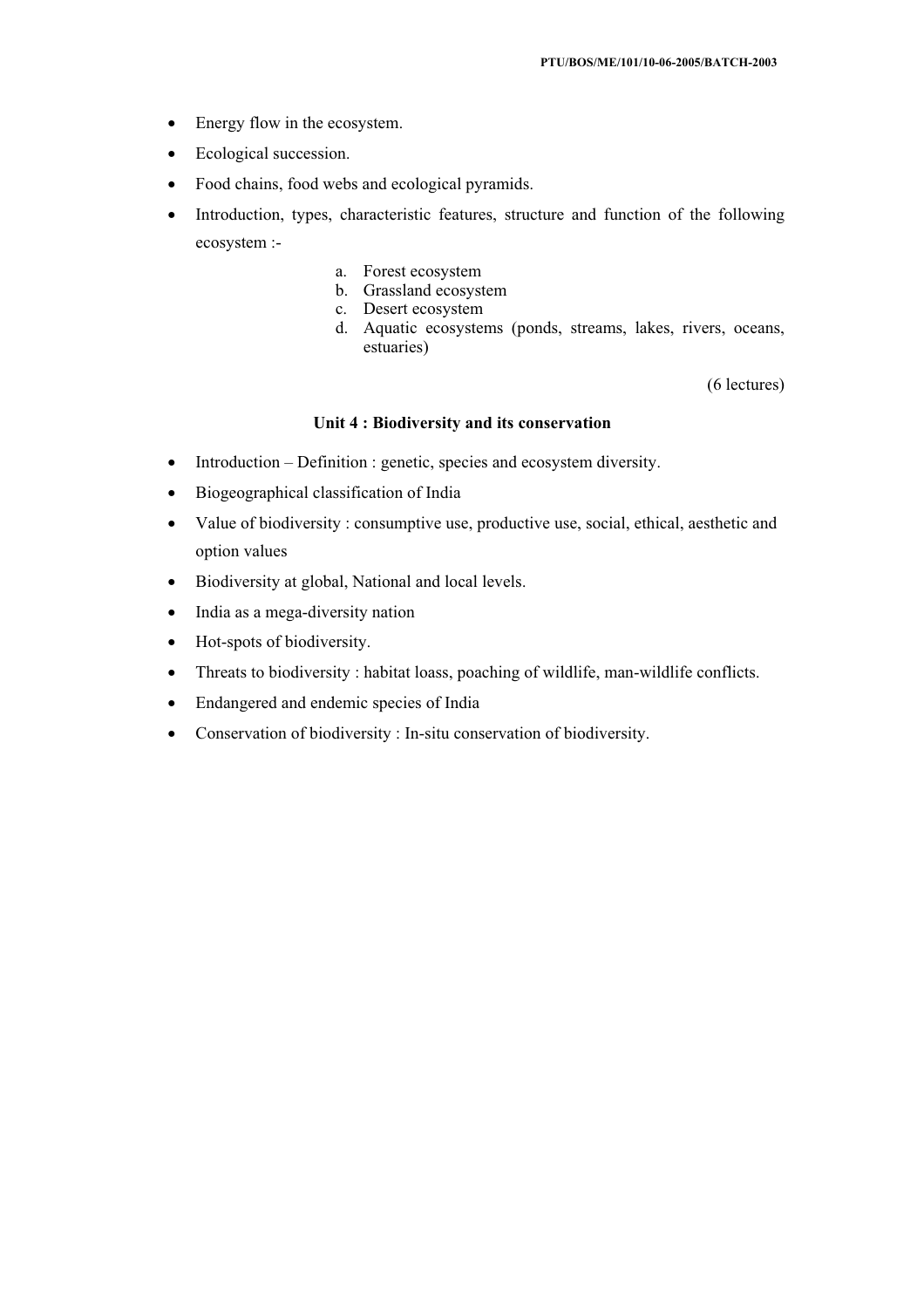- Energy flow in the ecosystem.
- Ecological succession.
- Food chains, food webs and ecological pyramids.
- Introduction, types, characteristic features, structure and function of the following ecosystem :-
    a. Forest ecosystem
    b. Grassland ecosystem
    c. Desert ecosystem
    d. Aquatic ecosystems (ponds, streams, lakes, rivers, oceans, estuaries)

(6 lectures)

**Unit 4 : Biodiversity and its conservation**

- Introduction – Definition : genetic, species and ecosystem diversity.
- Biogeographical classification of India
- Value of biodiversity : consumptive use, productive use, social, ethical, aesthetic and option values
- Biodiversity at global, National and local levels.
- India as a mega-diversity nation
- Hot-spots of biodiversity.
- Threats to biodiversity : habitat loass, poaching of wildlife, man-wildlife conflicts.
- Endangered and endemic species of India
- Conservation of biodiversity : In-situ conservation of biodiversity.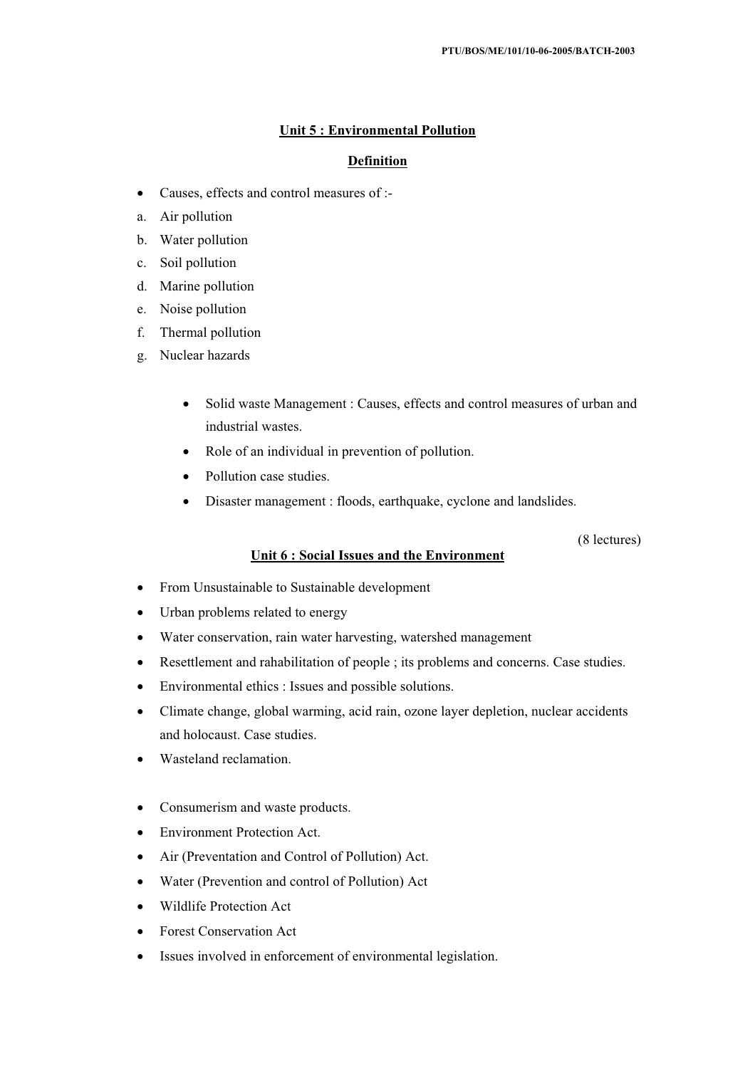## Unit 5 : Environmental Pollution

### Definition

- Causes, effects and control measures of :-

a. Air pollution
b. Water pollution
c. Soil pollution
d. Marine pollution
e. Noise pollution
f. Thermal pollution
g. Nuclear hazards

- Solid waste Management : Causes, effects and control measures of urban and industrial wastes.
- Role of an individual in prevention of pollution.
- Pollution case studies.
- Disaster management : floods, earthquake, cyclone and landslides.

(8 lectures)

## Unit 6 : Social Issues and the Environment

- From Unsustainable to Sustainable development
- Urban problems related to energy
- Water conservation, rain water harvesting, watershed management
- Resettlement and rahabilitation of people ; its problems and concerns. Case studies.
- Environmental ethics : Issues and possible solutions.
- Climate change, global warming, acid rain, ozone layer depletion, nuclear accidents and holocaust. Case studies.
- Wasteland reclamation.

- Consumerism and waste products.
- Environment Protection Act.
- Air (Preventation and Control of Pollution) Act.
- Water (Prevention and control of Pollution) Act
- Wildlife Protection Act
- Forest Conservation Act
- Issues involved in enforcement of environmental legislation.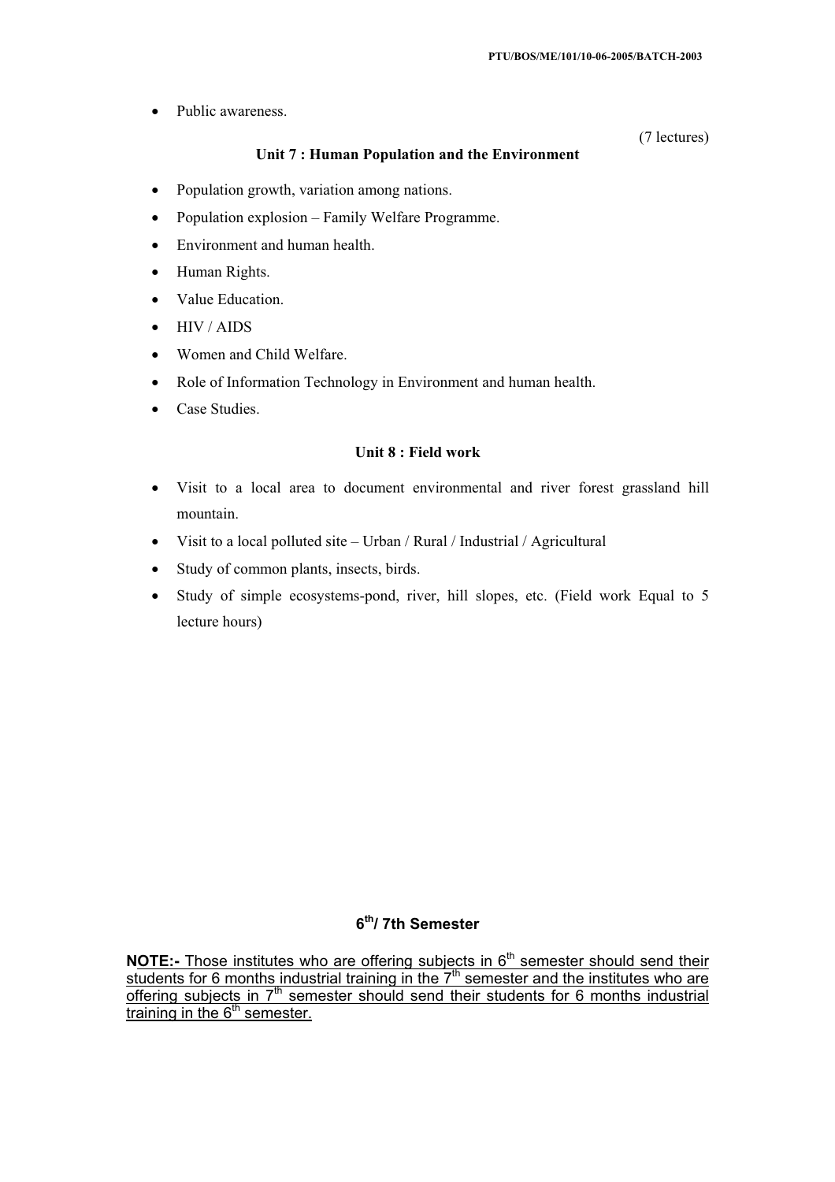- Public awareness.

(7 lectures)

### Unit 7 : Human Population and the Environment

- Population growth, variation among nations.
- Population explosion – Family Welfare Programme.
- Environment and human health.
- Human Rights.
- Value Education.
- HIV / AIDS
- Women and Child Welfare.
- Role of Information Technology in Environment and human health.
- Case Studies.

### Unit 8 : Field work

- Visit to a local area to document environmental and river forest grassland hill mountain.
- Visit to a local polluted site – Urban / Rural / Industrial / Agricultural
- Study of common plants, insects, birds.
- Study of simple ecosystems-pond, river, hill slopes, etc. (Field work Equal to 5 lecture hours)

## 6th/ 7th Semester

**NOTE:-** Those institutes who are offering subjects in 6th semester should send their students for 6 months industrial training in the 7th semester and the institutes who are offering subjects in 7th semester should send their students for 6 months industrial training in the 6th semester.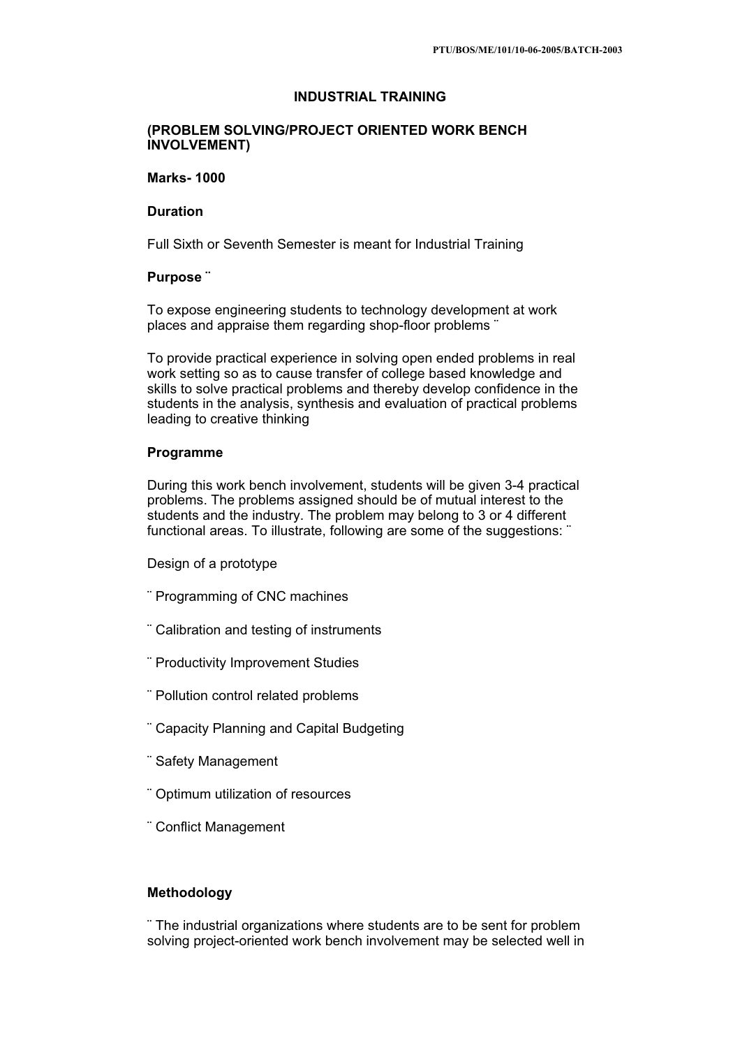## INDUSTRIAL TRAINING

### (PROBLEM SOLVING/PROJECT ORIENTED WORK BENCH INVOLVEMENT)

**Marks- 1000**

**Duration**

Full Sixth or Seventh Semester is meant for Industrial Training

**Purpose ¨**

To expose engineering students to technology development at work places and appraise them regarding shop-floor problems ¨

To provide practical experience in solving open ended problems in real work setting so as to cause transfer of college based knowledge and skills to solve practical problems and thereby develop confidence in the students in the analysis, synthesis and evaluation of practical problems leading to creative thinking

**Programme**

During this work bench involvement, students will be given 3-4 practical problems. The problems assigned should be of mutual interest to the students and the industry. The problem may belong to 3 or 4 different functional areas. To illustrate, following are some of the suggestions: ¨

Design of a prototype

¨ Programming of CNC machines

¨ Calibration and testing of instruments

¨ Productivity Improvement Studies

¨ Pollution control related problems

¨ Capacity Planning and Capital Budgeting

¨ Safety Management

¨ Optimum utilization of resources

¨ Conflict Management

**Methodology**

¨ The industrial organizations where students are to be sent for problem solving project-oriented work bench involvement may be selected well in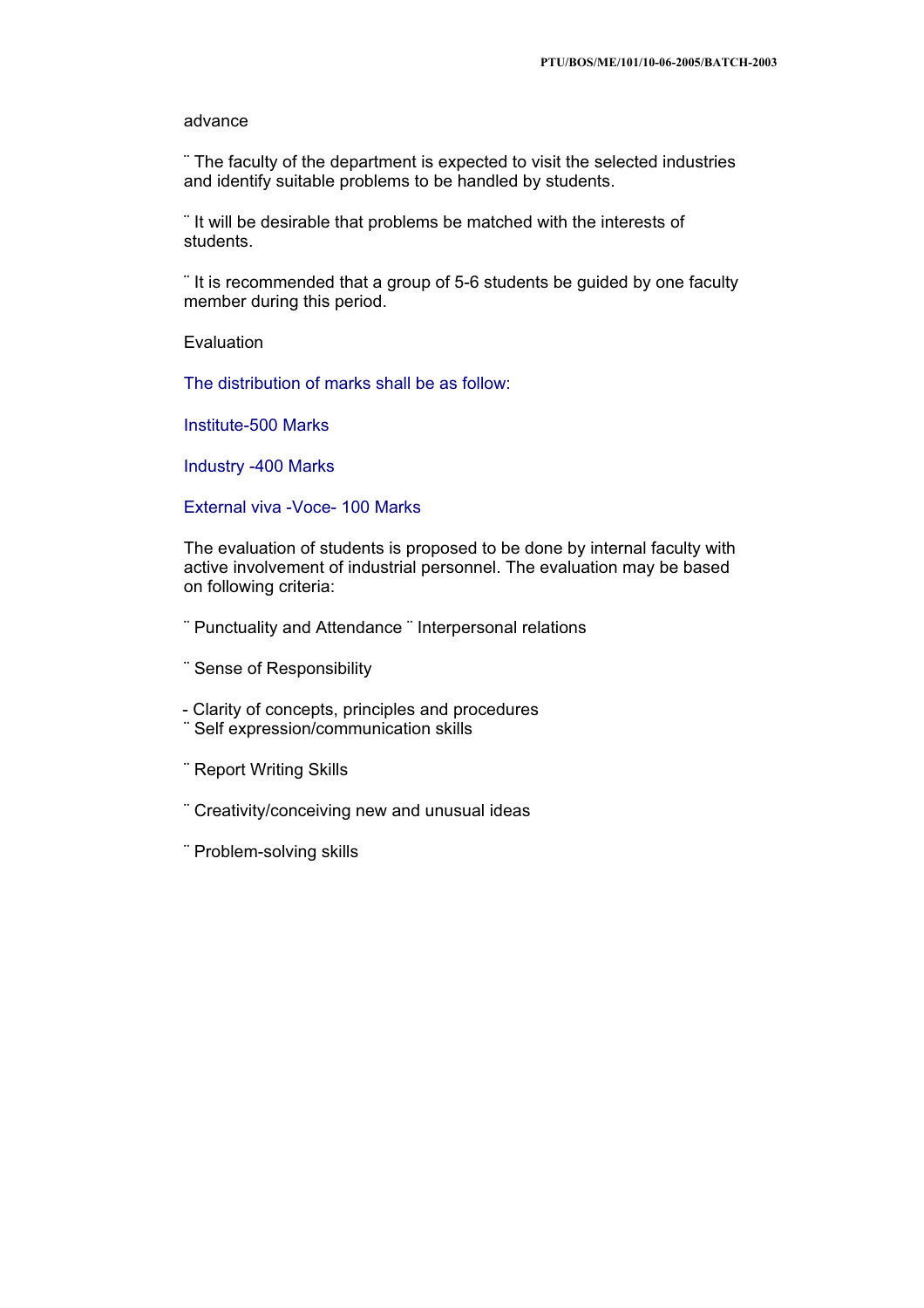advance

- The faculty of the department is expected to visit the selected industries and identify suitable problems to be handled by students.

- It will be desirable that problems be matched with the interests of students.

- It is recommended that a group of 5-6 students be guided by one faculty member during this period.

Evaluation

The distribution of marks shall be as follow:

Institute-500 Marks

Industry -400 Marks

External viva -Voce- 100 Marks

The evaluation of students is proposed to be done by internal faculty with active involvement of industrial personnel. The evaluation may be based on following criteria:

- Punctuality and Attendance
- Interpersonal relations
- Sense of Responsibility
- Clarity of concepts, principles and procedures
- Self expression/communication skills
- Report Writing Skills
- Creativity/conceiving new and unusual ideas
- Problem-solving skills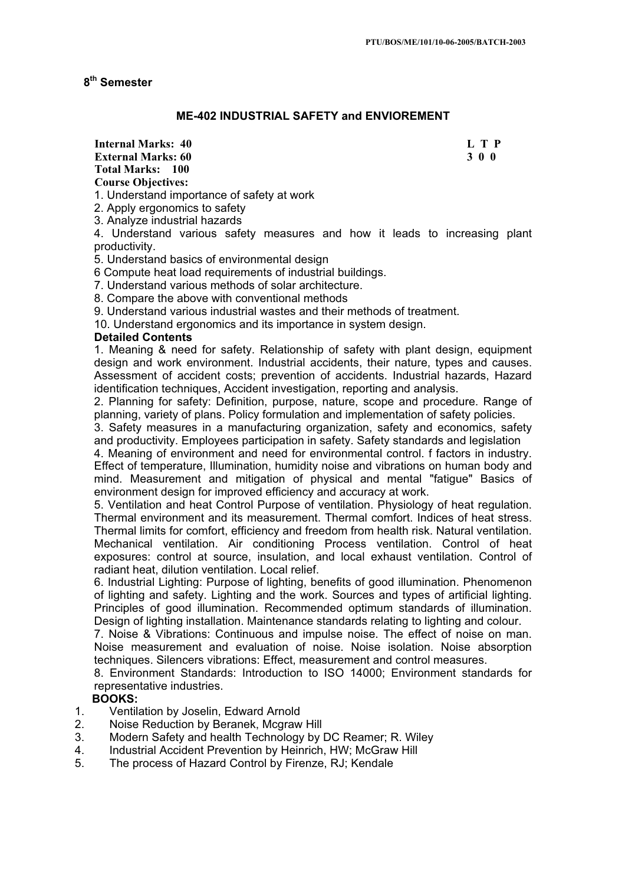## 8th Semester

### ME-402 INDUSTRIAL SAFETY and ENVIOREMENT

**Internal Marks: 40** **L T P**
**External Marks: 60** **3 0 0**
**Total Marks: 100**

**Course Objectives:**

1. Understand importance of safety at work
2. Apply ergonomics to safety
3. Analyze industrial hazards
4. Understand various safety measures and how it leads to increasing plant productivity.
5. Understand basics of environmental design
6 Compute heat load requirements of industrial buildings.
7. Understand various methods of solar architecture.
8. Compare the above with conventional methods
9. Understand various industrial wastes and their methods of treatment.
10. Understand ergonomics and its importance in system design.

**Detailed Contents**

1. Meaning & need for safety. Relationship of safety with plant design, equipment design and work environment. Industrial accidents, their nature, types and causes. Assessment of accident costs; prevention of accidents. Industrial hazards, Hazard identification techniques, Accident investigation, reporting and analysis.
2. Planning for safety: Definition, purpose, nature, scope and procedure. Range of planning, variety of plans. Policy formulation and implementation of safety policies.
3. Safety measures in a manufacturing organization, safety and economics, safety and productivity. Employees participation in safety. Safety standards and legislation
4. Meaning of environment and need for environmental control. f factors in industry. Effect of temperature, Illumination, humidity noise and vibrations on human body and mind. Measurement and mitigation of physical and mental "fatigue" Basics of environment design for improved efficiency and accuracy at work.
5. Ventilation and heat Control Purpose of ventilation. Physiology of heat regulation. Thermal environment and its measurement. Thermal comfort. Indices of heat stress. Thermal limits for comfort, efficiency and freedom from health risk. Natural ventilation. Mechanical ventilation. Air conditioning Process ventilation. Control of heat exposures: control at source, insulation, and local exhaust ventilation. Control of radiant heat, dilution ventilation. Local relief.
6. Industrial Lighting: Purpose of lighting, benefits of good illumination. Phenomenon of lighting and safety. Lighting and the work. Sources and types of artificial lighting. Principles of good illumination. Recommended optimum standards of illumination. Design of lighting installation. Maintenance standards relating to lighting and colour.
7. Noise & Vibrations: Continuous and impulse noise. The effect of noise on man. Noise measurement and evaluation of noise. Noise isolation. Noise absorption techniques. Silencers vibrations: Effect, measurement and control measures.
8. Environment Standards: Introduction to ISO 14000; Environment standards for representative industries.

**BOOKS:**

1. Ventilation by Joselin, Edward Arnold
2. Noise Reduction by Beranek, Mcgraw Hill
3. Modern Safety and health Technology by DC Reamer; R. Wiley
4. Industrial Accident Prevention by Heinrich, HW; McGraw Hill
5. The process of Hazard Control by Firenze, RJ; Kendale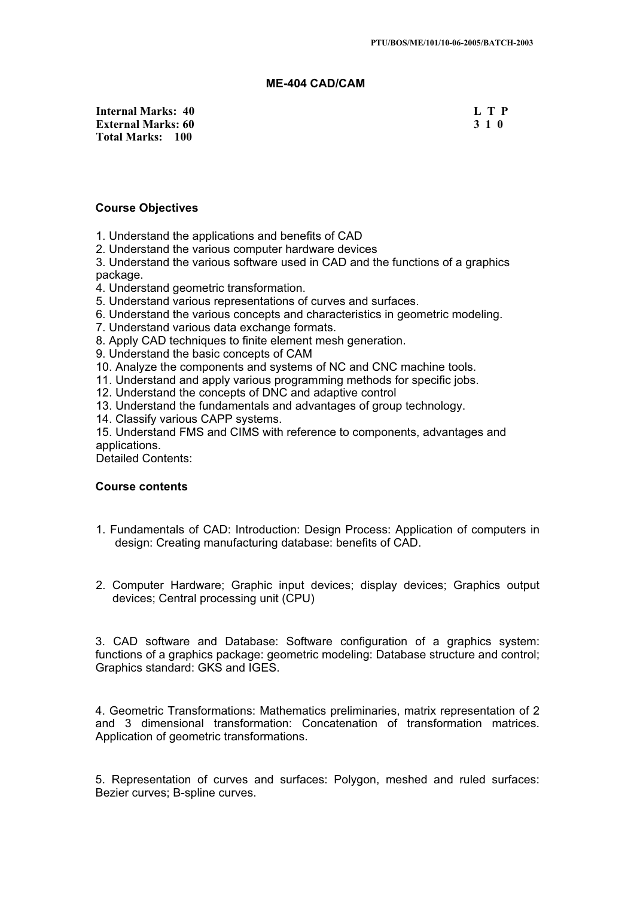## ME-404 CAD/CAM

**Internal Marks: 40**
**External Marks: 60**
**Total Marks: 100**

| L | T | P |
|---|---|---|
| 3 | 1 | 0 |

### Course Objectives

1. Understand the applications and benefits of CAD
2. Understand the various computer hardware devices
3. Understand the various software used in CAD and the functions of a graphics package.
4. Understand geometric transformation.
5. Understand various representations of curves and surfaces.
6. Understand the various concepts and characteristics in geometric modeling.
7. Understand various data exchange formats.
8. Apply CAD techniques to finite element mesh generation.
9. Understand the basic concepts of CAM
10. Analyze the components and systems of NC and CNC machine tools.
11. Understand and apply various programming methods for specific jobs.
12. Understand the concepts of DNC and adaptive control
13. Understand the fundamentals and advantages of group technology.
14. Classify various CAPP systems.
15. Understand FMS and CIMS with reference to components, advantages and applications.

Detailed Contents:

### Course contents

1. Fundamentals of CAD: Introduction: Design Process: Application of computers in design: Creating manufacturing database: benefits of CAD.

2. Computer Hardware; Graphic input devices; display devices; Graphics output devices; Central processing unit (CPU)

3. CAD software and Database: Software configuration of a graphics system: functions of a graphics package: geometric modeling: Database structure and control; Graphics standard: GKS and IGES.

4. Geometric Transformations: Mathematics preliminaries, matrix representation of 2 and 3 dimensional transformation: Concatenation of transformation matrices. Application of geometric transformations.

5. Representation of curves and surfaces: Polygon, meshed and ruled surfaces: Bezier curves; B-spline curves.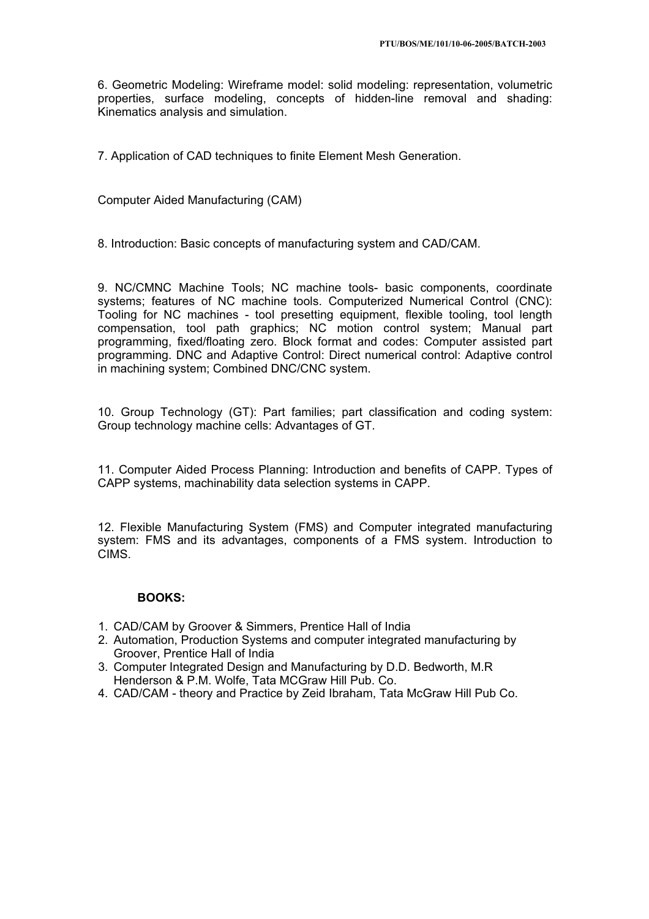6. Geometric Modeling: Wireframe model: solid modeling: representation, volumetric properties, surface modeling, concepts of hidden-line removal and shading: Kinematics analysis and simulation.

7. Application of CAD techniques to finite Element Mesh Generation.

Computer Aided Manufacturing (CAM)

8. Introduction: Basic concepts of manufacturing system and CAD/CAM.

9. NC/CMNC Machine Tools; NC machine tools- basic components, coordinate systems; features of NC machine tools. Computerized Numerical Control (CNC): Tooling for NC machines - tool presetting equipment, flexible tooling, tool length compensation, tool path graphics; NC motion control system; Manual part programming, fixed/floating zero. Block format and codes: Computer assisted part programming. DNC and Adaptive Control: Direct numerical control: Adaptive control in machining system; Combined DNC/CNC system.

10. Group Technology (GT): Part families; part classification and coding system: Group technology machine cells: Advantages of GT.

11. Computer Aided Process Planning: Introduction and benefits of CAPP. Types of CAPP systems, machinability data selection systems in CAPP.

12. Flexible Manufacturing System (FMS) and Computer integrated manufacturing system: FMS and its advantages, components of a FMS system. Introduction to CIMS.

**BOOKS:**

1. CAD/CAM by Groover & Simmers, Prentice Hall of India
2. Automation, Production Systems and computer integrated manufacturing by Groover, Prentice Hall of India
3. Computer Integrated Design and Manufacturing by D.D. Bedworth, M.R Henderson & P.M. Wolfe, Tata MCGraw Hill Pub. Co.
4. CAD/CAM - theory and Practice by Zeid Ibraham, Tata McGraw Hill Pub Co.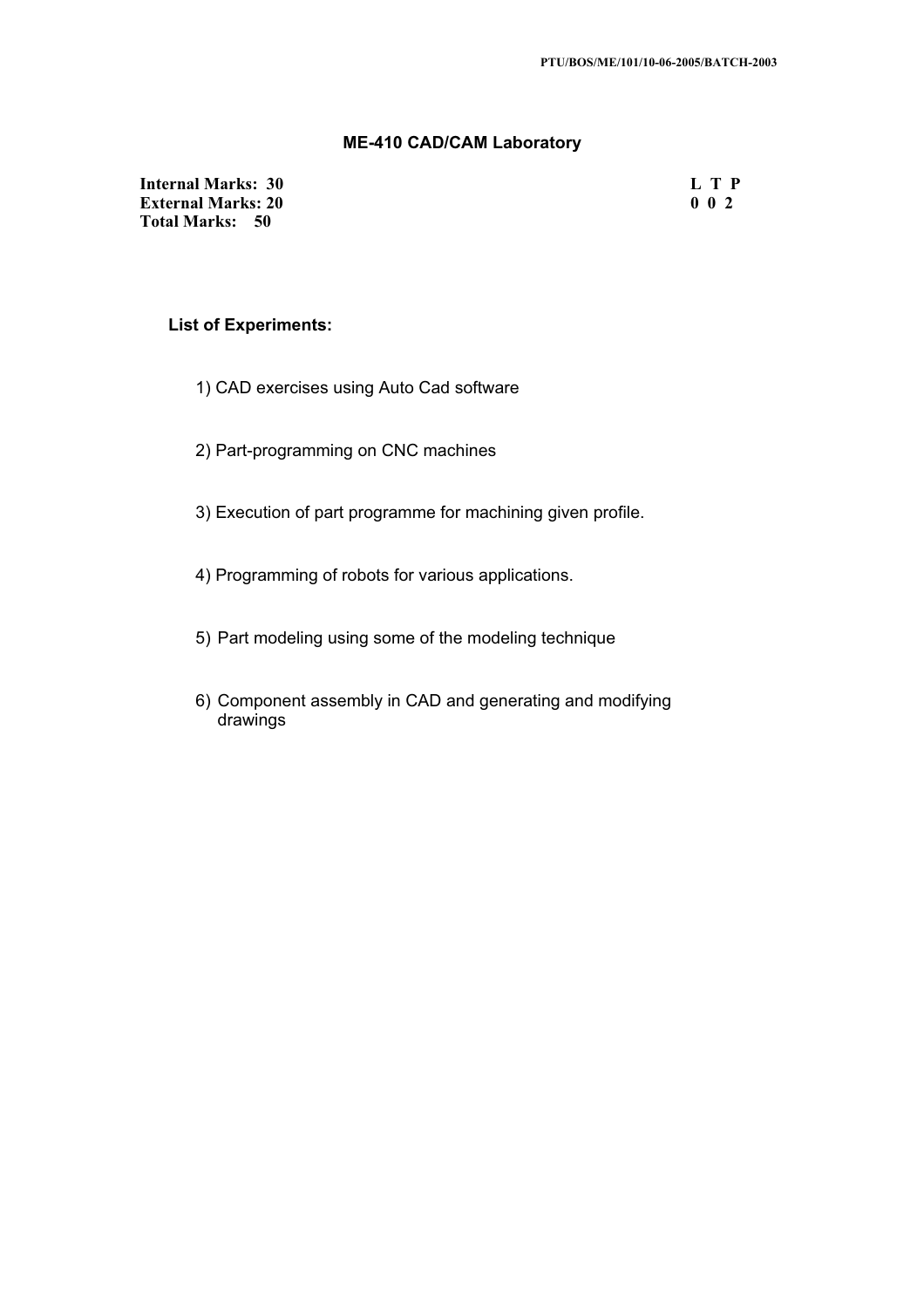## ME-410 CAD/CAM Laboratory

| | |
|---|---|
| **Internal Marks: 30** | **L T P** |
| **External Marks: 20** | **0 0 2** |
| **Total Marks: 50** | |

**List of Experiments:**

1) CAD exercises using Auto Cad software

2) Part-programming on CNC machines

3) Execution of part programme for machining given profile.

4) Programming of robots for various applications.

5) Part modeling using some of the modeling technique

6) Component assembly in CAD and generating and modifying drawings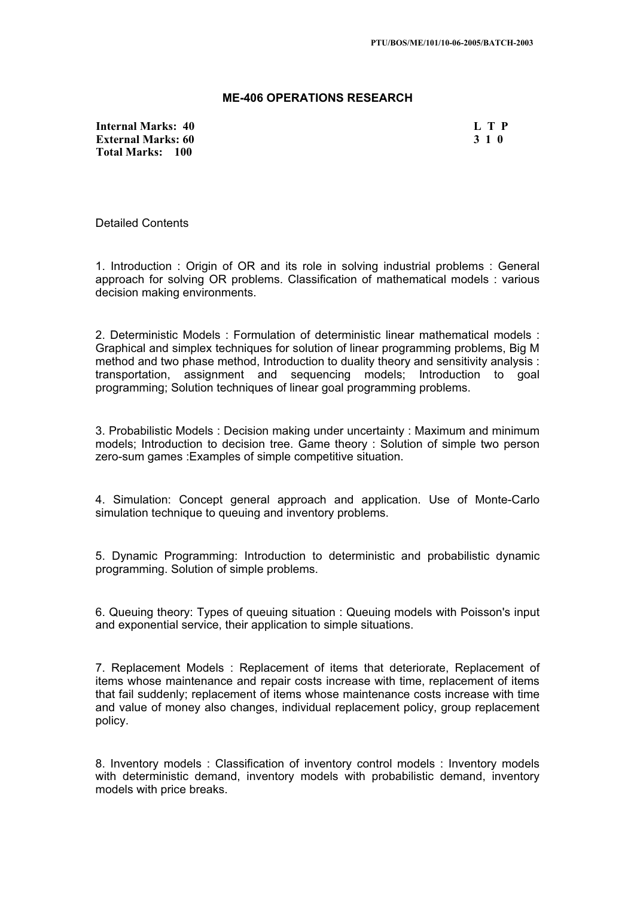## ME-406 OPERATIONS RESEARCH

| | |
|---|---|
| **Internal Marks: 40** | **L T P** |
| **External Marks: 60** | **3 1 0** |
| **Total Marks: 100** | |

Detailed Contents

1. Introduction : Origin of OR and its role in solving industrial problems : General approach for solving OR problems. Classification of mathematical models : various decision making environments.

2. Deterministic Models : Formulation of deterministic linear mathematical models : Graphical and simplex techniques for solution of linear programming problems, Big M method and two phase method, Introduction to duality theory and sensitivity analysis : transportation, assignment and sequencing models; Introduction to goal programming; Solution techniques of linear goal programming problems.

3. Probabilistic Models : Decision making under uncertainty : Maximum and minimum models; Introduction to decision tree. Game theory : Solution of simple two person zero-sum games :Examples of simple competitive situation.

4. Simulation: Concept general approach and application. Use of Monte-Carlo simulation technique to queuing and inventory problems.

5. Dynamic Programming: Introduction to deterministic and probabilistic dynamic programming. Solution of simple problems.

6. Queuing theory: Types of queuing situation : Queuing models with Poisson's input and exponential service, their application to simple situations.

7. Replacement Models : Replacement of items that deteriorate, Replacement of items whose maintenance and repair costs increase with time, replacement of items that fail suddenly; replacement of items whose maintenance costs increase with time and value of money also changes, individual replacement policy, group replacement policy.

8. Inventory models : Classification of inventory control models : Inventory models with deterministic demand, inventory models with probabilistic demand, inventory models with price breaks.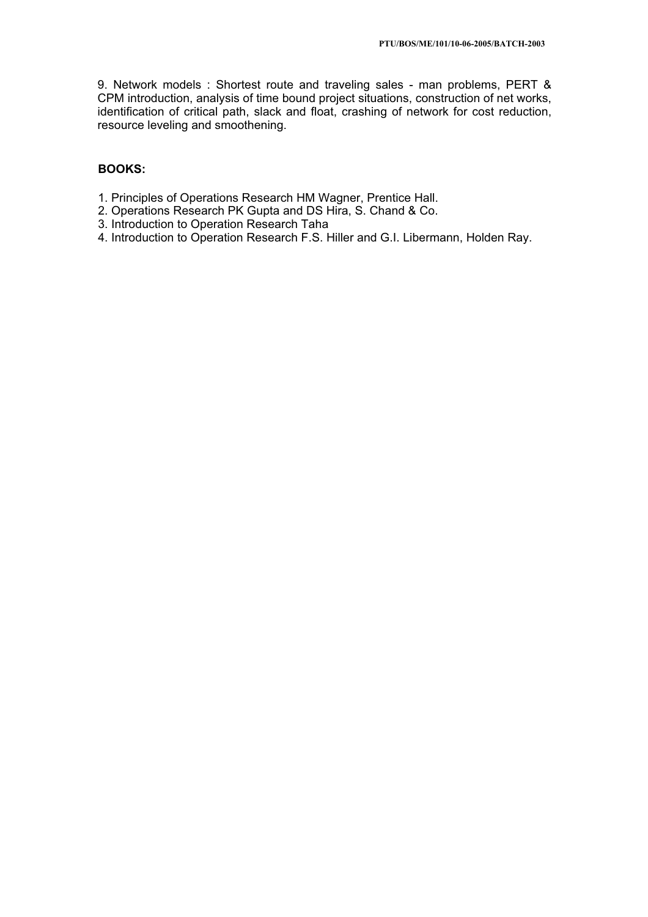9. Network models : Shortest route and traveling sales - man problems, PERT & CPM introduction, analysis of time bound project situations, construction of net works, identification of critical path, slack and float, crashing of network for cost reduction, resource leveling and smoothening.

**BOOKS:**

1. Principles of Operations Research HM Wagner, Prentice Hall.
2. Operations Research PK Gupta and DS Hira, S. Chand & Co.
3. Introduction to Operation Research Taha
4. Introduction to Operation Research F.S. Hiller and G.I. Libermann, Holden Ray.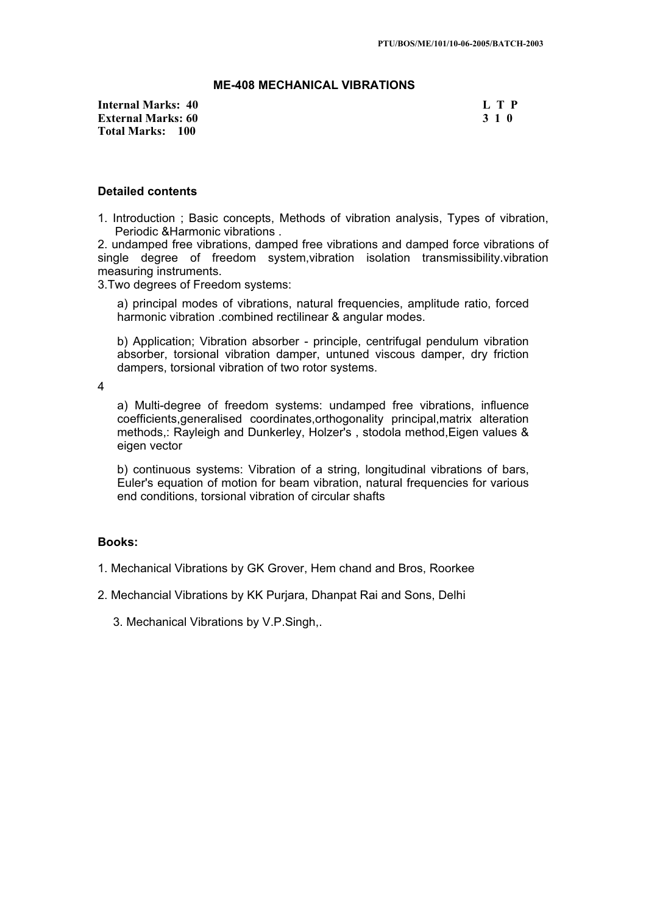# ME-408 MECHANICAL VIBRATIONS

**Internal Marks: 40**
**External Marks: 60**
**Total Marks: 100**

| L | T | P |
|---|---|---|
| 3 | 1 | 0 |

## Detailed contents

1. Introduction ; Basic concepts, Methods of vibration analysis, Types of vibration, Periodic &Harmonic vibrations .
2. undamped free vibrations, damped free vibrations and damped force vibrations of single degree of freedom system,vibration isolation transmissibility.vibration measuring instruments.
3. Two degrees of Freedom systems:

   a) principal modes of vibrations, natural frequencies, amplitude ratio, forced harmonic vibration .combined rectilinear & angular modes.

   b) Application; Vibration absorber - principle, centrifugal pendulum vibration absorber, torsional vibration damper, untuned viscous damper, dry friction dampers, torsional vibration of two rotor systems.

4.

   a) Multi-degree of freedom systems: undamped free vibrations, influence coefficients,generalised coordinates,orthogonality principal,matrix alteration methods,: Rayleigh and Dunkerley, Holzer's , stodola method,Eigen values & eigen vector

   b) continuous systems: Vibration of a string, longitudinal vibrations of bars, Euler's equation of motion for beam vibration, natural frequencies for various end conditions, torsional vibration of circular shafts

## Books:

1. Mechanical Vibrations by GK Grover, Hem chand and Bros, Roorkee
2. Mechancial Vibrations by KK Purjara, Dhanpat Rai and Sons, Delhi
3. Mechanical Vibrations by V.P.Singh,.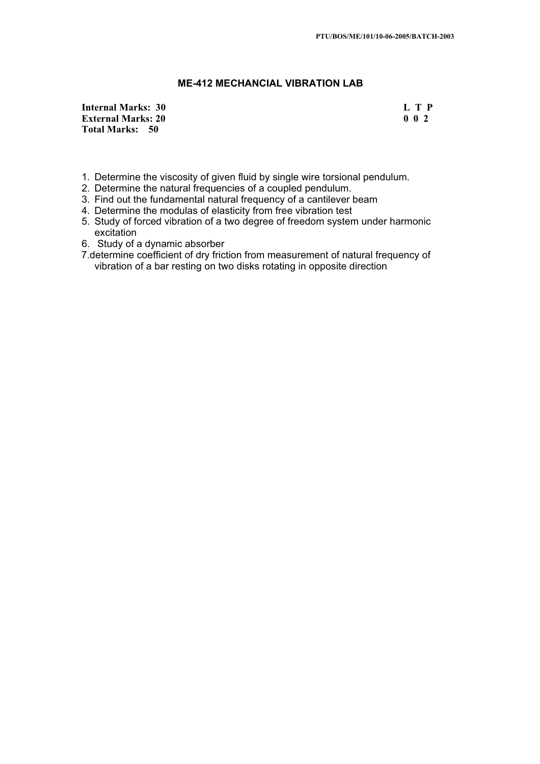## ME-412 MECHANCIAL VIBRATION LAB

| **Internal Marks: 30** | **L T P** |
|---|---|
| **External Marks: 20** | **0 0 2** |
| **Total Marks: 50** | |

1. Determine the viscosity of given fluid by single wire torsional pendulum.
2. Determine the natural frequencies of a coupled pendulum.
3. Find out the fundamental natural frequency of a cantilever beam
4. Determine the modulas of elasticity from free vibration test
5. Study of forced vibration of a two degree of freedom system under harmonic excitation
6. Study of a dynamic absorber
7. determine coefficient of dry friction from measurement of natural frequency of vibration of a bar resting on two disks rotating in opposite direction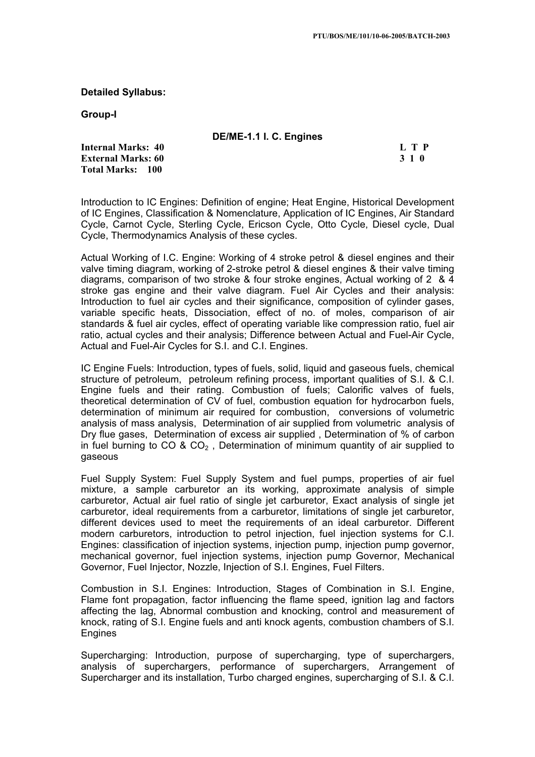**Detailed Syllabus:**

**Group-I**

**DE/ME-1.1 I. C. Engines**

| | L T P |
|---|---|
| **Internal Marks: 40** | |
| **External Marks: 60** | 3 1 0 |
| **Total Marks: 100** | |

Introduction to IC Engines: Definition of engine; Heat Engine, Historical Development of IC Engines, Classification & Nomenclature, Application of IC Engines, Air Standard Cycle, Carnot Cycle, Sterling Cycle, Ericson Cycle, Otto Cycle, Diesel cycle, Dual Cycle, Thermodynamics Analysis of these cycles.

Actual Working of I.C. Engine: Working of 4 stroke petrol & diesel engines and their valve timing diagram, working of 2-stroke petrol & diesel engines & their valve timing diagrams, comparison of two stroke & four stroke engines, Actual working of 2 & 4 stroke gas engine and their valve diagram. Fuel Air Cycles and their analysis: Introduction to fuel air cycles and their significance, composition of cylinder gases, variable specific heats, Dissociation, effect of no. of moles, comparison of air standards & fuel air cycles, effect of operating variable like compression ratio, fuel air ratio, actual cycles and their analysis; Difference between Actual and Fuel-Air Cycle, Actual and Fuel-Air Cycles for S.I. and C.I. Engines.

IC Engine Fuels: Introduction, types of fuels, solid, liquid and gaseous fuels, chemical structure of petroleum, petroleum refining process, important qualities of S.I. & C.I. Engine fuels and their rating. Combustion of fuels; Calorific valves of fuels, theoretical determination of CV of fuel, combustion equation for hydrocarbon fuels, determination of minimum air required for combustion, conversions of volumetric analysis of mass analysis, Determination of air supplied from volumetric analysis of Dry flue gases, Determination of excess air supplied , Determination of % of carbon in fuel burning to CO & $CO_2$ , Determination of minimum quantity of air supplied to gaseous

Fuel Supply System: Fuel Supply System and fuel pumps, properties of air fuel mixture, a sample carburetor an its working, approximate analysis of simple carburetor, Actual air fuel ratio of single jet carburetor, Exact analysis of single jet carburetor, ideal requirements from a carburetor, limitations of single jet carburetor, different devices used to meet the requirements of an ideal carburetor. Different modern carburetors, introduction to petrol injection, fuel injection systems for C.I. Engines: classification of injection systems, injection pump, injection pump governor, mechanical governor, fuel injection systems, injection pump Governor, Mechanical Governor, Fuel Injector, Nozzle, Injection of S.I. Engines, Fuel Filters.

Combustion in S.I. Engines: Introduction, Stages of Combination in S.I. Engine, Flame font propagation, factor influencing the flame speed, ignition lag and factors affecting the lag, Abnormal combustion and knocking, control and measurement of knock, rating of S.I. Engine fuels and anti knock agents, combustion chambers of S.I. Engines

Supercharging: Introduction, purpose of supercharging, type of superchargers, analysis of superchargers, performance of superchargers, Arrangement of Supercharger and its installation, Turbo charged engines, supercharging of S.I. & C.I.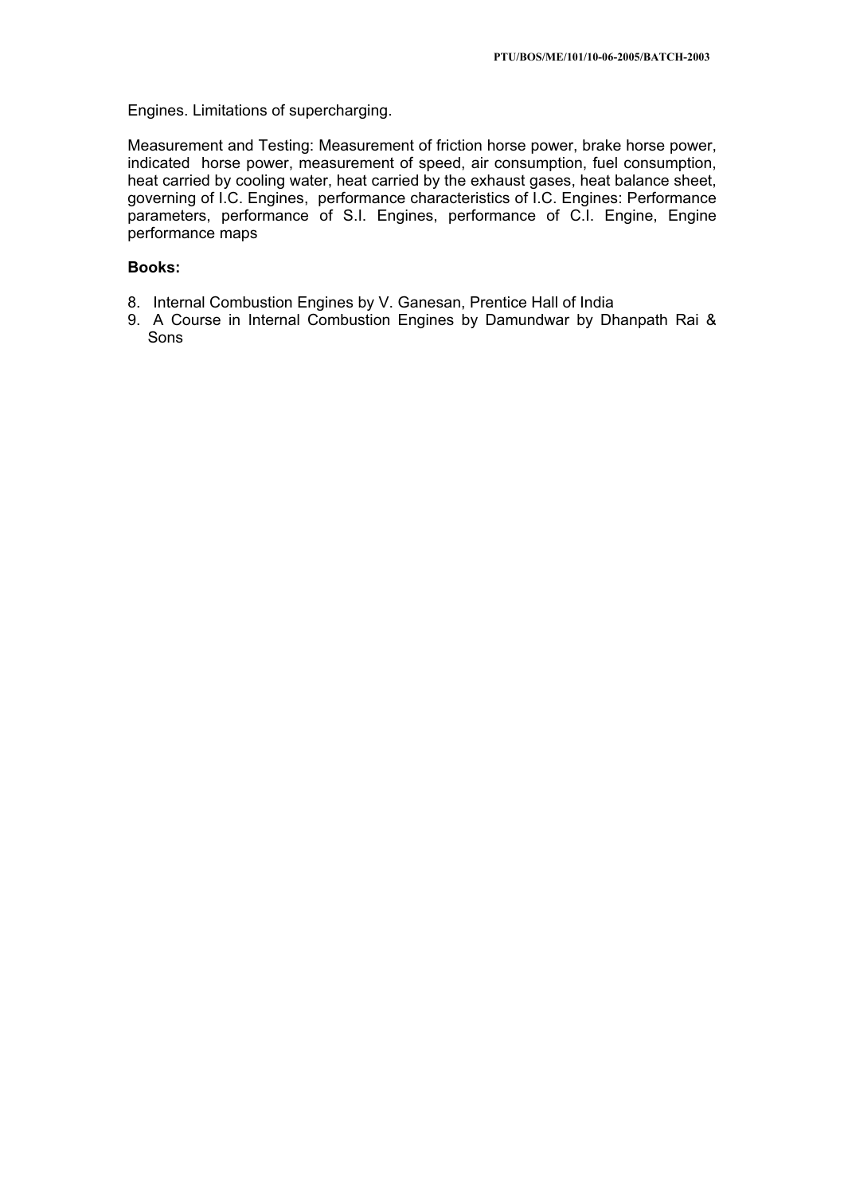Engines. Limitations of supercharging.

Measurement and Testing: Measurement of friction horse power, brake horse power, indicated horse power, measurement of speed, air consumption, fuel consumption, heat carried by cooling water, heat carried by the exhaust gases, heat balance sheet, governing of I.C. Engines, performance characteristics of I.C. Engines: Performance parameters, performance of S.I. Engines, performance of C.I. Engine, Engine performance maps

**Books:**

8. Internal Combustion Engines by V. Ganesan, Prentice Hall of India
9. A Course in Internal Combustion Engines by Damundwar by Dhanpath Rai & Sons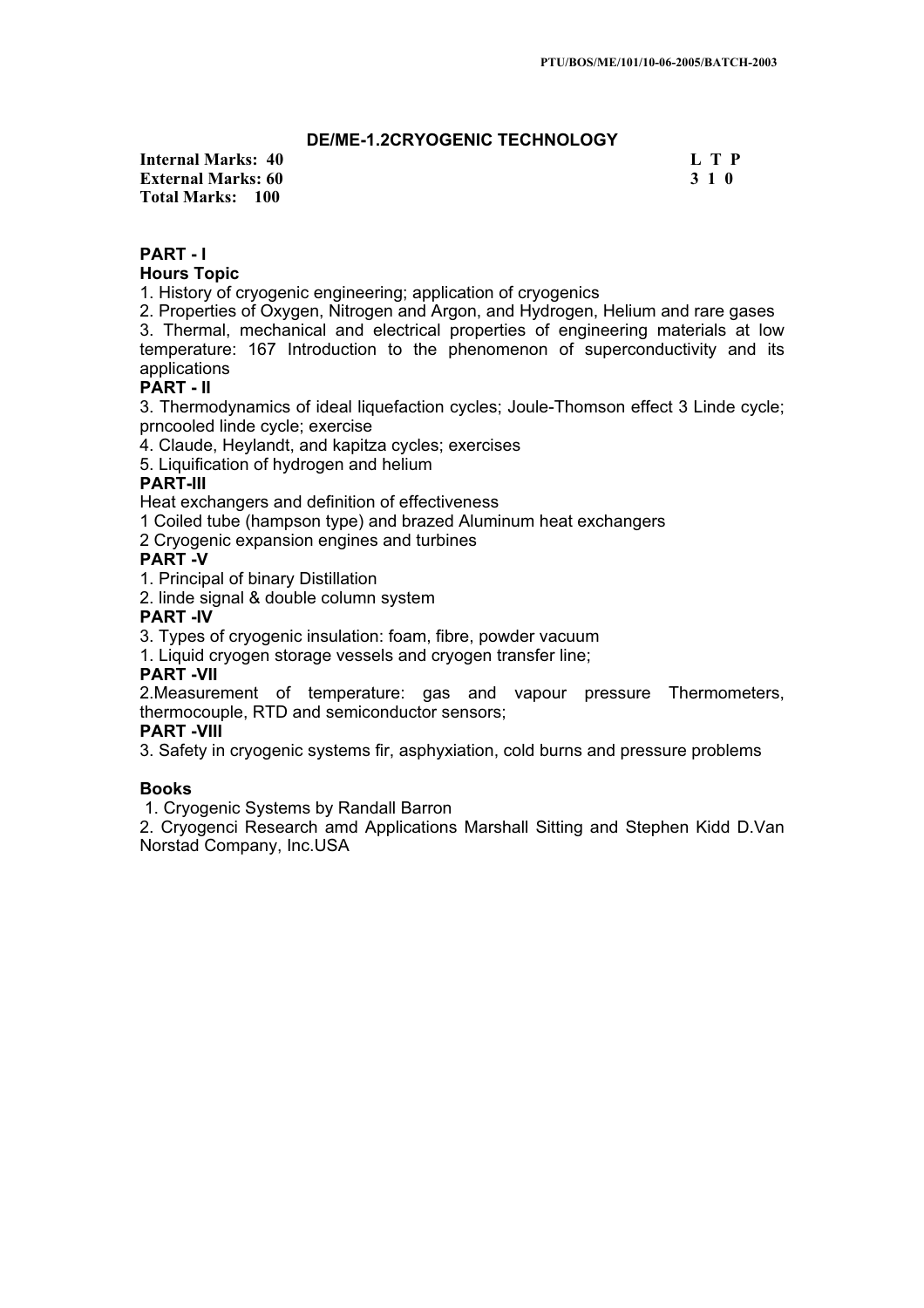## DE/ME-1.2CRYOGENIC TECHNOLOGY

**Internal Marks: 40** **L T P**
**External Marks: 60** **3 1 0**
**Total Marks: 100**

**PART - I**

**Hours Topic**

1. History of cryogenic engineering; application of cryogenics
2. Properties of Oxygen, Nitrogen and Argon, and Hydrogen, Helium and rare gases
3. Thermal, mechanical and electrical properties of engineering materials at low temperature: 167 Introduction to the phenomenon of superconductivity and its applications

**PART - II**

3. Thermodynamics of ideal liquefaction cycles; Joule-Thomson effect 3 Linde cycle; prncooled linde cycle; exercise
4. Claude, Heylandt, and kapitza cycles; exercises
5. Liquification of hydrogen and helium

**PART-III**

Heat exchangers and definition of effectiveness
1 Coiled tube (hampson type) and brazed Aluminum heat exchangers
2 Cryogenic expansion engines and turbines

**PART -V**

1. Principal of binary Distillation
2. linde signal & double column system

**PART -IV**

3. Types of cryogenic insulation: foam, fibre, powder vacuum
1. Liquid cryogen storage vessels and cryogen transfer line;

**PART -VII**

2.Measurement of temperature: gas and vapour pressure Thermometers, thermocouple, RTD and semiconductor sensors;

**PART -VIII**

3. Safety in cryogenic systems fir, asphyxiation, cold burns and pressure problems

**Books**

1. Cryogenic Systems by Randall Barron
2. Cryogenci Research amd Applications Marshall Sitting and Stephen Kidd D.Van Norstad Company, Inc.USA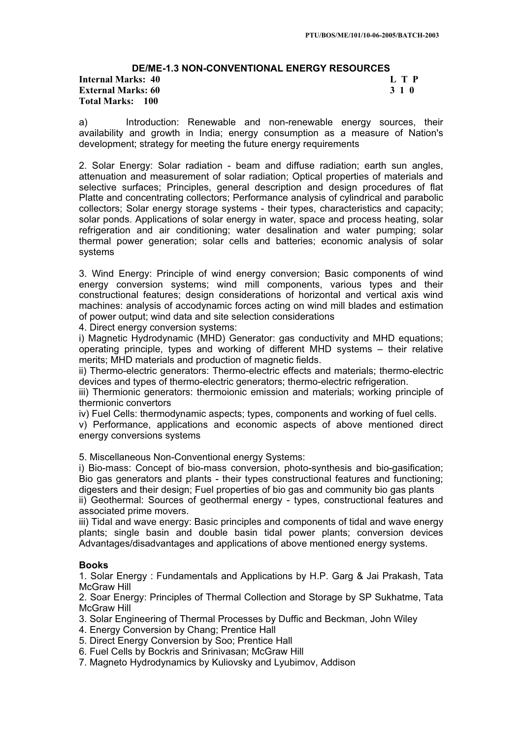## DE/ME-1.3 NON-CONVENTIONAL ENERGY RESOURCES

**Internal Marks: 40** **L T P**
**External Marks: 60** **3 1 0**
**Total Marks: 100**

a) Introduction: Renewable and non-renewable energy sources, their availability and growth in India; energy consumption as a measure of Nation's development; strategy for meeting the future energy requirements

2. Solar Energy: Solar radiation - beam and diffuse radiation; earth sun angles, attenuation and measurement of solar radiation; Optical properties of materials and selective surfaces; Principles, general description and design procedures of flat Platte and concentrating collectors; Performance analysis of cylindrical and parabolic collectors; Solar energy storage systems - their types, characteristics and capacity; solar ponds. Applications of solar energy in water, space and process heating, solar refrigeration and air conditioning; water desalination and water pumping; solar thermal power generation; solar cells and batteries; economic analysis of solar systems

3. Wind Energy: Principle of wind energy conversion; Basic components of wind energy conversion systems; wind mill components, various types and their constructional features; design considerations of horizontal and vertical axis wind machines: analysis of accodynamic forces acting on wind mill blades and estimation of power output; wind data and site selection considerations

4. Direct energy conversion systems:

i) Magnetic Hydrodynamic (MHD) Generator: gas conductivity and MHD equations; operating principle, types and working of different MHD systems – their relative merits; MHD materials and production of magnetic fields.

ii) Thermo-electric generators: Thermo-electric effects and materials; thermo-electric devices and types of thermo-electric generators; thermo-electric refrigeration.

iii) Thermionic generators: thermoionic emission and materials; working principle of thermionic convertors

iv) Fuel Cells: thermodynamic aspects; types, components and working of fuel cells.

v) Performance, applications and economic aspects of above mentioned direct energy conversions systems

5. Miscellaneous Non-Conventional energy Systems:

i) Bio-mass: Concept of bio-mass conversion, photo-synthesis and bio-gasification; Bio gas generators and plants - their types constructional features and functioning; digesters and their design; Fuel properties of bio gas and community bio gas plants

ii) Geothermal: Sources of geothermal energy - types, constructional features and associated prime movers.

iii) Tidal and wave energy: Basic principles and components of tidal and wave energy plants; single basin and double basin tidal power plants; conversion devices Advantages/disadvantages and applications of above mentioned energy systems.

**Books**

1. Solar Energy : Fundamentals and Applications by H.P. Garg & Jai Prakash, Tata McGraw Hill
2. Soar Energy: Principles of Thermal Collection and Storage by SP Sukhatme, Tata McGraw Hill
3. Solar Engineering of Thermal Processes by Duffic and Beckman, John Wiley
4. Energy Conversion by Chang; Prentice Hall
5. Direct Energy Conversion by Soo; Prentice Hall
6. Fuel Cells by Bockris and Srinivasan; McGraw Hill
7. Magneto Hydrodynamics by Kuliovsky and Lyubimov, Addison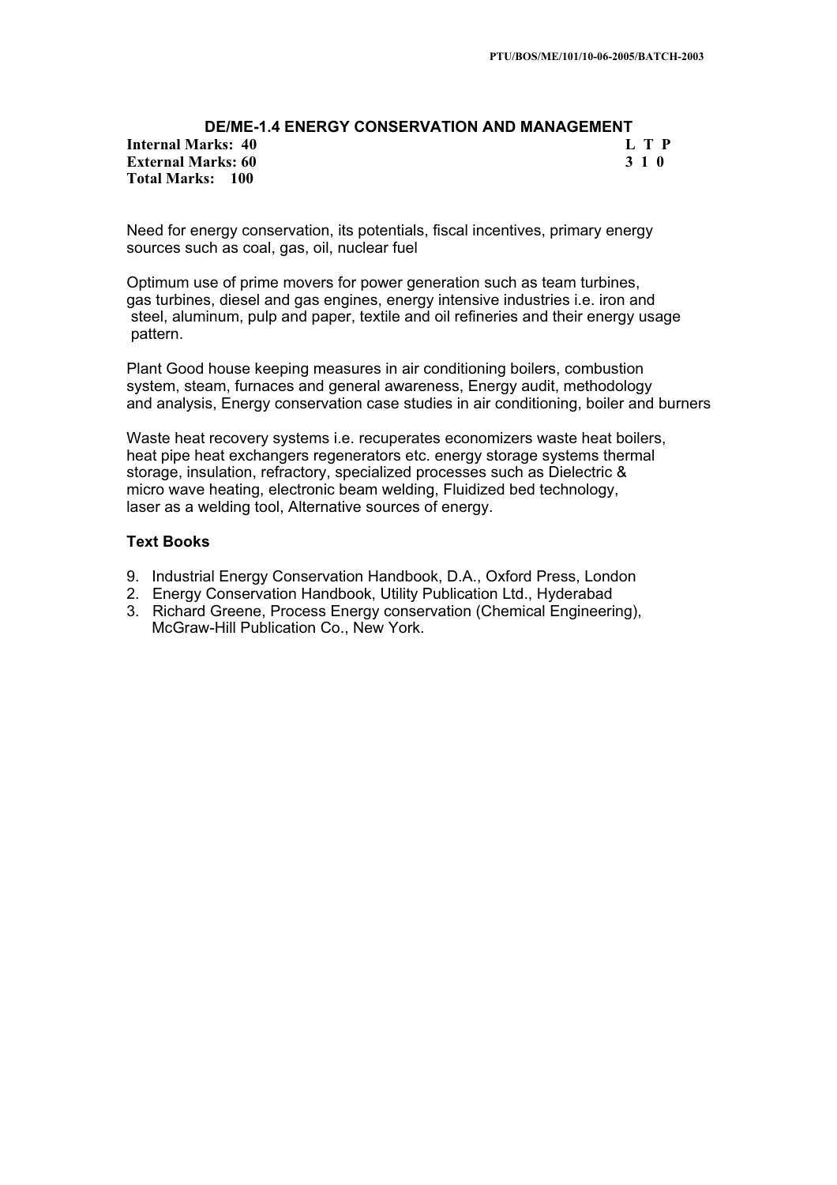## DE/ME-1.4 ENERGY CONSERVATION AND MANAGEMENT

**Internal Marks: 40** **L T P**
**External Marks: 60** **3 1 0**
**Total Marks: 100**

Need for energy conservation, its potentials, fiscal incentives, primary energy sources such as coal, gas, oil, nuclear fuel

Optimum use of prime movers for power generation such as team turbines, gas turbines, diesel and gas engines, energy intensive industries i.e. iron and steel, aluminum, pulp and paper, textile and oil refineries and their energy usage pattern.

Plant Good house keeping measures in air conditioning boilers, combustion system, steam, furnaces and general awareness, Energy audit, methodology and analysis, Energy conservation case studies in air conditioning, boiler and burners

Waste heat recovery systems i.e. recuperates economizers waste heat boilers, heat pipe heat exchangers regenerators etc. energy storage systems thermal storage, insulation, refractory, specialized processes such as Dielectric & micro wave heating, electronic beam welding, Fluidized bed technology, laser as a welding tool, Alternative sources of energy.

### Text Books

9. Industrial Energy Conservation Handbook, D.A., Oxford Press, London
2. Energy Conservation Handbook, Utility Publication Ltd., Hyderabad
3. Richard Greene, Process Energy conservation (Chemical Engineering), McGraw-Hill Publication Co., New York.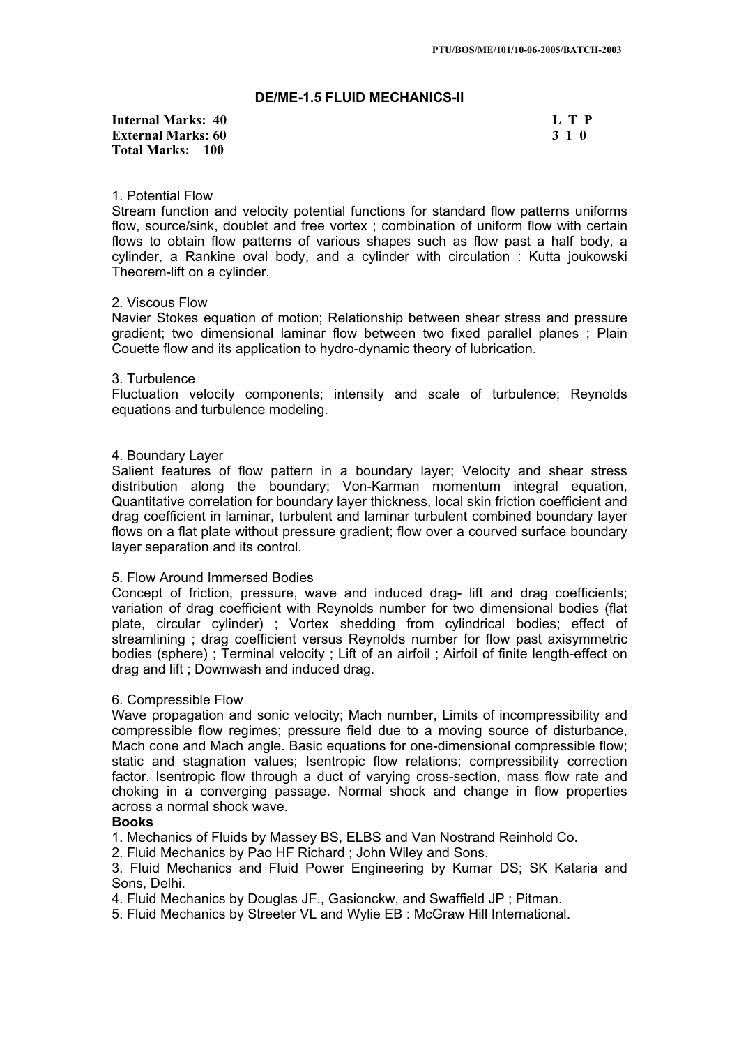PTU/BOS/ME/101/10-06-2005/BATCH-2003

## DE/ME-1.5 FLUID MECHANICS-II

**Internal Marks: 40**
**External Marks: 60**
**Total Marks: 100**

| L | T | P |
|---|---|---|
| 3 | 1 | 0 |

1. Potential Flow

Stream function and velocity potential functions for standard flow patterns uniforms flow, source/sink, doublet and free vortex ; combination of uniform flow with certain flows to obtain flow patterns of various shapes such as flow past a half body, a cylinder, a Rankine oval body, and a cylinder with circulation : Kutta joukowski Theorem-lift on a cylinder.

2. Viscous Flow

Navier Stokes equation of motion; Relationship between shear stress and pressure gradient; two dimensional laminar flow between two fixed parallel planes ; Plain Couette flow and its application to hydro-dynamic theory of lubrication.

3. Turbulence

Fluctuation velocity components; intensity and scale of turbulence; Reynolds equations and turbulence modeling.

4. Boundary Layer

Salient features of flow pattern in a boundary layer; Velocity and shear stress distribution along the boundary; Von-Karman momentum integral equation, Quantitative correlation for boundary layer thickness, local skin friction coefficient and drag coefficient in laminar, turbulent and laminar turbulent combined boundary layer flows on a flat plate without pressure gradient; flow over a courved surface boundary layer separation and its control.

5. Flow Around Immersed Bodies

Concept of friction, pressure, wave and induced drag- lift and drag coefficients; variation of drag coefficient with Reynolds number for two dimensional bodies (flat plate, circular cylinder) ; Vortex shedding from cylindrical bodies; effect of streamlining ; drag coefficient versus Reynolds number for flow past axisymmetric bodies (sphere) ; Terminal velocity ; Lift of an airfoil ; Airfoil of finite length-effect on drag and lift ; Downwash and induced drag.

6. Compressible Flow

Wave propagation and sonic velocity; Mach number, Limits of incompressibility and compressible flow regimes; pressure field due to a moving source of disturbance, Mach cone and Mach angle. Basic equations for one-dimensional compressible flow; static and stagnation values; Isentropic flow relations; compressibility correction factor. Isentropic flow through a duct of varying cross-section, mass flow rate and choking in a converging passage. Normal shock and change in flow properties across a normal shock wave.

**Books**

1. Mechanics of Fluids by Massey BS, ELBS and Van Nostrand Reinhold Co.
2. Fluid Mechanics by Pao HF Richard ; John Wiley and Sons.
3. Fluid Mechanics and Fluid Power Engineering by Kumar DS; SK Kataria and Sons, Delhi.
4. Fluid Mechanics by Douglas JF., Gasionckw, and Swaffield JP ; Pitman.
5. Fluid Mechanics by Streeter VL and Wylie EB : McGraw Hill International.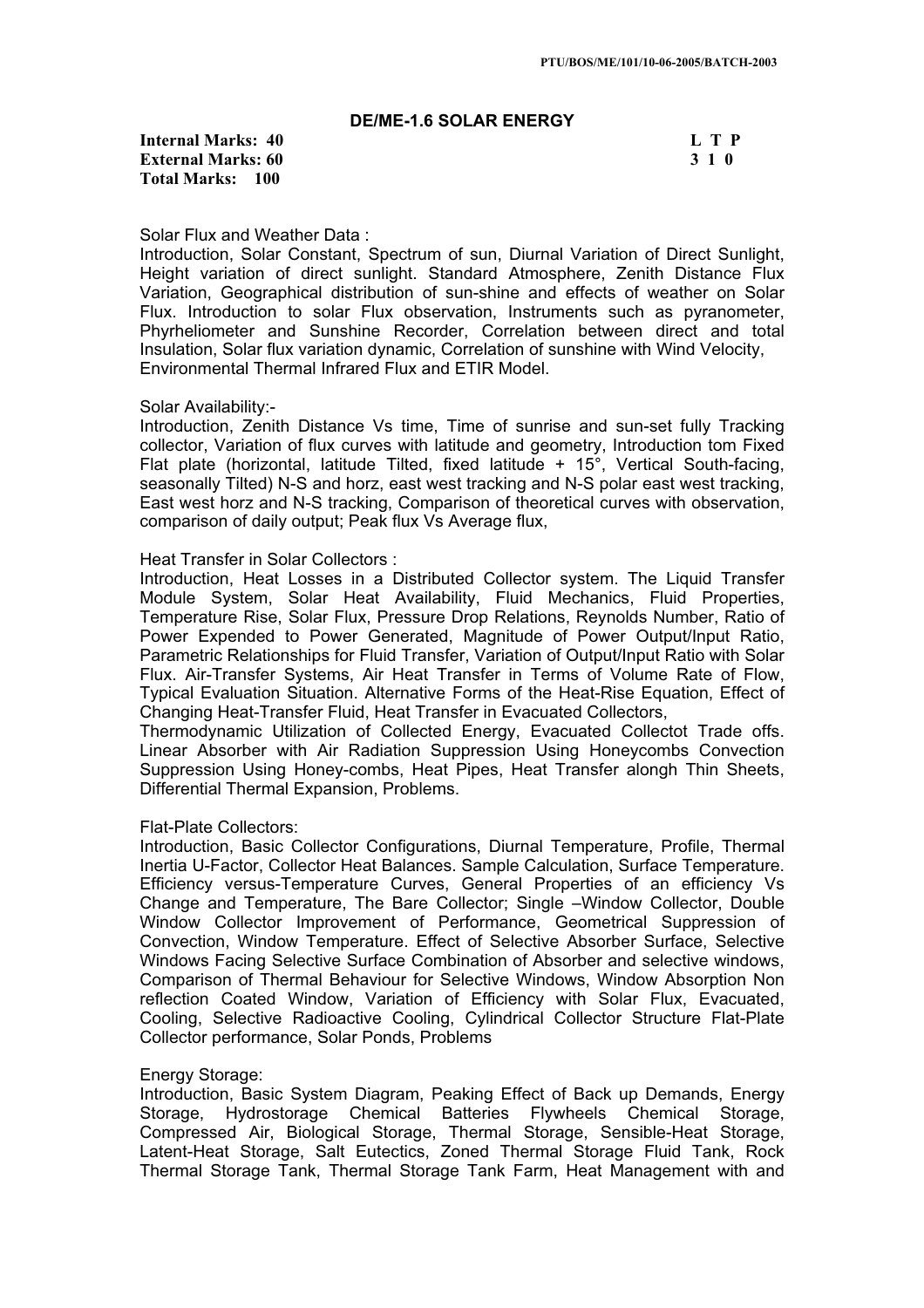## DE/ME-1.6 SOLAR ENERGY

**Internal Marks: 40** **L T P**
**External Marks: 60** **3 1 0**
**Total Marks: 100**

Solar Flux and Weather Data :
Introduction, Solar Constant, Spectrum of sun, Diurnal Variation of Direct Sunlight, Height variation of direct sunlight. Standard Atmosphere, Zenith Distance Flux Variation, Geographical distribution of sun-shine and effects of weather on Solar Flux. Introduction to solar Flux observation, Instruments such as pyranometer, Phyrheliometer and Sunshine Recorder, Correlation between direct and total Insulation, Solar flux variation dynamic, Correlation of sunshine with Wind Velocity, Environmental Thermal Infrared Flux and ETIR Model.

Solar Availability:-
Introduction, Zenith Distance Vs time, Time of sunrise and sun-set fully Tracking collector, Variation of flux curves with latitude and geometry, Introduction tom Fixed Flat plate (horizontal, latitude Tilted, fixed latitude + 15°, Vertical South-facing, seasonally Tilted) N-S and horz, east west tracking and N-S polar east west tracking, East west horz and N-S tracking, Comparison of theoretical curves with observation, comparison of daily output; Peak flux Vs Average flux,

Heat Transfer in Solar Collectors :
Introduction, Heat Losses in a Distributed Collector system. The Liquid Transfer Module System, Solar Heat Availability, Fluid Mechanics, Fluid Properties, Temperature Rise, Solar Flux, Pressure Drop Relations, Reynolds Number, Ratio of Power Expended to Power Generated, Magnitude of Power Output/Input Ratio, Parametric Relationships for Fluid Transfer, Variation of Output/Input Ratio with Solar Flux. Air-Transfer Systems, Air Heat Transfer in Terms of Volume Rate of Flow, Typical Evaluation Situation. Alternative Forms of the Heat-Rise Equation, Effect of Changing Heat-Transfer Fluid, Heat Transfer in Evacuated Collectors,
Thermodynamic Utilization of Collected Energy, Evacuated Collectot Trade offs. Linear Absorber with Air Radiation Suppression Using Honeycombs Convection Suppression Using Honey-combs, Heat Pipes, Heat Transfer alongh Thin Sheets, Differential Thermal Expansion, Problems.

Flat-Plate Collectors:
Introduction, Basic Collector Configurations, Diurnal Temperature, Profile, Thermal Inertia U-Factor, Collector Heat Balances. Sample Calculation, Surface Temperature. Efficiency versus-Temperature Curves, General Properties of an efficiency Vs Change and Temperature, The Bare Collector; Single –Window Collector, Double Window Collector Improvement of Performance, Geometrical Suppression of Convection, Window Temperature. Effect of Selective Absorber Surface, Selective Windows Facing Selective Surface Combination of Absorber and selective windows, Comparison of Thermal Behaviour for Selective Windows, Window Absorption Non reflection Coated Window, Variation of Efficiency with Solar Flux, Evacuated, Cooling, Selective Radioactive Cooling, Cylindrical Collector Structure Flat-Plate Collector performance, Solar Ponds, Problems

Energy Storage:
Introduction, Basic System Diagram, Peaking Effect of Back up Demands, Energy Storage, Hydrostorage Chemical Batteries Flywheels Chemical Storage, Compressed Air, Biological Storage, Thermal Storage, Sensible-Heat Storage, Latent-Heat Storage, Salt Eutectics, Zoned Thermal Storage Fluid Tank, Rock Thermal Storage Tank, Thermal Storage Tank Farm, Heat Management with and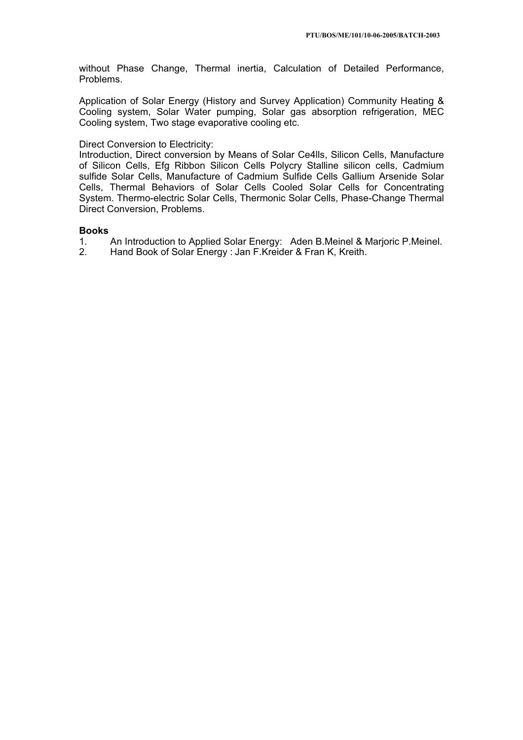without Phase Change, Thermal inertia, Calculation of Detailed Performance, Problems.

Application of Solar Energy (History and Survey Application) Community Heating & Cooling system, Solar Water pumping, Solar gas absorption refrigeration, MEC Cooling system, Two stage evaporative cooling etc.

Direct Conversion to Electricity:
Introduction, Direct conversion by Means of Solar Ce4lls, Silicon Cells, Manufacture of Silicon Cells, Efg Ribbon Silicon Cells Polycry Stalline silicon cells, Cadmium sulfide Solar Cells, Manufacture of Cadmium Sulfide Cells Gallium Arsenide Solar Cells, Thermal Behaviors of Solar Cells Cooled Solar Cells for Concentrating System. Thermo-electric Solar Cells, Thermonic Solar Cells, Phase-Change Thermal Direct Conversion, Problems.

**Books**

1. An Introduction to Applied Solar Energy: Aden B.Meinel & Marjoric P.Meinel.
2. Hand Book of Solar Energy : Jan F.Kreider & Fran K, Kreith.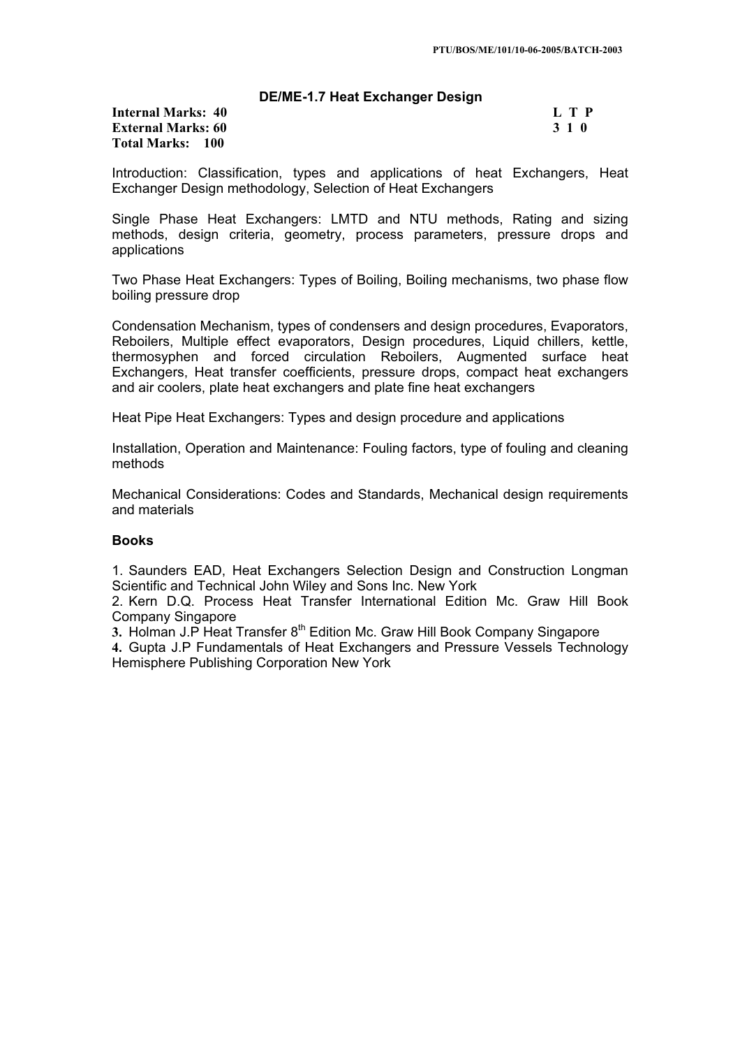## DE/ME-1.7 Heat Exchanger Design

**Internal Marks: 40** **L T P**
**External Marks: 60** **3 1 0**
**Total Marks: 100**

Introduction: Classification, types and applications of heat Exchangers, Heat Exchanger Design methodology, Selection of Heat Exchangers

Single Phase Heat Exchangers: LMTD and NTU methods, Rating and sizing methods, design criteria, geometry, process parameters, pressure drops and applications

Two Phase Heat Exchangers: Types of Boiling, Boiling mechanisms, two phase flow boiling pressure drop

Condensation Mechanism, types of condensers and design procedures, Evaporators, Reboilers, Multiple effect evaporators, Design procedures, Liquid chillers, kettle, thermosyphen and forced circulation Reboilers, Augmented surface heat Exchangers, Heat transfer coefficients, pressure drops, compact heat exchangers and air coolers, plate heat exchangers and plate fine heat exchangers

Heat Pipe Heat Exchangers: Types and design procedure and applications

Installation, Operation and Maintenance: Fouling factors, type of fouling and cleaning methods

Mechanical Considerations: Codes and Standards, Mechanical design requirements and materials

### Books

1. Saunders EAD, Heat Exchangers Selection Design and Construction Longman Scientific and Technical John Wiley and Sons Inc. New York
2. Kern D.Q. Process Heat Transfer International Edition Mc. Graw Hill Book Company Singapore
3. Holman J.P Heat Transfer 8th Edition Mc. Graw Hill Book Company Singapore
4. Gupta J.P Fundamentals of Heat Exchangers and Pressure Vessels Technology Hemisphere Publishing Corporation New York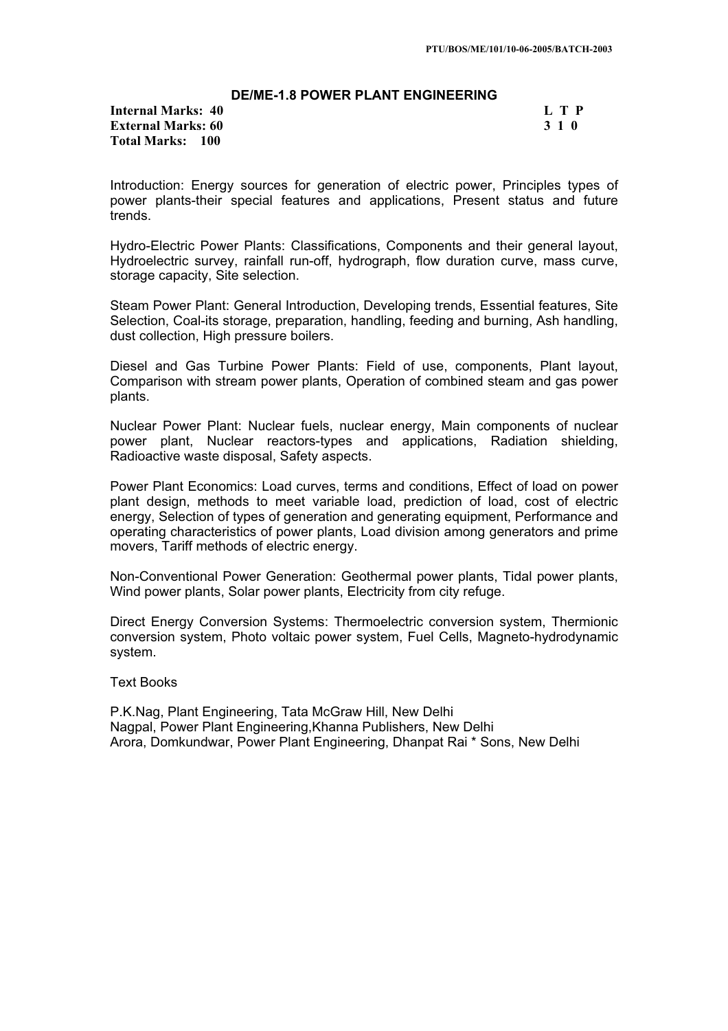## DE/ME-1.8 POWER PLANT ENGINEERING

**Internal Marks: 40**
**External Marks: 60**
**Total Marks: 100**

| L | T | P |
|---|---|---|
| 3 | 1 | 0 |

Introduction: Energy sources for generation of electric power, Principles types of power plants-their special features and applications, Present status and future trends.

Hydro-Electric Power Plants: Classifications, Components and their general layout, Hydroelectric survey, rainfall run-off, hydrograph, flow duration curve, mass curve, storage capacity, Site selection.

Steam Power Plant: General Introduction, Developing trends, Essential features, Site Selection, Coal-its storage, preparation, handling, feeding and burning, Ash handling, dust collection, High pressure boilers.

Diesel and Gas Turbine Power Plants: Field of use, components, Plant layout, Comparison with stream power plants, Operation of combined steam and gas power plants.

Nuclear Power Plant: Nuclear fuels, nuclear energy, Main components of nuclear power plant, Nuclear reactors-types and applications, Radiation shielding, Radioactive waste disposal, Safety aspects.

Power Plant Economics: Load curves, terms and conditions, Effect of load on power plant design, methods to meet variable load, prediction of load, cost of electric energy, Selection of types of generation and generating equipment, Performance and operating characteristics of power plants, Load division among generators and prime movers, Tariff methods of electric energy.

Non-Conventional Power Generation: Geothermal power plants, Tidal power plants, Wind power plants, Solar power plants, Electricity from city refuge.

Direct Energy Conversion Systems: Thermoelectric conversion system, Thermionic conversion system, Photo voltaic power system, Fuel Cells, Magneto-hydrodynamic system.

Text Books

P.K.Nag, Plant Engineering, Tata McGraw Hill, New Delhi
Nagpal, Power Plant Engineering,Khanna Publishers, New Delhi
Arora, Domkundwar, Power Plant Engineering, Dhanpat Rai * Sons, New Delhi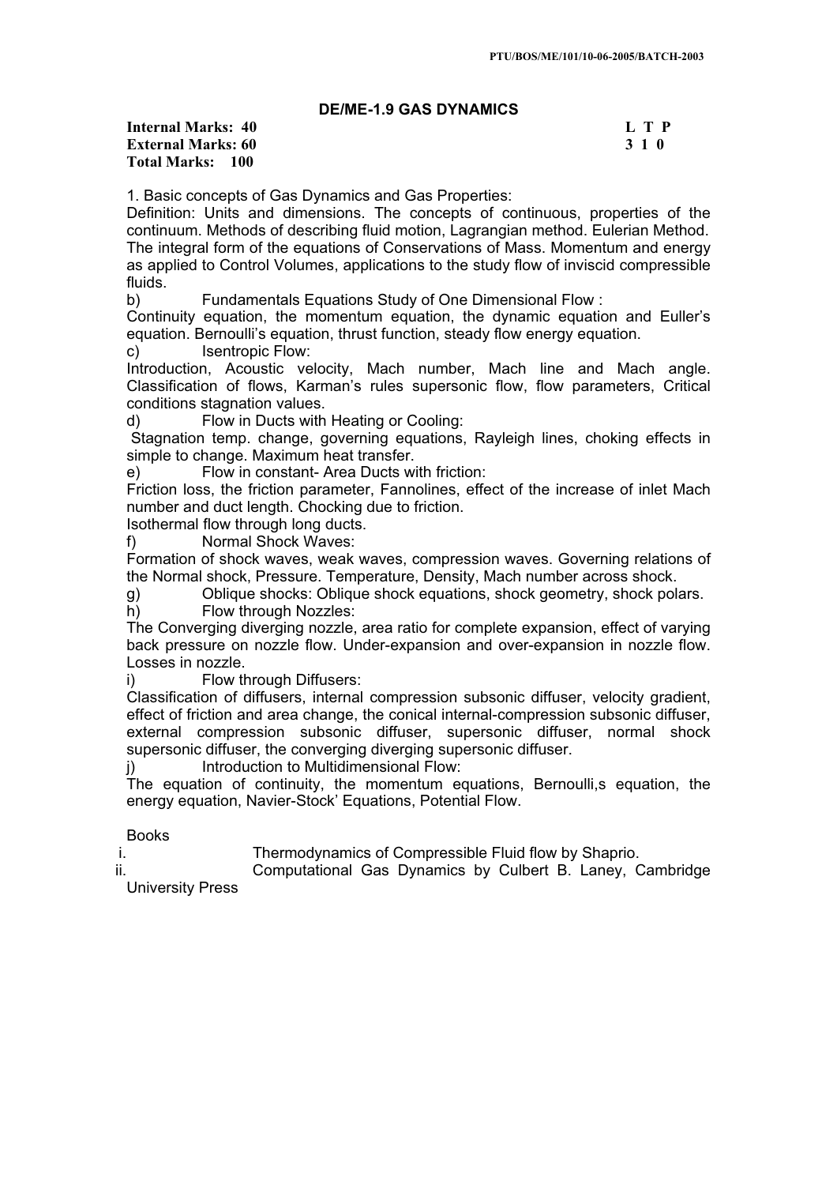## DE/ME-1.9 GAS DYNAMICS

**Internal Marks: 40**
**External Marks: 60**
**Total Marks: 100**

| L | T | P |
|---|---|---|
| 3 | 1 | 0 |

1. Basic concepts of Gas Dynamics and Gas Properties:
Definition: Units and dimensions. The concepts of continuous, properties of the continuum. Methods of describing fluid motion, Lagrangian method. Eulerian Method. The integral form of the equations of Conservations of Mass. Momentum and energy as applied to Control Volumes, applications to the study flow of inviscid compressible fluids.

b) Fundamentals Equations Study of One Dimensional Flow :
Continuity equation, the momentum equation, the dynamic equation and Euller's equation. Bernoulli's equation, thrust function, steady flow energy equation.

c) Isentropic Flow:
Introduction, Acoustic velocity, Mach number, Mach line and Mach angle. Classification of flows, Karman's rules supersonic flow, flow parameters, Critical conditions stagnation values.

d) Flow in Ducts with Heating or Cooling:
Stagnation temp. change, governing equations, Rayleigh lines, choking effects in simple to change. Maximum heat transfer.

e) Flow in constant- Area Ducts with friction:
Friction loss, the friction parameter, Fannolines, effect of the increase of inlet Mach number and duct length. Chocking due to friction.
Isothermal flow through long ducts.

f) Normal Shock Waves:
Formation of shock waves, weak waves, compression waves. Governing relations of the Normal shock, Pressure. Temperature, Density, Mach number across shock.

g) Oblique shocks: Oblique shock equations, shock geometry, shock polars.

h) Flow through Nozzles:
The Converging diverging nozzle, area ratio for complete expansion, effect of varying back pressure on nozzle flow. Under-expansion and over-expansion in nozzle flow. Losses in nozzle.

i) Flow through Diffusers:
Classification of diffusers, internal compression subsonic diffuser, velocity gradient, effect of friction and area change, the conical internal-compression subsonic diffuser, external compression subsonic diffuser, supersonic diffuser, normal shock supersonic diffuser, the converging diverging supersonic diffuser.

j) Introduction to Multidimensional Flow:
The equation of continuity, the momentum equations, Bernoulli,s equation, the energy equation, Navier-Stock' Equations, Potential Flow.

Books

i. Thermodynamics of Compressible Fluid flow by Shaprio.
ii. Computational Gas Dynamics by Culbert B. Laney, Cambridge University Press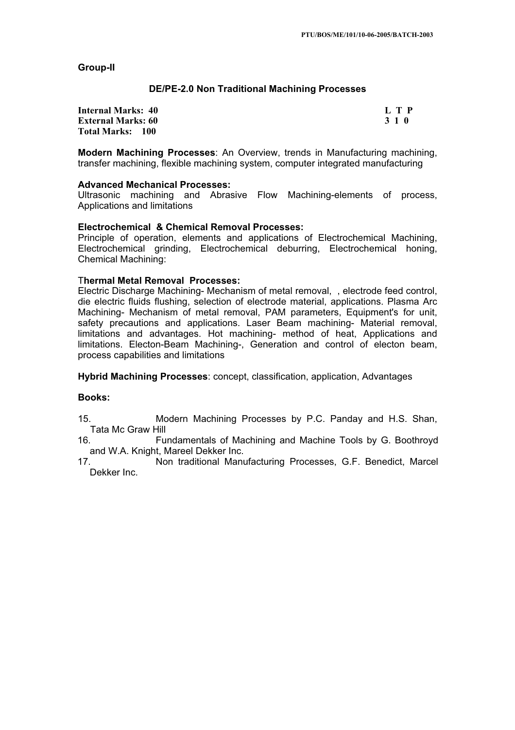**Group-II**

## DE/PE-2.0 Non Traditional Machining Processes

**Internal Marks: 40** 
**External Marks: 60** 
**Total Marks: 100**

| L | T | P |
|---|---|---|
| 3 | 1 | 0 |

**Modern Machining Processes**: An Overview, trends in Manufacturing machining, transfer machining, flexible machining system, computer integrated manufacturing

**Advanced Mechanical Processes:**
Ultrasonic machining and Abrasive Flow Machining-elements of process, Applications and limitations

**Electrochemical & Chemical Removal Processes:**
Principle of operation, elements and applications of Electrochemical Machining, Electrochemical grinding, Electrochemical deburring, Electrochemical honing, Chemical Machining:

**Thermal Metal Removal Processes:**
Electric Discharge Machining- Mechanism of metal removal, , electrode feed control, die electric fluids flushing, selection of electrode material, applications. Plasma Arc Machining- Mechanism of metal removal, PAM parameters, Equipment's for unit, safety precautions and applications. Laser Beam machining- Material removal, limitations and advantages. Hot machining- method of heat, Applications and limitations. Electon-Beam Machining-, Generation and control of electon beam, process capabilities and limitations

**Hybrid Machining Processes**: concept, classification, application, Advantages

**Books:**

15. Modern Machining Processes by P.C. Panday and H.S. Shan, Tata Mc Graw Hill
16. Fundamentals of Machining and Machine Tools by G. Boothroyd and W.A. Knight, Mareel Dekker Inc.
17. Non traditional Manufacturing Processes, G.F. Benedict, Marcel Dekker Inc.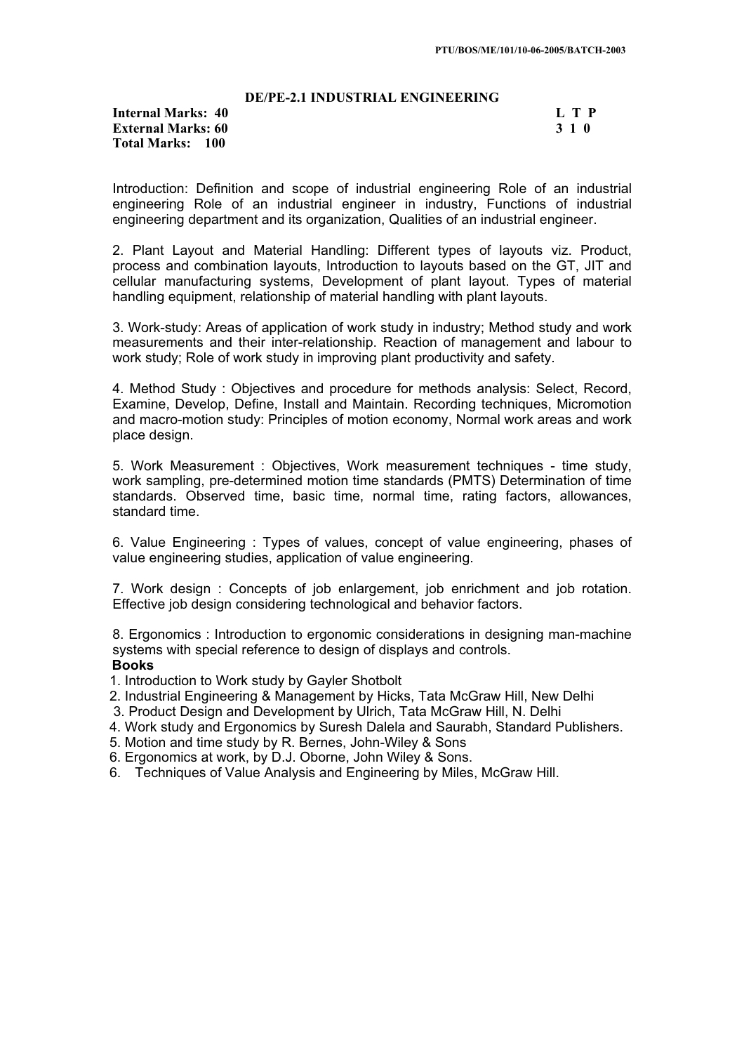## DE/PE-2.1 INDUSTRIAL ENGINEERING

| **Internal Marks: 40** | **L T P** |
|---|---|
| **External Marks: 60** | **3 1 0** |
| **Total Marks: 100** | |

Introduction: Definition and scope of industrial engineering Role of an industrial engineering Role of an industrial engineer in industry, Functions of industrial engineering department and its organization, Qualities of an industrial engineer.

2. Plant Layout and Material Handling: Different types of layouts viz. Product, process and combination layouts, Introduction to layouts based on the GT, JIT and cellular manufacturing systems, Development of plant layout. Types of material handling equipment, relationship of material handling with plant layouts.

3. Work-study: Areas of application of work study in industry; Method study and work measurements and their inter-relationship. Reaction of management and labour to work study; Role of work study in improving plant productivity and safety.

4. Method Study : Objectives and procedure for methods analysis: Select, Record, Examine, Develop, Define, Install and Maintain. Recording techniques, Micromotion and macro-motion study: Principles of motion economy, Normal work areas and work place design.

5. Work Measurement : Objectives, Work measurement techniques - time study, work sampling, pre-determined motion time standards (PMTS) Determination of time standards. Observed time, basic time, normal time, rating factors, allowances, standard time.

6. Value Engineering : Types of values, concept of value engineering, phases of value engineering studies, application of value engineering.

7. Work design : Concepts of job enlargement, job enrichment and job rotation. Effective job design considering technological and behavior factors.

8. Ergonomics : Introduction to ergonomic considerations in designing man-machine systems with special reference to design of displays and controls.

**Books**

1. Introduction to Work study by Gayler Shotbolt
2. Industrial Engineering & Management by Hicks, Tata McGraw Hill, New Delhi
3. Product Design and Development by Ulrich, Tata McGraw Hill, N. Delhi
4. Work study and Ergonomics by Suresh Dalela and Saurabh, Standard Publishers.
5. Motion and time study by R. Bernes, John-Wiley & Sons
6. Ergonomics at work, by D.J. Oborne, John Wiley & Sons.
6. Techniques of Value Analysis and Engineering by Miles, McGraw Hill.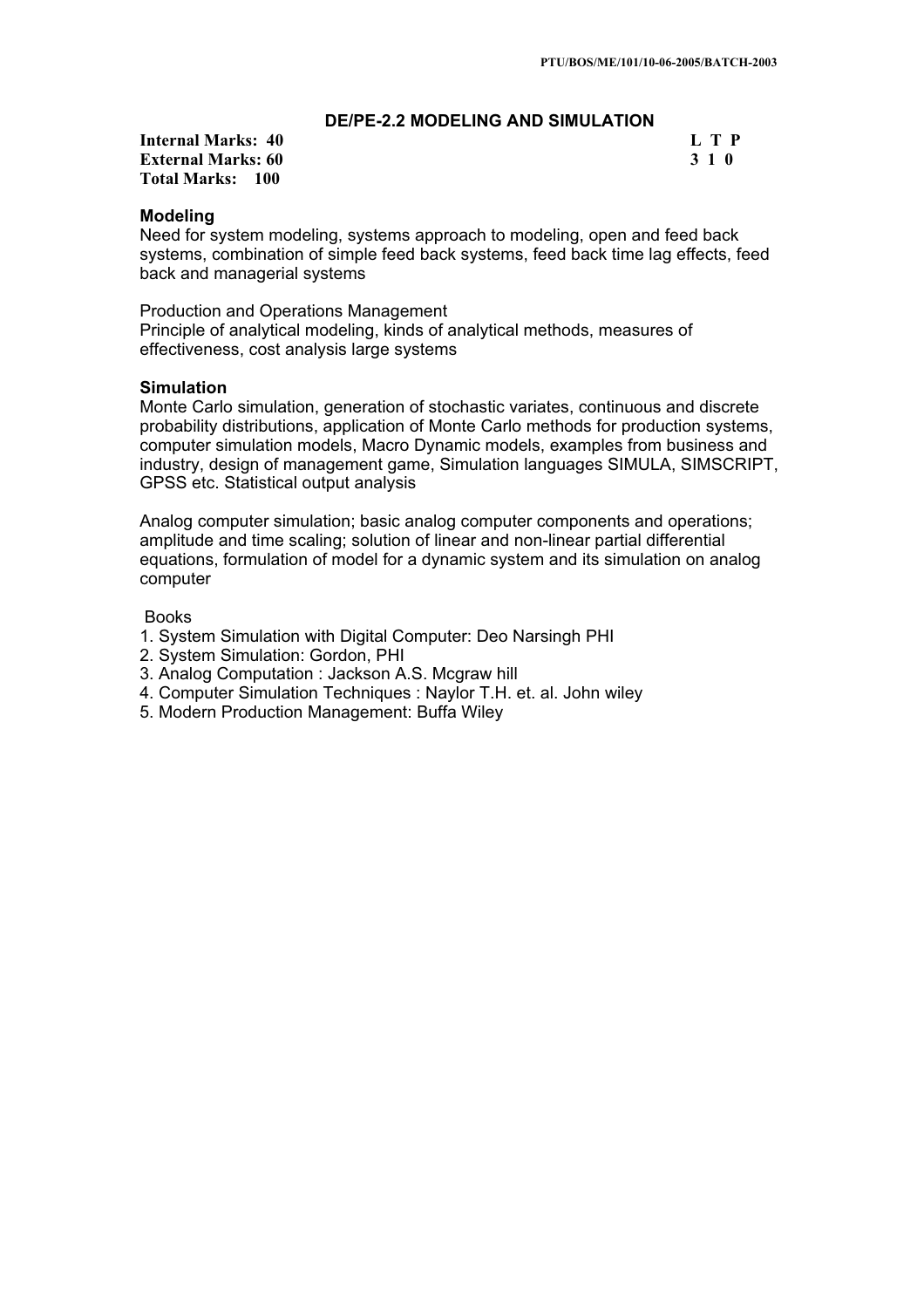## DE/PE-2.2 MODELING AND SIMULATION

**Internal Marks: 40** **L T P**
**External Marks: 60** **3 1 0**
**Total Marks: 100**

**Modeling**

Need for system modeling, systems approach to modeling, open and feed back systems, combination of simple feed back systems, feed back time lag effects, feed back and managerial systems

Production and Operations Management

Principle of analytical modeling, kinds of analytical methods, measures of effectiveness, cost analysis large systems

**Simulation**

Monte Carlo simulation, generation of stochastic variates, continuous and discrete probability distributions, application of Monte Carlo methods for production systems, computer simulation models, Macro Dynamic models, examples from business and industry, design of management game, Simulation languages SIMULA, SIMSCRIPT, GPSS etc. Statistical output analysis

Analog computer simulation; basic analog computer components and operations; amplitude and time scaling; solution of linear and non-linear partial differential equations, formulation of model for a dynamic system and its simulation on analog computer

Books

1. System Simulation with Digital Computer: Deo Narsingh PHI
2. System Simulation: Gordon, PHI
3. Analog Computation : Jackson A.S. Mcgraw hill
4. Computer Simulation Techniques : Naylor T.H. et. al. John wiley
5. Modern Production Management: Buffa Wiley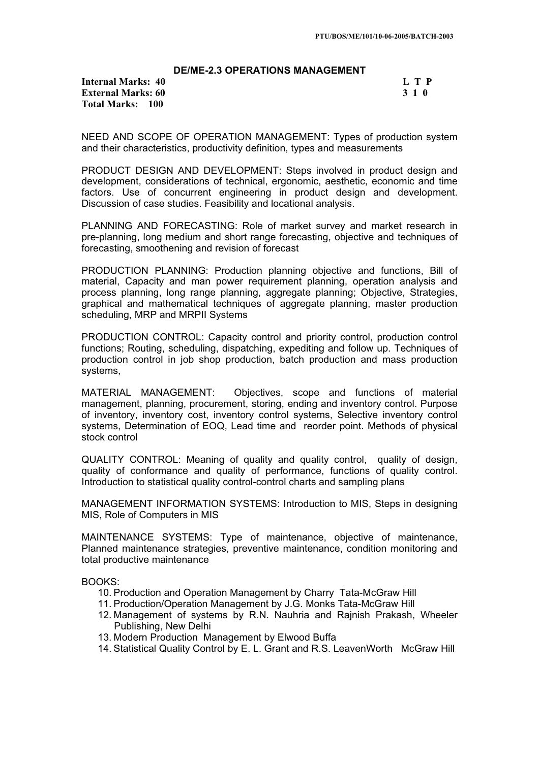## DE/ME-2.3 OPERATIONS MANAGEMENT

| | |
|---|---|
| **Internal Marks: 40** | **L T P** |
| **External Marks: 60** | **3 1 0** |
| **Total Marks: 100** | |

NEED AND SCOPE OF OPERATION MANAGEMENT: Types of production system and their characteristics, productivity definition, types and measurements

PRODUCT DESIGN AND DEVELOPMENT: Steps involved in product design and development, considerations of technical, ergonomic, aesthetic, economic and time factors. Use of concurrent engineering in product design and development. Discussion of case studies. Feasibility and locational analysis.

PLANNING AND FORECASTING: Role of market survey and market research in pre-planning, long medium and short range forecasting, objective and techniques of forecasting, smoothening and revision of forecast

PRODUCTION PLANNING: Production planning objective and functions, Bill of material, Capacity and man power requirement planning, operation analysis and process planning, long range planning, aggregate planning; Objective, Strategies, graphical and mathematical techniques of aggregate planning, master production scheduling, MRP and MRPII Systems

PRODUCTION CONTROL: Capacity control and priority control, production control functions; Routing, scheduling, dispatching, expediting and follow up. Techniques of production control in job shop production, batch production and mass production systems,

MATERIAL MANAGEMENT: Objectives, scope and functions of material management, planning, procurement, storing, ending and inventory control. Purpose of inventory, inventory cost, inventory control systems, Selective inventory control systems, Determination of EOQ, Lead time and reorder point. Methods of physical stock control

QUALITY CONTROL: Meaning of quality and quality control, quality of design, quality of conformance and quality of performance, functions of quality control. Introduction to statistical quality control-control charts and sampling plans

MANAGEMENT INFORMATION SYSTEMS: Introduction to MIS, Steps in designing MIS, Role of Computers in MIS

MAINTENANCE SYSTEMS: Type of maintenance, objective of maintenance, Planned maintenance strategies, preventive maintenance, condition monitoring and total productive maintenance

BOOKS:

10. Production and Operation Management by Charry Tata-McGraw Hill
11. Production/Operation Management by J.G. Monks Tata-McGraw Hill
12. Management of systems by R.N. Nauhria and Rajnish Prakash, Wheeler Publishing, New Delhi
13. Modern Production Management by Elwood Buffa
14. Statistical Quality Control by E. L. Grant and R.S. LeavenWorth McGraw Hill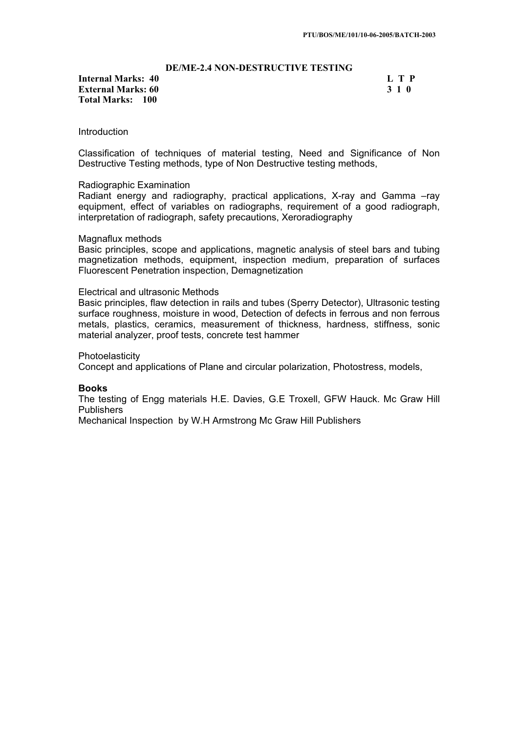## DE/ME-2.4 NON-DESTRUCTIVE TESTING

**Internal Marks: 40**
**External Marks: 60**
**Total Marks: 100**

| L | T | P |
|---|---|---|
| 3 | 1 | 0 |

Introduction

Classification of techniques of material testing, Need and Significance of Non Destructive Testing methods, type of Non Destructive testing methods,

Radiographic Examination
Radiant energy and radiography, practical applications, X-ray and Gamma –ray equipment, effect of variables on radiographs, requirement of a good radiograph, interpretation of radiograph, safety precautions, Xeroradiography

Magnaflux methods
Basic principles, scope and applications, magnetic analysis of steel bars and tubing magnetization methods, equipment, inspection medium, preparation of surfaces Fluorescent Penetration inspection, Demagnetization

Electrical and ultrasonic Methods
Basic principles, flaw detection in rails and tubes (Sperry Detector), Ultrasonic testing surface roughness, moisture in wood, Detection of defects in ferrous and non ferrous metals, plastics, ceramics, measurement of thickness, hardness, stiffness, sonic material analyzer, proof tests, concrete test hammer

Photoelasticity
Concept and applications of Plane and circular polarization, Photostress, models,

**Books**
The testing of Engg materials H.E. Davies, G.E Troxell, GFW Hauck. Mc Graw Hill Publishers
Mechanical Inspection by W.H Armstrong Mc Graw Hill Publishers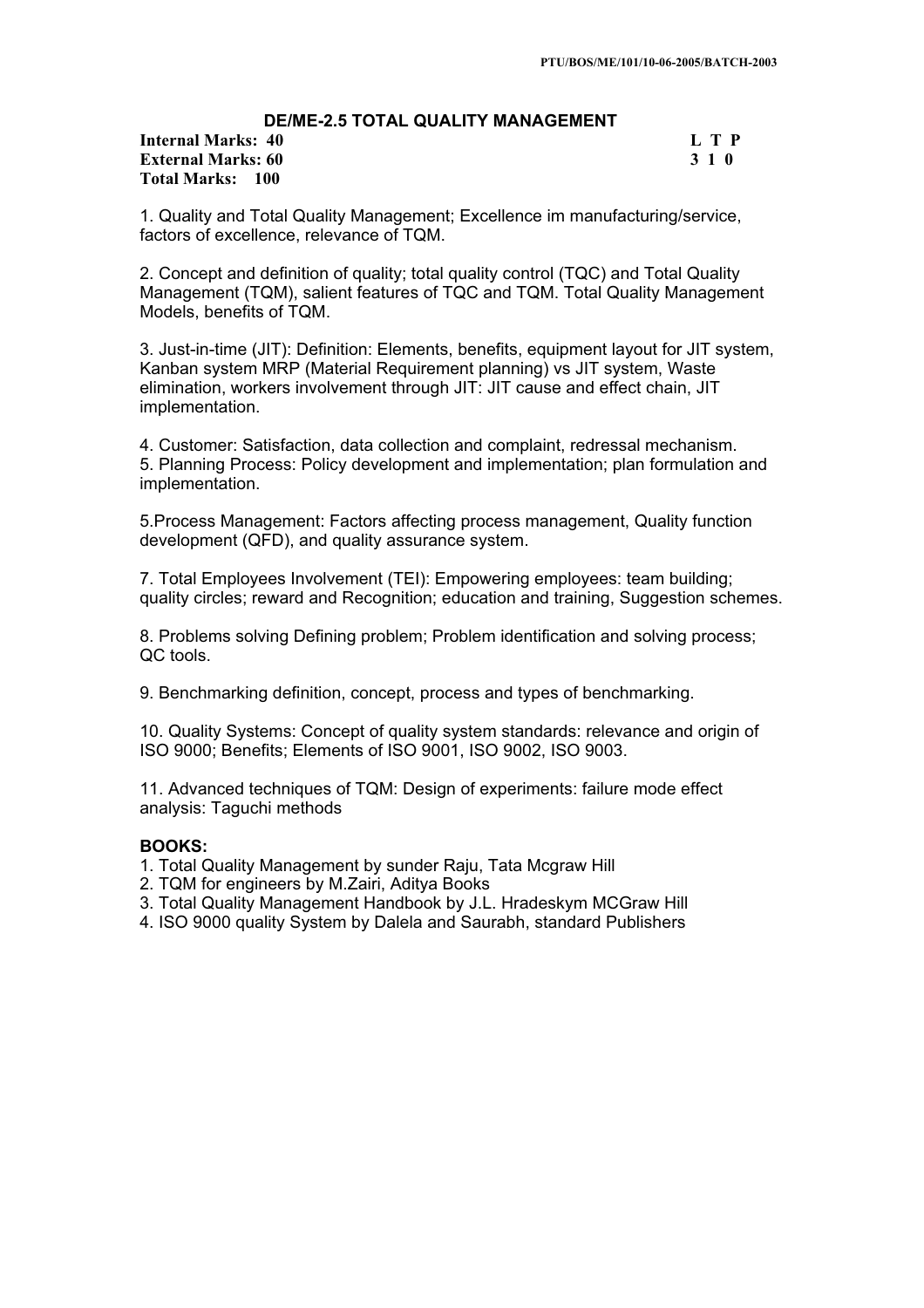PTU/BOS/ME/101/10-06-2005/BATCH-2003

## DE/ME-2.5 TOTAL QUALITY MANAGEMENT

| | |
|---|---|
| **Internal Marks: 40** | **L T P** |
| **External Marks: 60** | **3 1 0** |
| **Total Marks: 100** | |

1. Quality and Total Quality Management; Excellence im manufacturing/service, factors of excellence, relevance of TQM.

2. Concept and definition of quality; total quality control (TQC) and Total Quality Management (TQM), salient features of TQC and TQM. Total Quality Management Models, benefits of TQM.

3. Just-in-time (JIT): Definition: Elements, benefits, equipment layout for JIT system, Kanban system MRP (Material Requirement planning) vs JIT system, Waste elimination, workers involvement through JIT: JIT cause and effect chain, JIT implementation.

4. Customer: Satisfaction, data collection and complaint, redressal mechanism.
5. Planning Process: Policy development and implementation; plan formulation and implementation.

5.Process Management: Factors affecting process management, Quality function development (QFD), and quality assurance system.

7. Total Employees Involvement (TEI): Empowering employees: team building; quality circles; reward and Recognition; education and training, Suggestion schemes.

8. Problems solving Defining problem; Problem identification and solving process; QC tools.

9. Benchmarking definition, concept, process and types of benchmarking.

10. Quality Systems: Concept of quality system standards: relevance and origin of ISO 9000; Benefits; Elements of ISO 9001, ISO 9002, ISO 9003.

11. Advanced techniques of TQM: Design of experiments: failure mode effect analysis: Taguchi methods

**BOOKS:**
1. Total Quality Management by sunder Raju, Tata Mcgraw Hill
2. TQM for engineers by M.Zairi, Aditya Books
3. Total Quality Management Handbook by J.L. Hradeskym MCGraw Hill
4. ISO 9000 quality System by Dalela and Saurabh, standard Publishers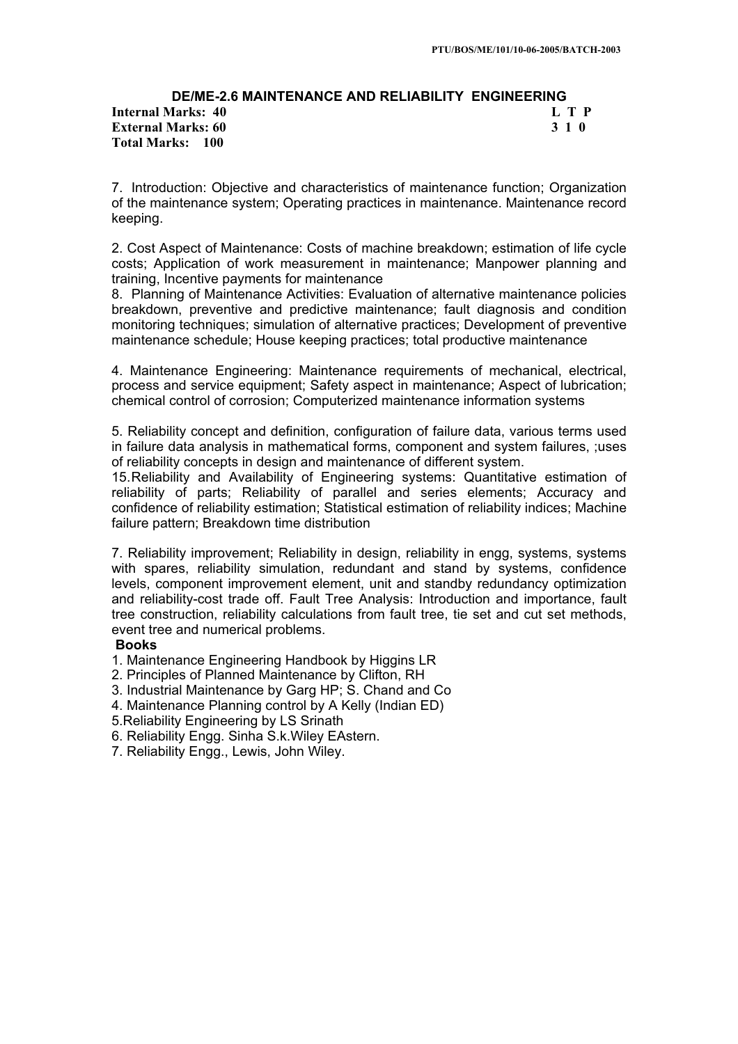## DE/ME-2.6 MAINTENANCE AND RELIABILITY ENGINEERING

**Internal Marks: 40** **L T P**
**External Marks: 60** **3 1 0**
**Total Marks: 100**

7. Introduction: Objective and characteristics of maintenance function; Organization of the maintenance system; Operating practices in maintenance. Maintenance record keeping.

2. Cost Aspect of Maintenance: Costs of machine breakdown; estimation of life cycle costs; Application of work measurement in maintenance; Manpower planning and training, Incentive payments for maintenance

8. Planning of Maintenance Activities: Evaluation of alternative maintenance policies breakdown, preventive and predictive maintenance; fault diagnosis and condition monitoring techniques; simulation of alternative practices; Development of preventive maintenance schedule; House keeping practices; total productive maintenance

4. Maintenance Engineering: Maintenance requirements of mechanical, electrical, process and service equipment; Safety aspect in maintenance; Aspect of lubrication; chemical control of corrosion; Computerized maintenance information systems

5. Reliability concept and definition, configuration of failure data, various terms used in failure data analysis in mathematical forms, component and system failures, ;uses of reliability concepts in design and maintenance of different system.

15. Reliability and Availability of Engineering systems: Quantitative estimation of reliability of parts; Reliability of parallel and series elements; Accuracy and confidence of reliability estimation; Statistical estimation of reliability indices; Machine failure pattern; Breakdown time distribution

7. Reliability improvement; Reliability in design, reliability in engg, systems, systems with spares, reliability simulation, redundant and stand by systems, confidence levels, component improvement element, unit and standby redundancy optimization and reliability-cost trade off. Fault Tree Analysis: Introduction and importance, fault tree construction, reliability calculations from fault tree, tie set and cut set methods, event tree and numerical problems.

**Books**

1. Maintenance Engineering Handbook by Higgins LR
2. Principles of Planned Maintenance by Clifton, RH
3. Industrial Maintenance by Garg HP; S. Chand and Co
4. Maintenance Planning control by A Kelly (Indian ED)
5. Reliability Engineering by LS Srinath
6. Reliability Engg. Sinha S.k.Wiley EAstern.
7. Reliability Engg., Lewis, John Wiley.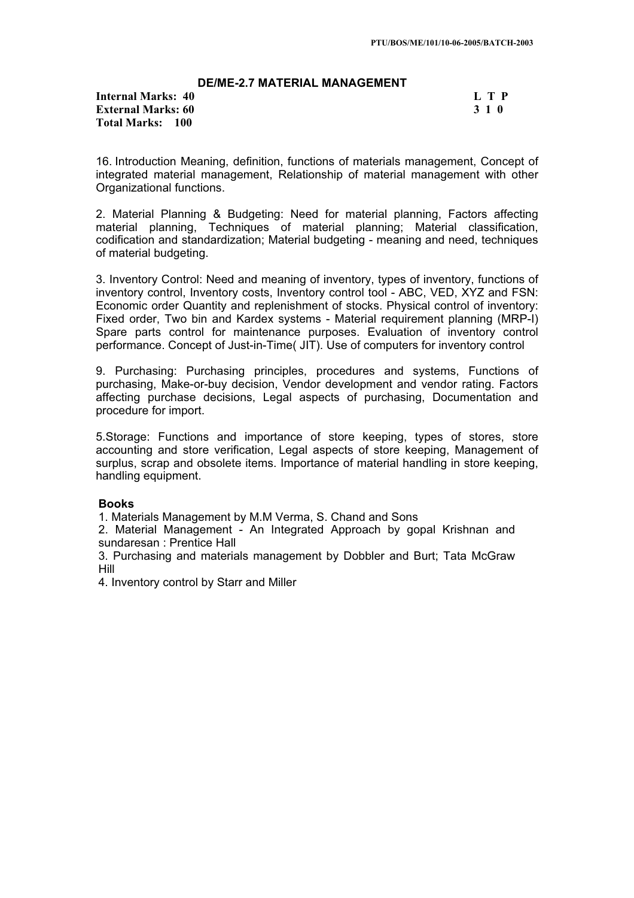## DE/ME-2.7 MATERIAL MANAGEMENT

**Internal Marks: 40** **L T P**
**External Marks: 60** **3 1 0**
**Total Marks: 100**

16. Introduction Meaning, definition, functions of materials management, Concept of integrated material management, Relationship of material management with other Organizational functions.

2. Material Planning & Budgeting: Need for material planning, Factors affecting material planning, Techniques of material planning; Material classification, codification and standardization; Material budgeting - meaning and need, techniques of material budgeting.

3. Inventory Control: Need and meaning of inventory, types of inventory, functions of inventory control, Inventory costs, Inventory control tool - ABC, VED, XYZ and FSN: Economic order Quantity and replenishment of stocks. Physical control of inventory: Fixed order, Two bin and Kardex systems - Material requirement planning (MRP-I) Spare parts control for maintenance purposes. Evaluation of inventory control performance. Concept of Just-in-Time( JIT). Use of computers for inventory control

9. Purchasing: Purchasing principles, procedures and systems, Functions of purchasing, Make-or-buy decision, Vendor development and vendor rating. Factors affecting purchase decisions, Legal aspects of purchasing, Documentation and procedure for import.

5.Storage: Functions and importance of store keeping, types of stores, store accounting and store verification, Legal aspects of store keeping, Management of surplus, scrap and obsolete items. Importance of material handling in store keeping, handling equipment.

**Books**

1. Materials Management by M.M Verma, S. Chand and Sons
2. Material Management - An Integrated Approach by gopal Krishnan and sundaresan : Prentice Hall
3. Purchasing and materials management by Dobbler and Burt; Tata McGraw Hill
4. Inventory control by Starr and Miller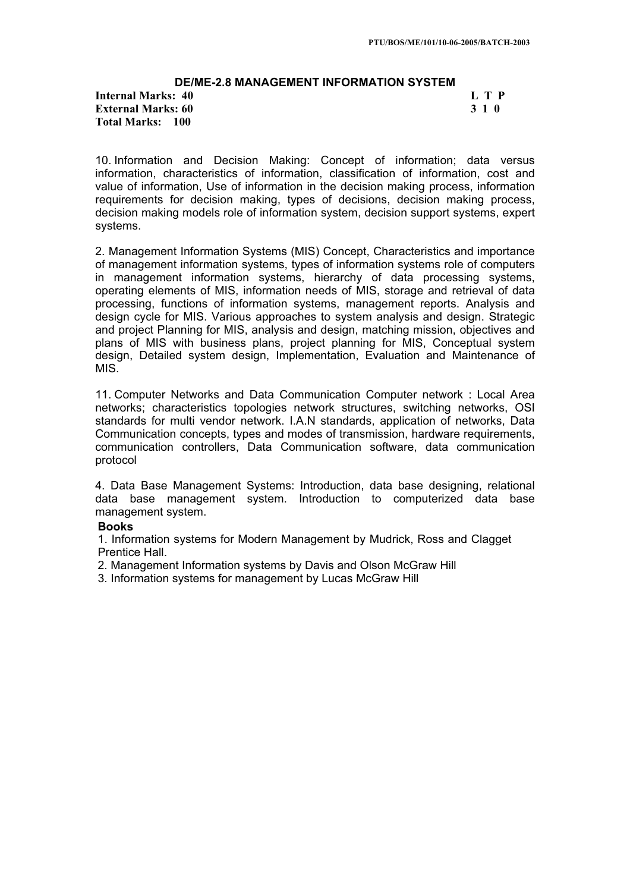### DE/ME-2.8 MANAGEMENT INFORMATION SYSTEM

**Internal Marks: 40** **L T P**
**External Marks: 60** **3 1 0**
**Total Marks: 100**

10. Information and Decision Making: Concept of information; data versus information, characteristics of information, classification of information, cost and value of information, Use of information in the decision making process, information requirements for decision making, types of decisions, decision making process, decision making models role of information system, decision support systems, expert systems.

2. Management Information Systems (MIS) Concept, Characteristics and importance of management information systems, types of information systems role of computers in management information systems, hierarchy of data processing systems, operating elements of MIS, information needs of MIS, storage and retrieval of data processing, functions of information systems, management reports. Analysis and design cycle for MIS. Various approaches to system analysis and design. Strategic and project Planning for MIS, analysis and design, matching mission, objectives and plans of MIS with business plans, project planning for MIS, Conceptual system design, Detailed system design, Implementation, Evaluation and Maintenance of MIS.

11. Computer Networks and Data Communication Computer network : Local Area networks; characteristics topologies network structures, switching networks, OSI standards for multi vendor network. I.A.N standards, application of networks, Data Communication concepts, types and modes of transmission, hardware requirements, communication controllers, Data Communication software, data communication protocol

4. Data Base Management Systems: Introduction, data base designing, relational data base management system. Introduction to computerized data base management system.

**Books**

1. Information systems for Modern Management by Mudrick, Ross and Clagget Prentice Hall.
2. Management Information systems by Davis and Olson McGraw Hill
3. Information systems for management by Lucas McGraw Hill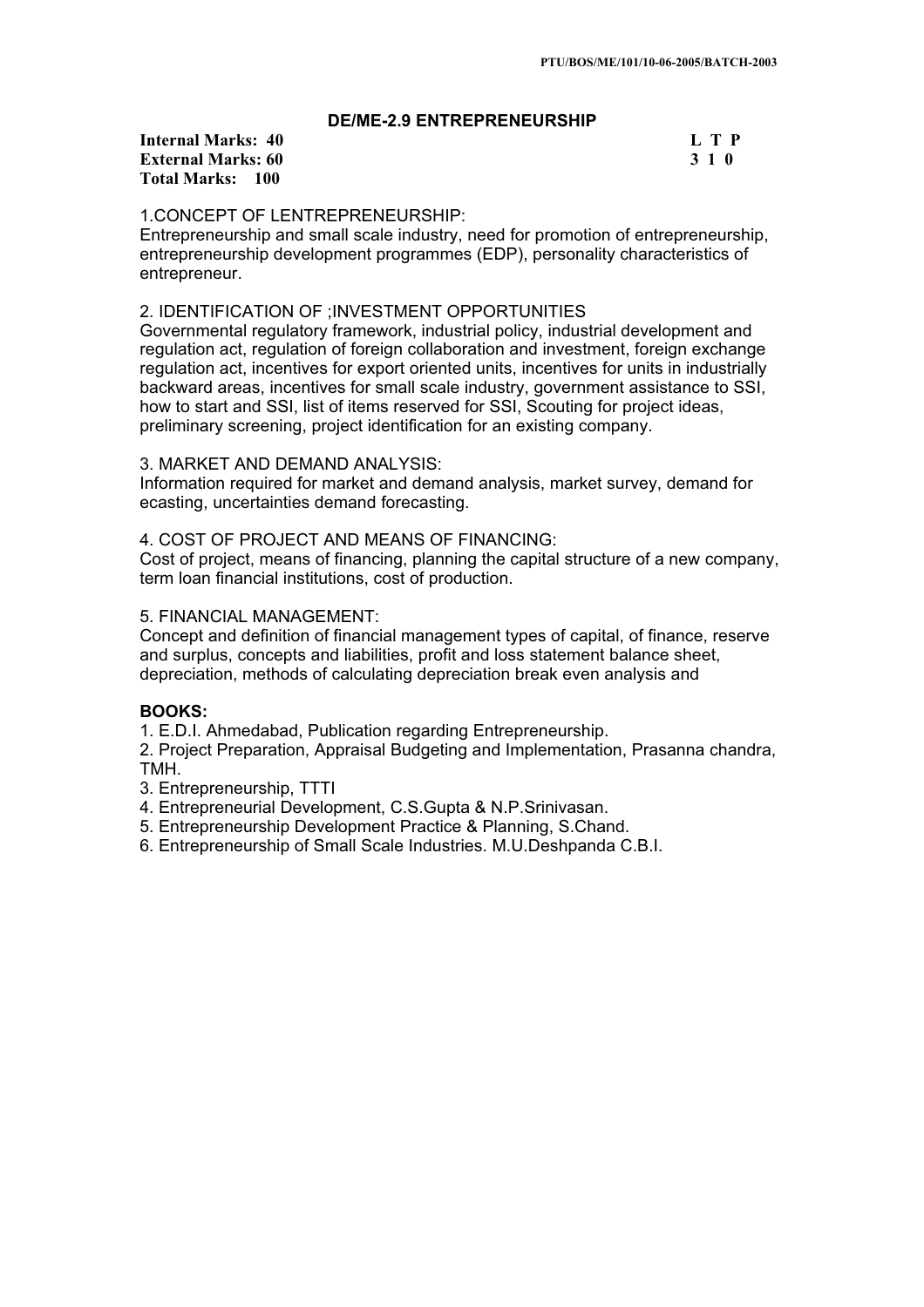## DE/ME-2.9 ENTREPRENEURSHIP

| | |
|---|---|
| **Internal Marks: 40** | **L T P** |
| **External Marks: 60** | **3 1 0** |
| **Total Marks: 100** | |

1.CONCEPT OF LENTREPRENEURSHIP:
Entrepreneurship and small scale industry, need for promotion of entrepreneurship, entrepreneurship development programmes (EDP), personality characteristics of entrepreneur.

2. IDENTIFICATION OF ;INVESTMENT OPPORTUNITIES
Governmental regulatory framework, industrial policy, industrial development and regulation act, regulation of foreign collaboration and investment, foreign exchange regulation act, incentives for export oriented units, incentives for units in industrially backward areas, incentives for small scale industry, government assistance to SSI, how to start and SSI, list of items reserved for SSI, Scouting for project ideas, preliminary screening, project identification for an existing company.

3. MARKET AND DEMAND ANALYSIS:
Information required for market and demand analysis, market survey, demand for ecasting, uncertainties demand forecasting.

4. COST OF PROJECT AND MEANS OF FINANCING:
Cost of project, means of financing, planning the capital structure of a new company, term loan financial institutions, cost of production.

5. FINANCIAL MANAGEMENT:
Concept and definition of financial management types of capital, of finance, reserve and surplus, concepts and liabilities, profit and loss statement balance sheet, depreciation, methods of calculating depreciation break even analysis and

**BOOKS:**

1. E.D.I. Ahmedabad, Publication regarding Entrepreneurship.
2. Project Preparation, Appraisal Budgeting and Implementation, Prasanna chandra, TMH.
3. Entrepreneurship, TTTI
4. Entrepreneurial Development, C.S.Gupta & N.P.Srinivasan.
5. Entrepreneurship Development Practice & Planning, S.Chand.
6. Entrepreneurship of Small Scale Industries. M.U.Deshpanda C.B.I.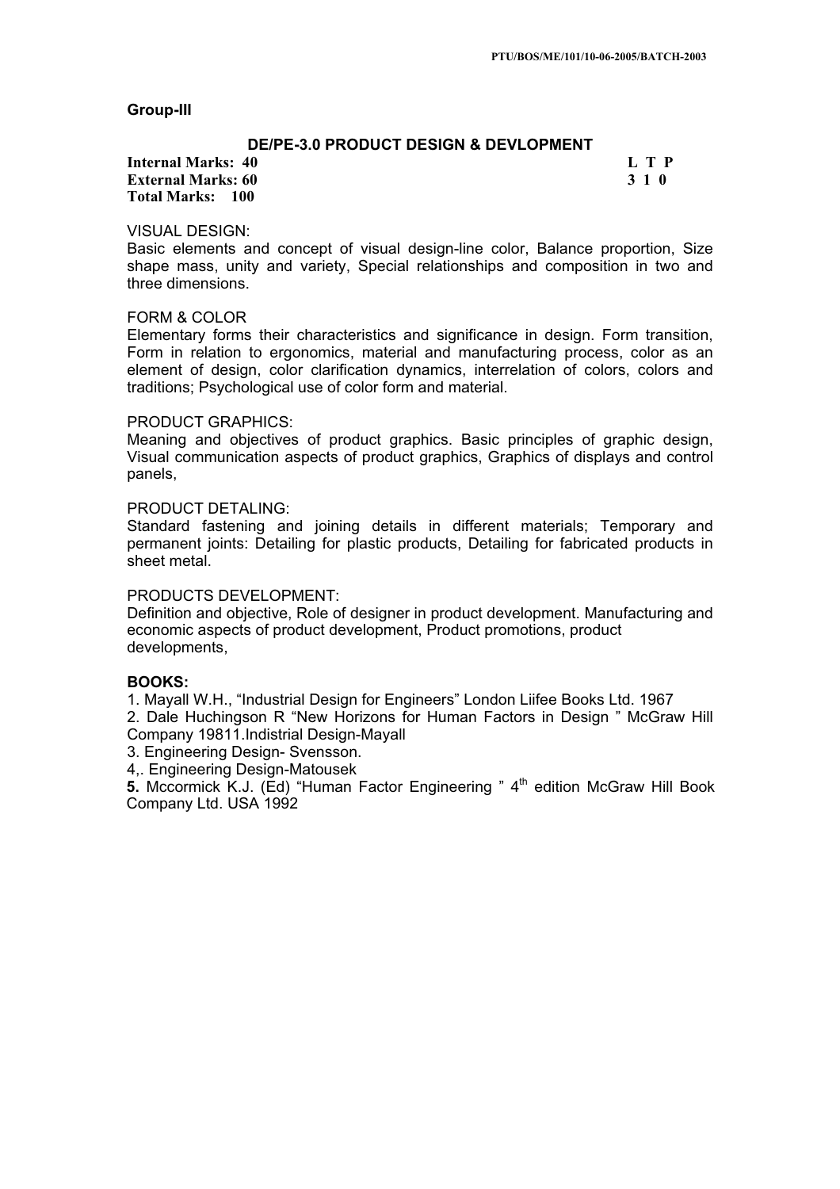**Group-III**

## DE/PE-3.0 PRODUCT DESIGN & DEVLOPMENT

**Internal Marks: 40** **L T P**
**External Marks: 60** **3 1 0**
**Total Marks: 100**

VISUAL DESIGN:
Basic elements and concept of visual design-line color, Balance proportion, Size shape mass, unity and variety, Special relationships and composition in two and three dimensions.

FORM & COLOR
Elementary forms their characteristics and significance in design. Form transition, Form in relation to ergonomics, material and manufacturing process, color as an element of design, color clarification dynamics, interrelation of colors, colors and traditions; Psychological use of color form and material.

PRODUCT GRAPHICS:
Meaning and objectives of product graphics. Basic principles of graphic design, Visual communication aspects of product graphics, Graphics of displays and control panels,

PRODUCT DETALING:
Standard fastening and joining details in different materials; Temporary and permanent joints: Detailing for plastic products, Detailing for fabricated products in sheet metal.

PRODUCTS DEVELOPMENT:
Definition and objective, Role of designer in product development. Manufacturing and economic aspects of product development, Product promotions, product developments,

**BOOKS:**

1. Mayall W.H., "Industrial Design for Engineers" London Liifee Books Ltd. 1967
2. Dale Huchingson R "New Horizons for Human Factors in Design " McGraw Hill Company 19811.Indistrial Design-Mayall
3. Engineering Design- Svensson.
4,. Engineering Design-Matousek
**5.** Mccormick K.J. (Ed) "Human Factor Engineering " 4th edition McGraw Hill Book Company Ltd. USA 1992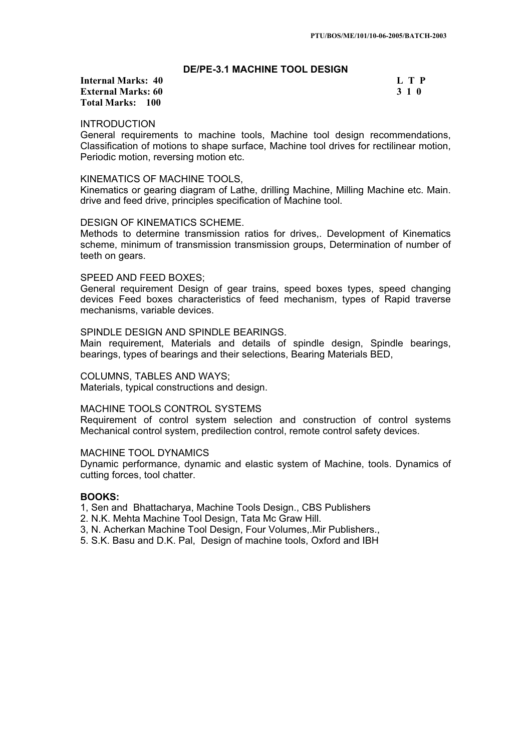## DE/PE-3.1 MACHINE TOOL DESIGN

**Internal Marks: 40**
**External Marks: 60**
**Total Marks: 100**

| L | T | P |
|---|---|---|
| 3 | 1 | 0 |

INTRODUCTION
General requirements to machine tools, Machine tool design recommendations, Classification of motions to shape surface, Machine tool drives for rectilinear motion, Periodic motion, reversing motion etc.

KINEMATICS OF MACHINE TOOLS,
Kinematics or gearing diagram of Lathe, drilling Machine, Milling Machine etc. Main. drive and feed drive, principles specification of Machine tool.

DESIGN OF KINEMATICS SCHEME.
Methods to determine transmission ratios for drives,. Development of Kinematics scheme, minimum of transmission transmission groups, Determination of number of teeth on gears.

SPEED AND FEED BOXES;
General requirement Design of gear trains, speed boxes types, speed changing devices Feed boxes characteristics of feed mechanism, types of Rapid traverse mechanisms, variable devices.

SPINDLE DESIGN AND SPINDLE BEARINGS.
Main requirement, Materials and details of spindle design, Spindle bearings, bearings, types of bearings and their selections, Bearing Materials BED,

COLUMNS, TABLES AND WAYS;
Materials, typical constructions and design.

MACHINE TOOLS CONTROL SYSTEMS
Requirement of control system selection and construction of control systems Mechanical control system, predilection control, remote control safety devices.

MACHINE TOOL DYNAMICS
Dynamic performance, dynamic and elastic system of Machine, tools. Dynamics of cutting forces, tool chatter.

**BOOKS:**

1, Sen and Bhattacharya, Machine Tools Design., CBS Publishers
2. N.K. Mehta Machine Tool Design, Tata Mc Graw Hill.
3, N. Acherkan Machine Tool Design, Four Volumes,.Mir Publishers.,
5. S.K. Basu and D.K. Pal, Design of machine tools, Oxford and IBH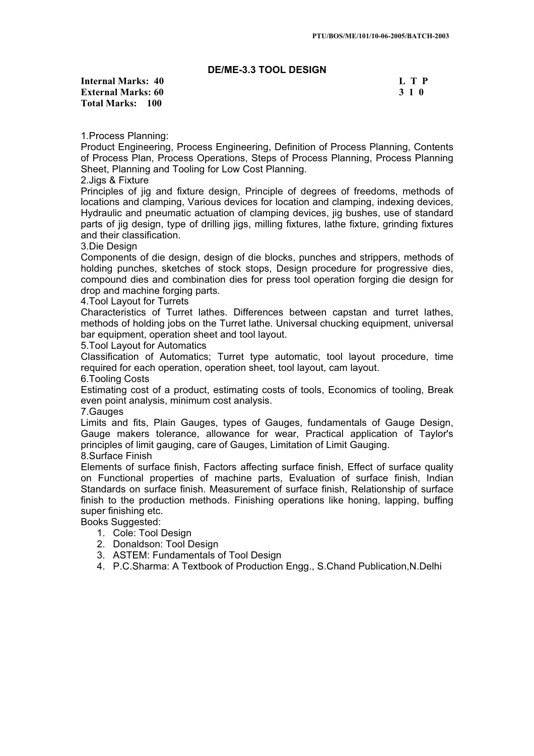## DE/ME-3.3 TOOL DESIGN

**Internal Marks: 40** | **L T P**
**External Marks: 60** | **3 1 0**
**Total Marks: 100**

1.Process Planning:
Product Engineering, Process Engineering, Definition of Process Planning, Contents of Process Plan, Process Operations, Steps of Process Planning, Process Planning Sheet, Planning and Tooling for Low Cost Planning.

2.Jigs & Fixture
Principles of jig and fixture design, Principle of degrees of freedoms, methods of locations and clamping, Various devices for location and clamping, indexing devices, Hydraulic and pneumatic actuation of clamping devices, jig bushes, use of standard parts of jig design, type of drilling jigs, milling fixtures, lathe fixture, grinding fixtures and their classification.

3.Die Design
Components of die design, design of die blocks, punches and strippers, methods of holding punches, sketches of stock stops, Design procedure for progressive dies, compound dies and combination dies for press tool operation forging die design for drop and machine forging parts.

4.Tool Layout for Turrets
Characteristics of Turret lathes. Differences between capstan and turret lathes, methods of holding jobs on the Turret lathe. Universal chucking equipment, universal bar equipment, operation sheet and tool layout.

5.Tool Layout for Automatics
Classification of Automatics; Turret type automatic, tool layout procedure, time required for each operation, operation sheet, tool layout, cam layout.

6.Tooling Costs
Estimating cost of a product, estimating costs of tools, Economics of tooling, Break even point analysis, minimum cost analysis.

7.Gauges
Limits and fits, Plain Gauges, types of Gauges, fundamentals of Gauge Design, Gauge makers tolerance, allowance for wear, Practical application of Taylor's principles of limit gauging, care of Gauges, Limitation of Limit Gauging.

8.Surface Finish
Elements of surface finish, Factors affecting surface finish, Effect of surface quality on Functional properties of machine parts, Evaluation of surface finish, Indian Standards on surface finish. Measurement of surface finish, Relationship of surface finish to the production methods. Finishing operations like honing, lapping, buffing super finishing etc.

Books Suggested:

1. Cole: Tool Design
2. Donaldson: Tool Design
3. ASTEM: Fundamentals of Tool Design
4. P.C.Sharma: A Textbook of Production Engg., S.Chand Publication,N.Delhi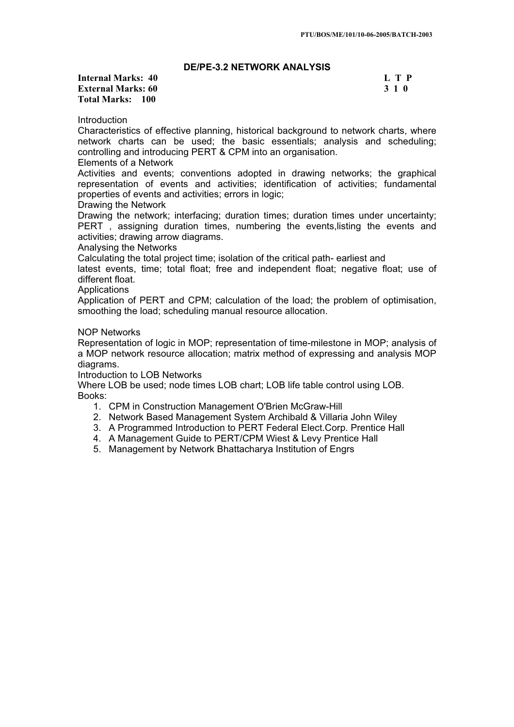## DE/PE-3.2 NETWORK ANALYSIS

**Internal Marks: 40**
**External Marks: 60**
**Total Marks: 100**

| L | T | P |
|---|---|---|
| 3 | 1 | 0 |

Introduction

Characteristics of effective planning, historical background to network charts, where network charts can be used; the basic essentials; analysis and scheduling; controlling and introducing PERT & CPM into an organisation.

Elements of a Network

Activities and events; conventions adopted in drawing networks; the graphical representation of events and activities; identification of activities; fundamental properties of events and activities; errors in logic;

Drawing the Network

Drawing the network; interfacing; duration times; duration times under uncertainty; PERT , assigning duration times, numbering the events,listing the events and activities; drawing arrow diagrams.

Analysing the Networks

Calculating the total project time; isolation of the critical path- earliest and latest events, time; total float; free and independent float; negative float; use of different float.

Applications

Application of PERT and CPM; calculation of the load; the problem of optimisation, smoothing the load; scheduling manual resource allocation.

NOP Networks

Representation of logic in MOP; representation of time-milestone in MOP; analysis of a MOP network resource allocation; matrix method of expressing and analysis MOP diagrams.

Introduction to LOB Networks

Where LOB be used; node times LOB chart; LOB life table control using LOB.

Books:

1. CPM in Construction Management O'Brien McGraw-Hill
2. Network Based Management System Archibald & Villaria John Wiley
3. A Programmed Introduction to PERT Federal Elect.Corp. Prentice Hall
4. A Management Guide to PERT/CPM Wiest & Levy Prentice Hall
5. Management by Network Bhattacharya Institution of Engrs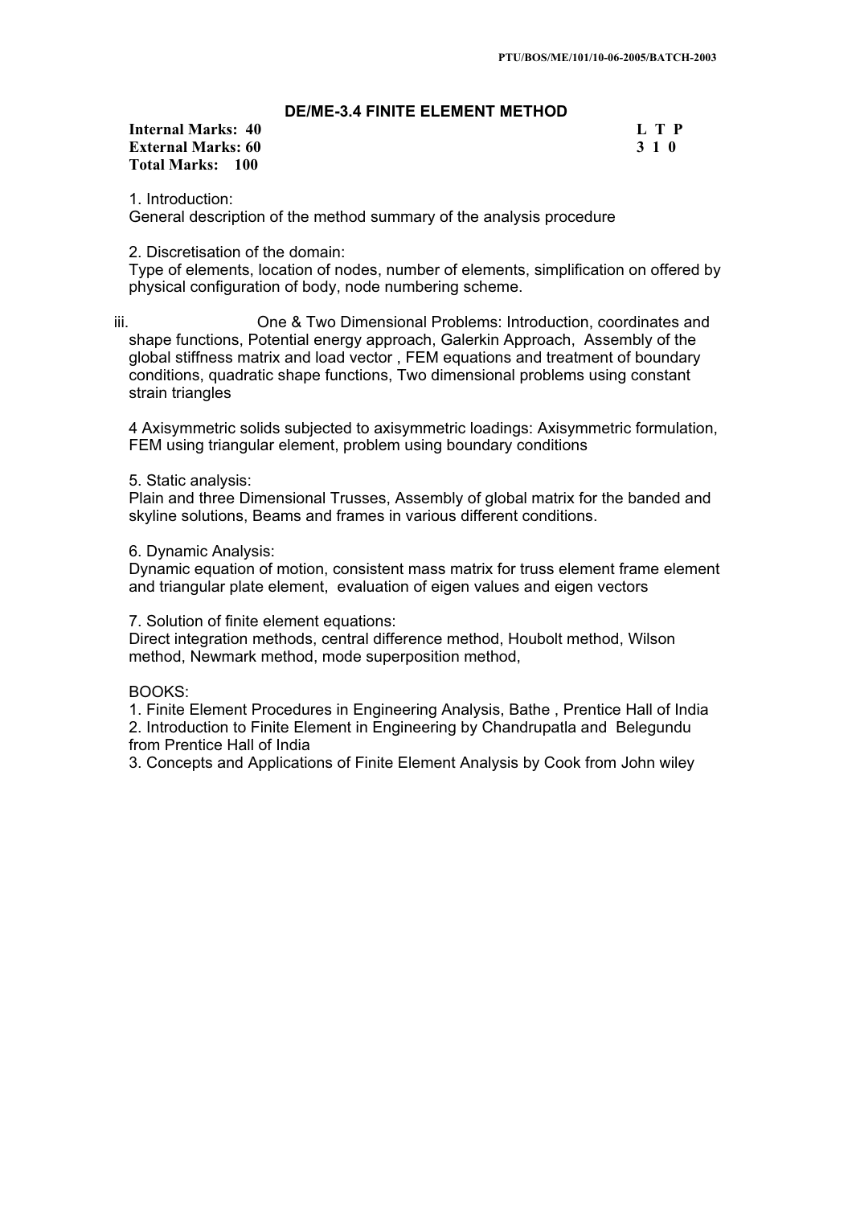## DE/ME-3.4 FINITE ELEMENT METHOD

**Internal Marks: 40** **L T P**
**External Marks: 60** **3 1 0**
**Total Marks: 100**

1. Introduction:
General description of the method summary of the analysis procedure

2. Discretisation of the domain:
Type of elements, location of nodes, number of elements, simplification on offered by physical configuration of body, node numbering scheme.

iii. One & Two Dimensional Problems: Introduction, coordinates and shape functions, Potential energy approach, Galerkin Approach, Assembly of the global stiffness matrix and load vector , FEM equations and treatment of boundary conditions, quadratic shape functions, Two dimensional problems using constant strain triangles

4 Axisymmetric solids subjected to axisymmetric loadings: Axisymmetric formulation, FEM using triangular element, problem using boundary conditions

5. Static analysis:
Plain and three Dimensional Trusses, Assembly of global matrix for the banded and skyline solutions, Beams and frames in various different conditions.

6. Dynamic Analysis:
Dynamic equation of motion, consistent mass matrix for truss element frame element and triangular plate element, evaluation of eigen values and eigen vectors

7. Solution of finite element equations:
Direct integration methods, central difference method, Houbolt method, Wilson method, Newmark method, mode superposition method,

BOOKS:
1. Finite Element Procedures in Engineering Analysis, Bathe , Prentice Hall of India
2. Introduction to Finite Element in Engineering by Chandrupatla and Belegundu from Prentice Hall of India
3. Concepts and Applications of Finite Element Analysis by Cook from John wiley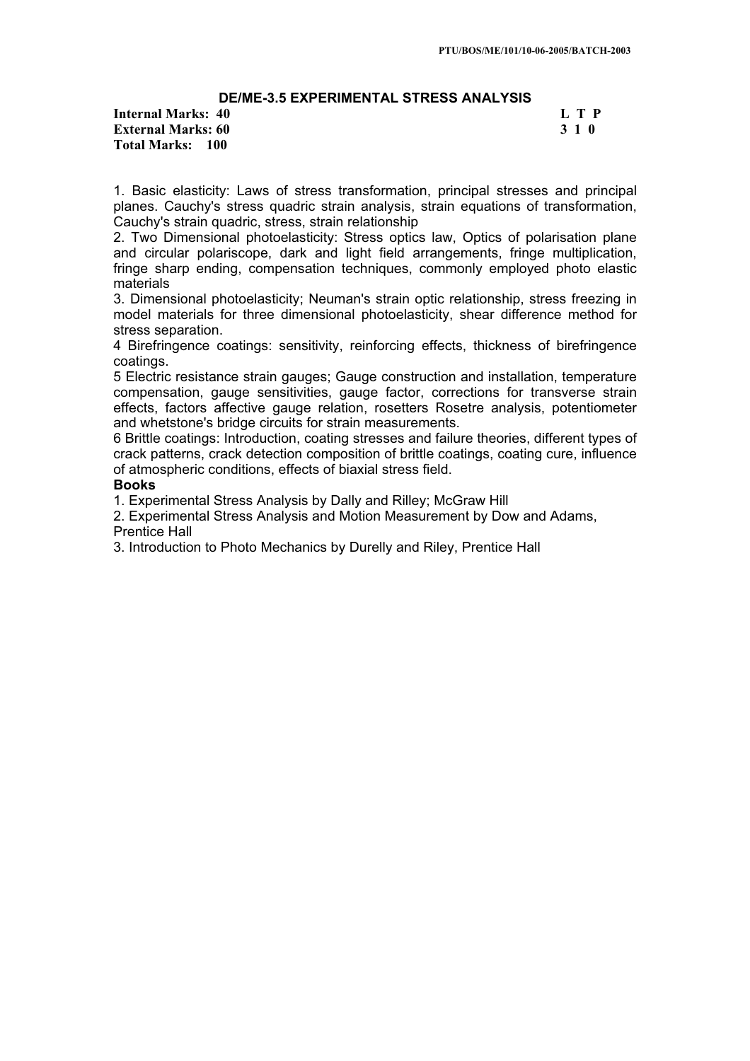## DE/ME-3.5 EXPERIMENTAL STRESS ANALYSIS

**Internal Marks: 40** **L T P**
**External Marks: 60** **3 1 0**
**Total Marks: 100**

1. Basic elasticity: Laws of stress transformation, principal stresses and principal planes. Cauchy's stress quadric strain analysis, strain equations of transformation, Cauchy's strain quadric, stress, strain relationship
2. Two Dimensional photoelasticity: Stress optics law, Optics of polarisation plane and circular polariscope, dark and light field arrangements, fringe multiplication, fringe sharp ending, compensation techniques, commonly employed photo elastic materials
3. Dimensional photoelasticity; Neuman's strain optic relationship, stress freezing in model materials for three dimensional photoelasticity, shear difference method for stress separation.
4 Birefringence coatings: sensitivity, reinforcing effects, thickness of birefringence coatings.
5 Electric resistance strain gauges; Gauge construction and installation, temperature compensation, gauge sensitivities, gauge factor, corrections for transverse strain effects, factors affective gauge relation, rosetters Rosetre analysis, potentiometer and whetstone's bridge circuits for strain measurements.
6 Brittle coatings: Introduction, coating stresses and failure theories, different types of crack patterns, crack detection composition of brittle coatings, coating cure, influence of atmospheric conditions, effects of biaxial stress field.

**Books**

1. Experimental Stress Analysis by Dally and Rilley; McGraw Hill
2. Experimental Stress Analysis and Motion Measurement by Dow and Adams, Prentice Hall
3. Introduction to Photo Mechanics by Durelly and Riley, Prentice Hall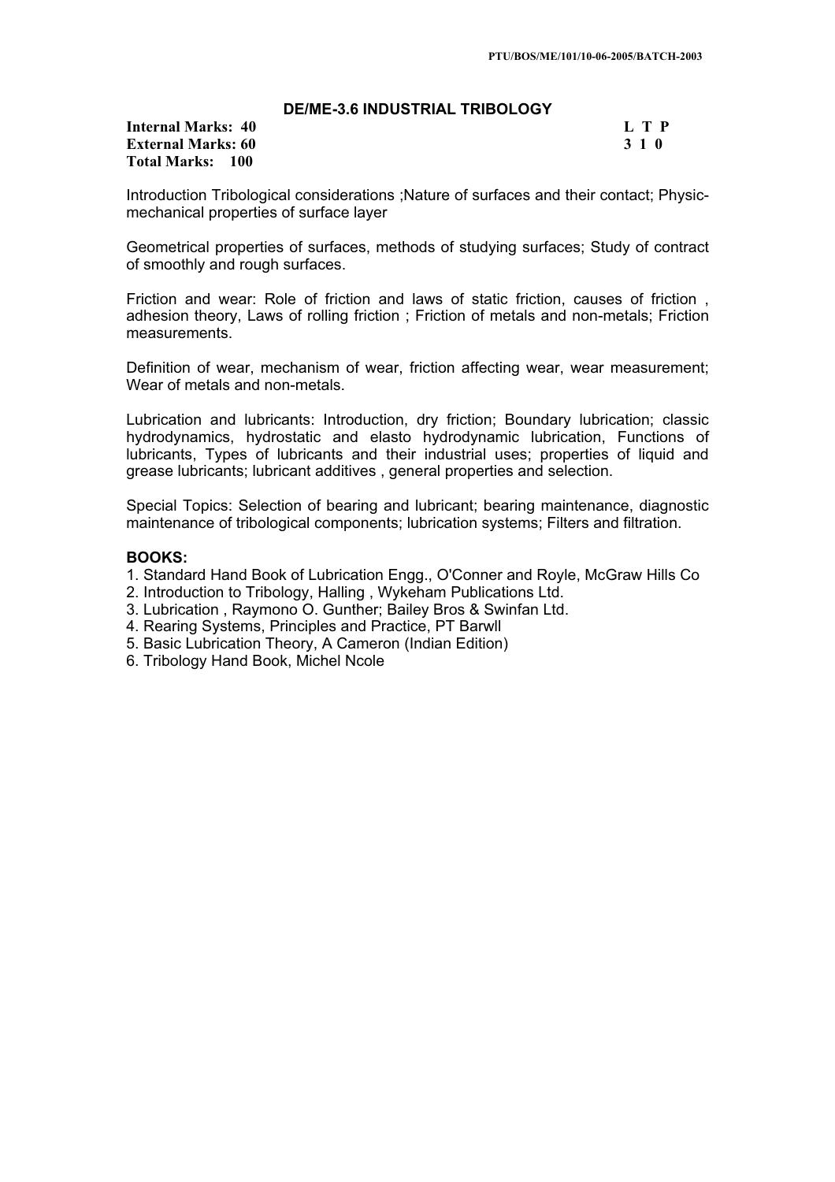## DE/ME-3.6 INDUSTRIAL TRIBOLOGY

**Internal Marks: 40** **L T P**
**External Marks: 60** **3 1 0**
**Total Marks: 100**

Introduction Tribological considerations ;Nature of surfaces and their contact; Physic-mechanical properties of surface layer

Geometrical properties of surfaces, methods of studying surfaces; Study of contract of smoothly and rough surfaces.

Friction and wear: Role of friction and laws of static friction, causes of friction , adhesion theory, Laws of rolling friction ; Friction of metals and non-metals; Friction measurements.

Definition of wear, mechanism of wear, friction affecting wear, wear measurement; Wear of metals and non-metals.

Lubrication and lubricants: Introduction, dry friction; Boundary lubrication; classic hydrodynamics, hydrostatic and elasto hydrodynamic lubrication, Functions of lubricants, Types of lubricants and their industrial uses; properties of liquid and grease lubricants; lubricant additives , general properties and selection.

Special Topics: Selection of bearing and lubricant; bearing maintenance, diagnostic maintenance of tribological components; lubrication systems; Filters and filtration.

**BOOKS:**

1. Standard Hand Book of Lubrication Engg., O'Conner and Royle, McGraw Hills Co
2. Introduction to Tribology, Halling , Wykeham Publications Ltd.
3. Lubrication , Raymono O. Gunther; Bailey Bros & Swinfan Ltd.
4. Rearing Systems, Principles and Practice, PT Barwll
5. Basic Lubrication Theory, A Cameron (Indian Edition)
6. Tribology Hand Book, Michel Ncole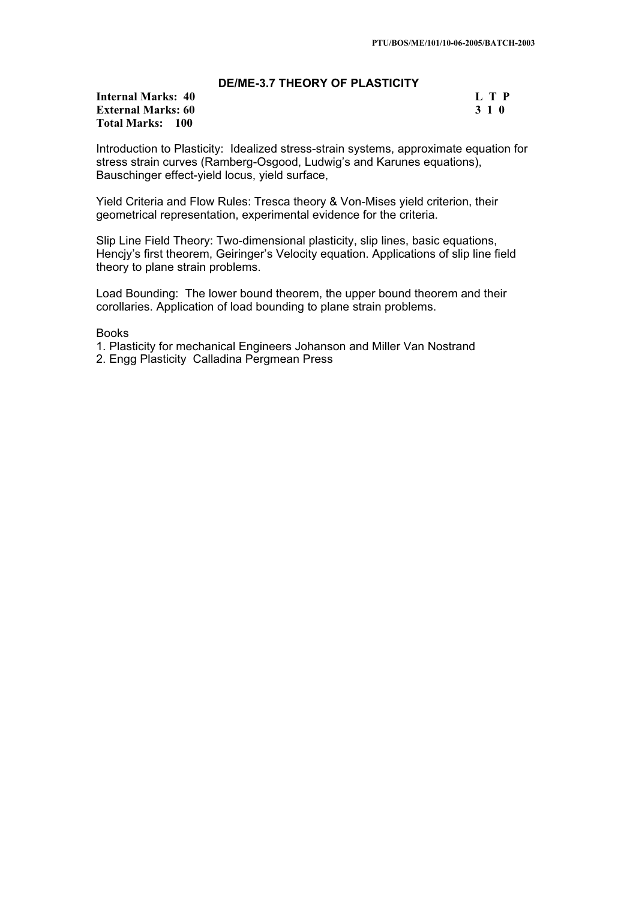## DE/ME-3.7 THEORY OF PLASTICITY

| | |
|---|---|
| **Internal Marks: 40** | **L T P** |
| **External Marks: 60** | **3 1 0** |
| **Total Marks: 100** | |

Introduction to Plasticity: Idealized stress-strain systems, approximate equation for stress strain curves (Ramberg-Osgood, Ludwig's and Karunes equations), Bauschinger effect-yield locus, yield surface,

Yield Criteria and Flow Rules: Tresca theory & Von-Mises yield criterion, their geometrical representation, experimental evidence for the criteria.

Slip Line Field Theory: Two-dimensional plasticity, slip lines, basic equations, Hencjy's first theorem, Geiringer's Velocity equation. Applications of slip line field theory to plane strain problems.

Load Bounding: The lower bound theorem, the upper bound theorem and their corollaries. Application of load bounding to plane strain problems.

Books

1. Plasticity for mechanical Engineers Johanson and Miller Van Nostrand
2. Engg Plasticity Calladina Pergmean Press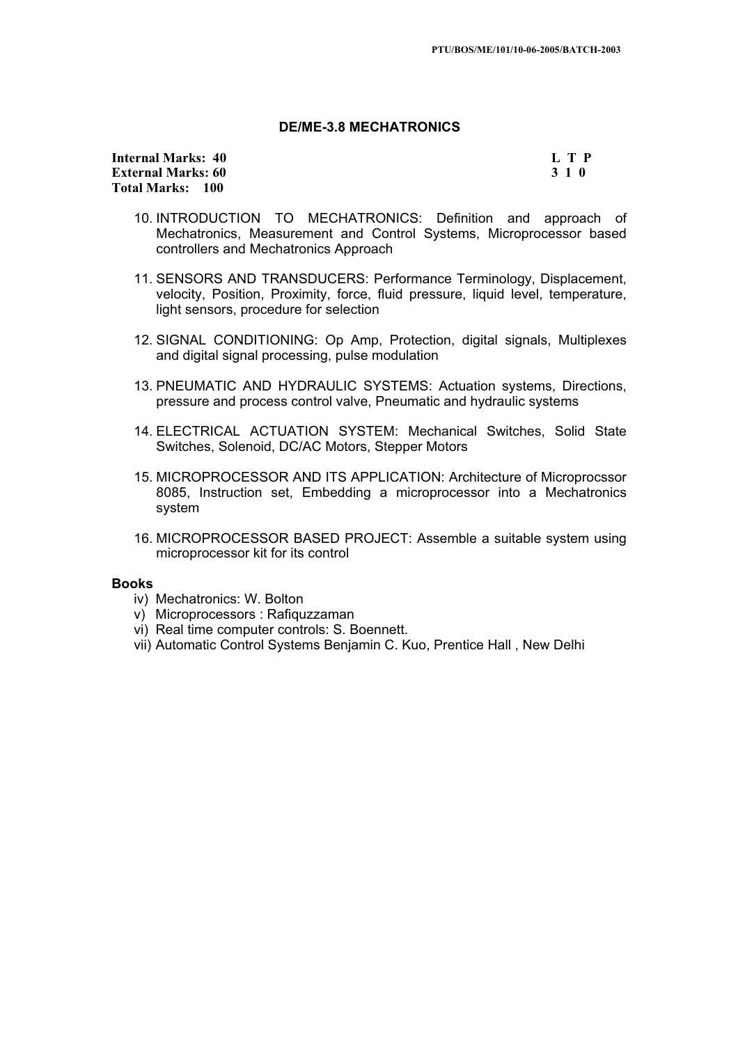## DE/ME-3.8 MECHATRONICS

**Internal Marks: 40**
**External Marks: 60**
**Total Marks: 100**

| L | T | P |
|---|---|---|
| 3 | 1 | 0 |

10. INTRODUCTION TO MECHATRONICS: Definition and approach of Mechatronics, Measurement and Control Systems, Microprocessor based controllers and Mechatronics Approach

11. SENSORS AND TRANSDUCERS: Performance Terminology, Displacement, velocity, Position, Proximity, force, fluid pressure, liquid level, temperature, light sensors, procedure for selection

12. SIGNAL CONDITIONING: Op Amp, Protection, digital signals, Multiplexes and digital signal processing, pulse modulation

13. PNEUMATIC AND HYDRAULIC SYSTEMS: Actuation systems, Directions, pressure and process control valve, Pneumatic and hydraulic systems

14. ELECTRICAL ACTUATION SYSTEM: Mechanical Switches, Solid State Switches, Solenoid, DC/AC Motors, Stepper Motors

15. MICROPROCESSOR AND ITS APPLICATION: Architecture of Microprocssor 8085, Instruction set, Embedding a microprocessor into a Mechatronics system

16. MICROPROCESSOR BASED PROJECT: Assemble a suitable system using microprocessor kit for its control

**Books**

iv) Mechatronics: W. Bolton
v) Microprocessors : Rafiquzzaman
vi) Real time computer controls: S. Boennett.
vii) Automatic Control Systems Benjamin C. Kuo, Prentice Hall , New Delhi